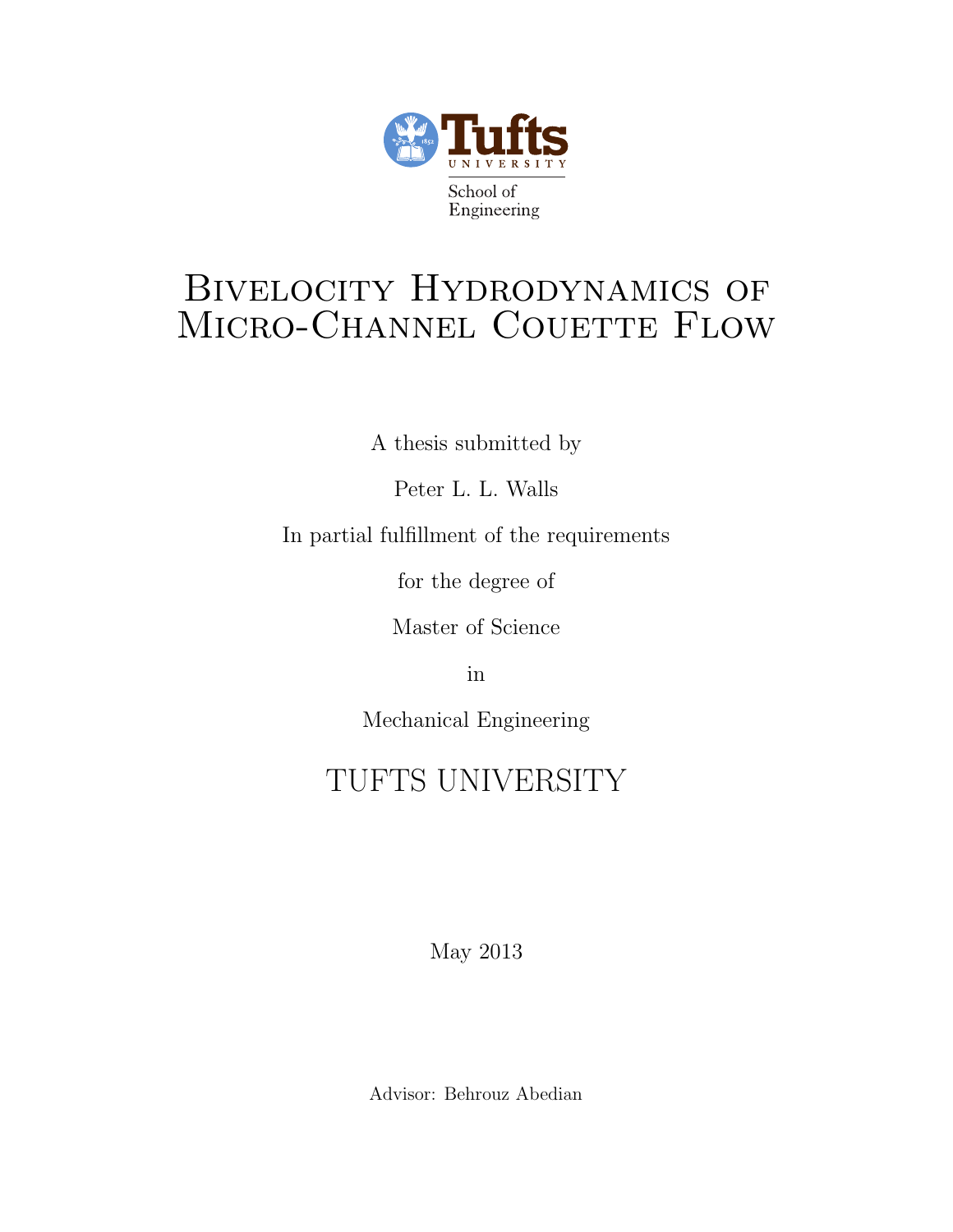Tufts UNIVERSITY

School of Engineering

# Bivelocity Hydrodynamics of Micro-Channel Couette Flow

A thesis submitted by

Peter L. L. Walls

In partial fulfillment of the requirements

for the degree of

Master of Science

in

Mechanical Engineering

TUFTS UNIVERSITY

May 2013

Advisor: Behrouz Abedian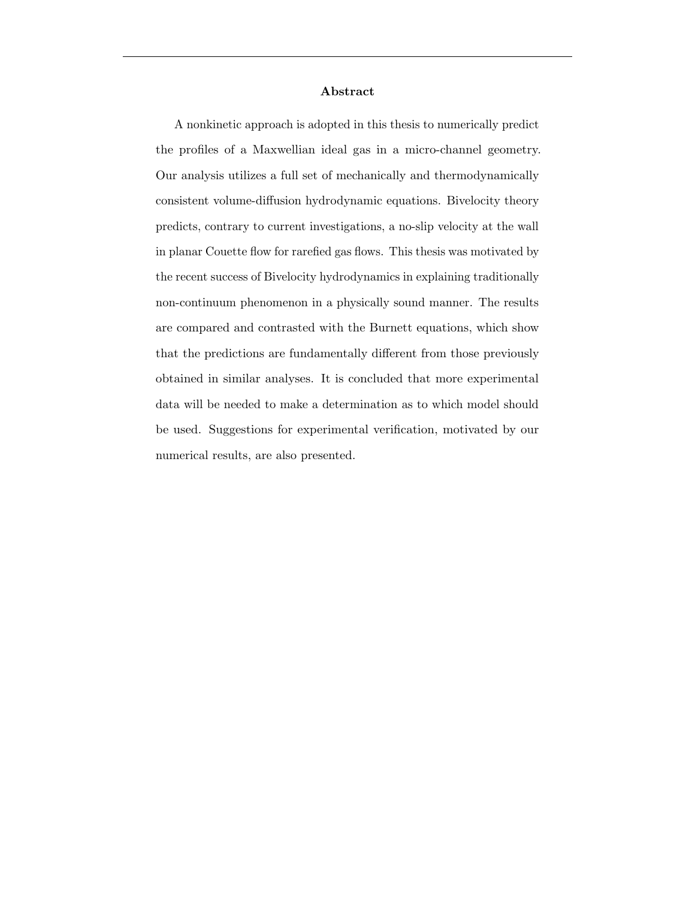## Abstract

A nonkinetic approach is adopted in this thesis to numerically predict the profiles of a Maxwellian ideal gas in a micro-channel geometry. Our analysis utilizes a full set of mechanically and thermodynamically consistent volume-diffusion hydrodynamic equations. Bivelocity theory predicts, contrary to current investigations, a no-slip velocity at the wall in planar Couette flow for rarefied gas flows. This thesis was motivated by the recent success of Bivelocity hydrodynamics in explaining traditionally non-continuum phenomenon in a physically sound manner. The results are compared and contrasted with the Burnett equations, which show that the predictions are fundamentally different from those previously obtained in similar analyses. It is concluded that more experimental data will be needed to make a determination as to which model should be used. Suggestions for experimental verification, motivated by our numerical results, are also presented.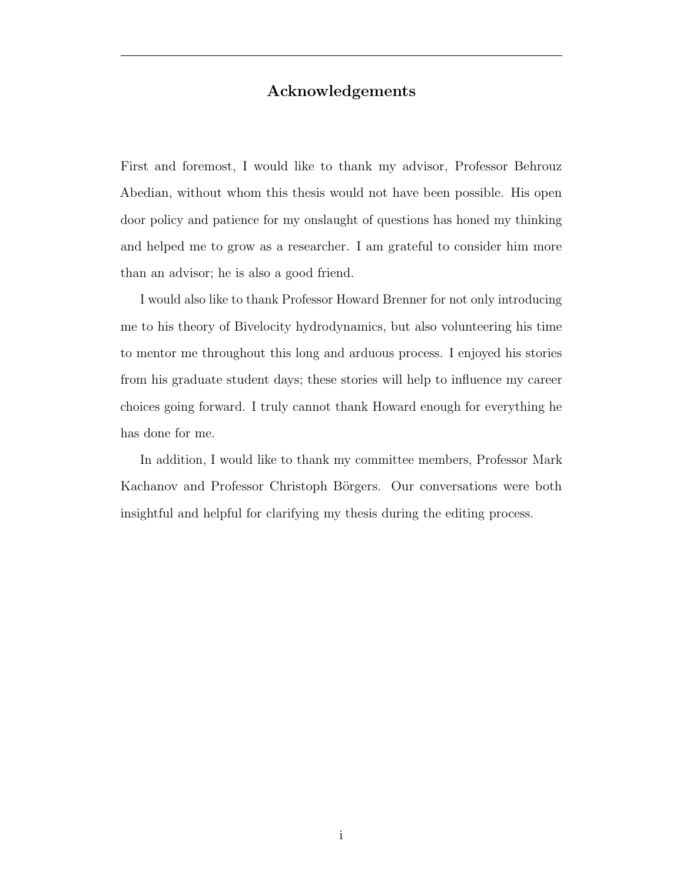## Acknowledgements

First and foremost, I would like to thank my advisor, Professor Behrouz Abedian, without whom this thesis would not have been possible. His open door policy and patience for my onslaught of questions has honed my thinking and helped me to grow as a researcher. I am grateful to consider him more than an advisor; he is also a good friend.

I would also like to thank Professor Howard Brenner for not only introducing me to his theory of Bivelocity hydrodynamics, but also volunteering his time to mentor me throughout this long and arduous process. I enjoyed his stories from his graduate student days; these stories will help to influence my career choices going forward. I truly cannot thank Howard enough for everything he has done for me.

In addition, I would like to thank my committee members, Professor Mark Kachanov and Professor Christoph Börgers. Our conversations were both insightful and helpful for clarifying my thesis during the editing process.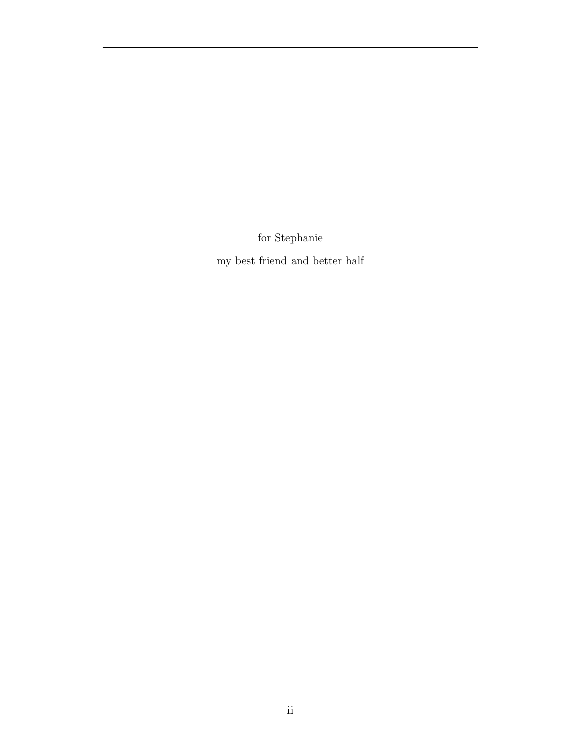for Stephanie

my best friend and better half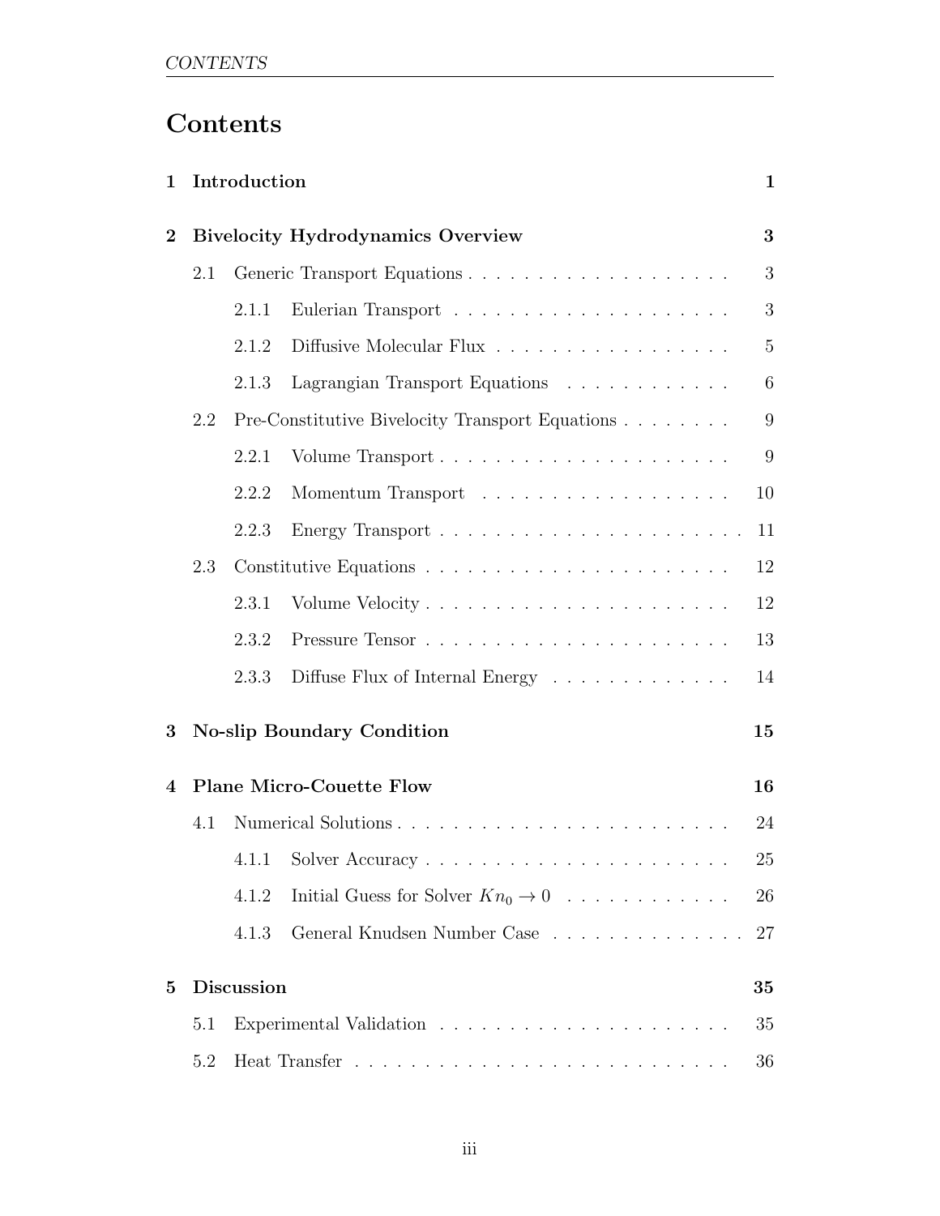# Contents

1 Introduction 1

2 Bivelocity Hydrodynamics Overview 3

- 2.1 Generic Transport Equations . . . . . . . . . . . . . . . . . . . 3
  - 2.1.1 Eulerian Transport . . . . . . . . . . . . . . . . . . . . 3
  - 2.1.2 Diffusive Molecular Flux . . . . . . . . . . . . . . . . . 5
  - 2.1.3 Lagrangian Transport Equations . . . . . . . . . . . . 6
- 2.2 Pre-Constitutive Bivelocity Transport Equations . . . . . . . . 9
  - 2.2.1 Volume Transport . . . . . . . . . . . . . . . . . . . . . 9
  - 2.2.2 Momentum Transport . . . . . . . . . . . . . . . . . . 10
  - 2.2.3 Energy Transport . . . . . . . . . . . . . . . . . . . . . 11
- 2.3 Constitutive Equations . . . . . . . . . . . . . . . . . . . . . . 12
  - 2.3.1 Volume Velocity . . . . . . . . . . . . . . . . . . . . . . 12
  - 2.3.2 Pressure Tensor . . . . . . . . . . . . . . . . . . . . . . 13
  - 2.3.3 Diffuse Flux of Internal Energy . . . . . . . . . . . . . 14

3 No-slip Boundary Condition 15

4 Plane Micro-Couette Flow 16

- 4.1 Numerical Solutions . . . . . . . . . . . . . . . . . . . . . . . . 24
  - 4.1.1 Solver Accuracy . . . . . . . . . . . . . . . . . . . . . . 25
  - 4.1.2 Initial Guess for Solver $Kn_0 \to 0$ . . . . . . . . . . . . 26
  - 4.1.3 General Knudsen Number Case . . . . . . . . . . . . . 27

5 Discussion 35

- 5.1 Experimental Validation . . . . . . . . . . . . . . . . . . . . . 35
- 5.2 Heat Transfer . . . . . . . . . . . . . . . . . . . . . . . . . . . 36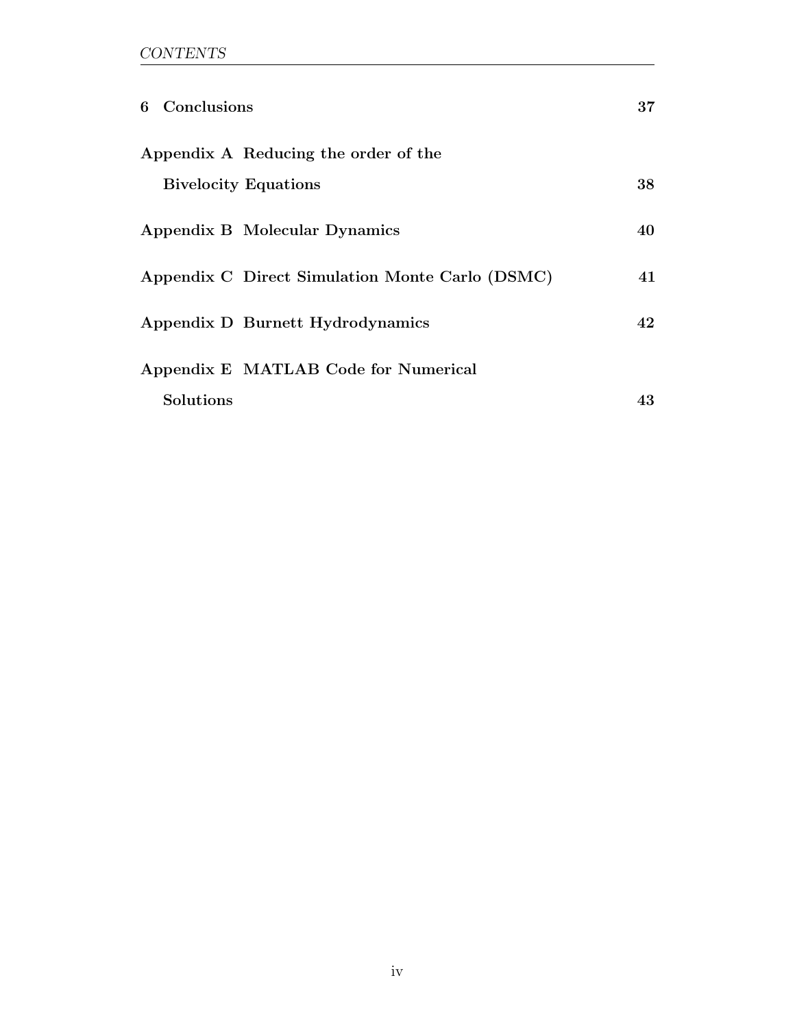**6 Conclusions** **37**

**Appendix A Reducing the order of the Bivelocity Equations** **38**

**Appendix B Molecular Dynamics** **40**

**Appendix C Direct Simulation Monte Carlo (DSMC)** **41**

**Appendix D Burnett Hydrodynamics** **42**

**Appendix E MATLAB Code for Numerical Solutions** **43**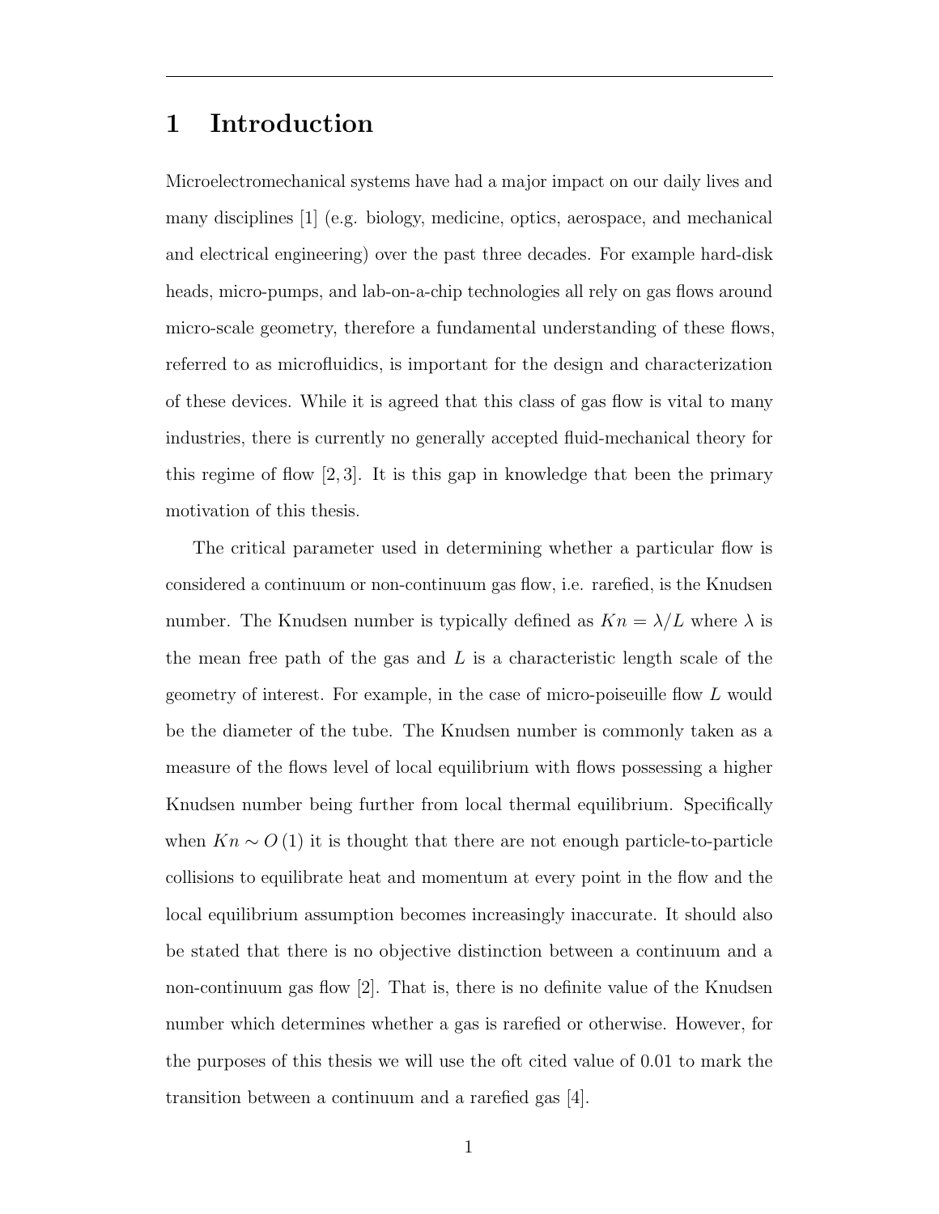# 1 Introduction

Microelectromechanical systems have had a major impact on our daily lives and many disciplines [1] (e.g. biology, medicine, optics, aerospace, and mechanical and electrical engineering) over the past three decades. For example hard-disk heads, micro-pumps, and lab-on-a-chip technologies all rely on gas flows around micro-scale geometry, therefore a fundamental understanding of these flows, referred to as microfluidics, is important for the design and characterization of these devices. While it is agreed that this class of gas flow is vital to many industries, there is currently no generally accepted fluid-mechanical theory for this regime of flow [2, 3]. It is this gap in knowledge that been the primary motivation of this thesis.

The critical parameter used in determining whether a particular flow is considered a continuum or non-continuum gas flow, i.e. rarefied, is the Knudsen number. The Knudsen number is typically defined as $Kn = \lambda/L$ where $\lambda$ is the mean free path of the gas and $L$ is a characteristic length scale of the geometry of interest. For example, in the case of micro-poiseuille flow $L$ would be the diameter of the tube. The Knudsen number is commonly taken as a measure of the flows level of local equilibrium with flows possessing a higher Knudsen number being further from local thermal equilibrium. Specifically when $Kn \sim O(1)$ it is thought that there are not enough particle-to-particle collisions to equilibrate heat and momentum at every point in the flow and the local equilibrium assumption becomes increasingly inaccurate. It should also be stated that there is no objective distinction between a continuum and a non-continuum gas flow [2]. That is, there is no definite value of the Knudsen number which determines whether a gas is rarefied or otherwise. However, for the purposes of this thesis we will use the oft cited value of 0.01 to mark the transition between a continuum and a rarefied gas [4].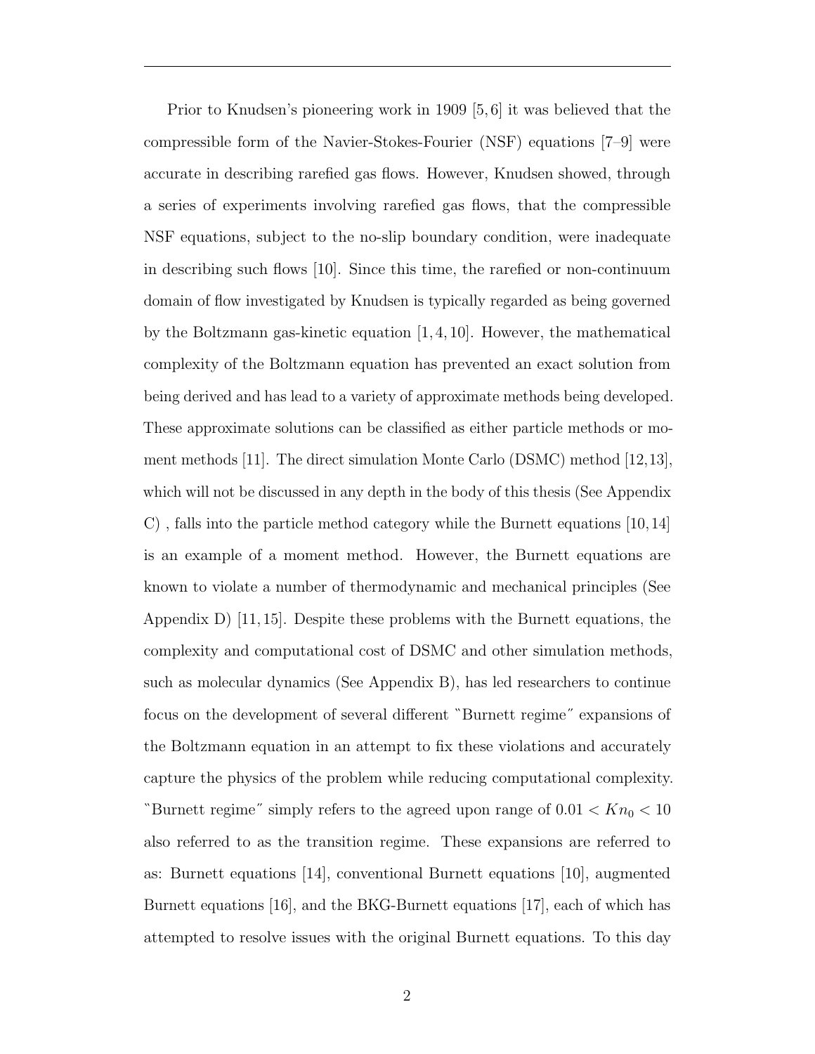Prior to Knudsen's pioneering work in 1909 [5,6] it was believed that the compressible form of the Navier-Stokes-Fourier (NSF) equations [7–9] were accurate in describing rarefied gas flows. However, Knudsen showed, through a series of experiments involving rarefied gas flows, that the compressible NSF equations, subject to the no-slip boundary condition, were inadequate in describing such flows [10]. Since this time, the rarefied or non-continuum domain of flow investigated by Knudsen is typically regarded as being governed by the Boltzmann gas-kinetic equation [1,4,10]. However, the mathematical complexity of the Boltzmann equation has prevented an exact solution from being derived and has lead to a variety of approximate methods being developed. These approximate solutions can be classified as either particle methods or moment methods [11]. The direct simulation Monte Carlo (DSMC) method [12,13], which will not be discussed in any depth in the body of this thesis (See Appendix C) , falls into the particle method category while the Burnett equations [10,14] is an example of a moment method. However, the Burnett equations are known to violate a number of thermodynamic and mechanical principles (See Appendix D) [11,15]. Despite these problems with the Burnett equations, the complexity and computational cost of DSMC and other simulation methods, such as molecular dynamics (See Appendix B), has led researchers to continue focus on the development of several different "Burnett regime" expansions of the Boltzmann equation in an attempt to fix these violations and accurately capture the physics of the problem while reducing computational complexity. "Burnett regime" simply refers to the agreed upon range of $0.01 < Kn_0 < 10$ also referred to as the transition regime. These expansions are referred to as: Burnett equations [14], conventional Burnett equations [10], augmented Burnett equations [16], and the BKG-Burnett equations [17], each of which has attempted to resolve issues with the original Burnett equations. To this day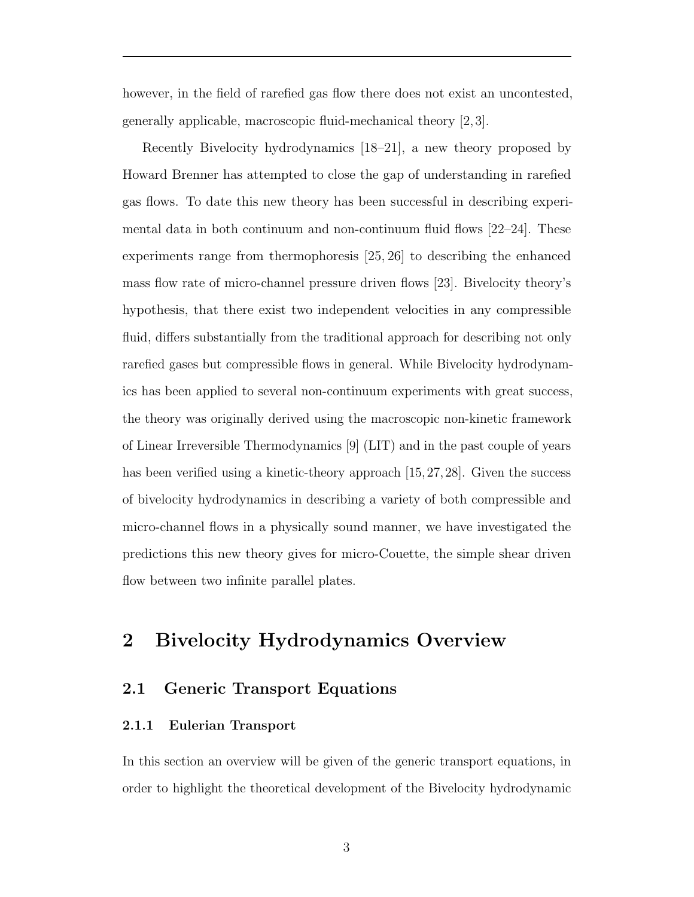however, in the field of rarefied gas flow there does not exist an uncontested, generally applicable, macroscopic fluid-mechanical theory [2, 3].

Recently Bivelocity hydrodynamics [18–21], a new theory proposed by Howard Brenner has attempted to close the gap of understanding in rarefied gas flows. To date this new theory has been successful in describing experimental data in both continuum and non-continuum fluid flows [22–24]. These experiments range from thermophoresis [25, 26] to describing the enhanced mass flow rate of micro-channel pressure driven flows [23]. Bivelocity theory's hypothesis, that there exist two independent velocities in any compressible fluid, differs substantially from the traditional approach for describing not only rarefied gases but compressible flows in general. While Bivelocity hydrodynamics has been applied to several non-continuum experiments with great success, the theory was originally derived using the macroscopic non-kinetic framework of Linear Irreversible Thermodynamics [9] (LIT) and in the past couple of years has been verified using a kinetic-theory approach [15, 27, 28]. Given the success of bivelocity hydrodynamics in describing a variety of both compressible and micro-channel flows in a physically sound manner, we have investigated the predictions this new theory gives for micro-Couette, the simple shear driven flow between two infinite parallel plates.

## 2 Bivelocity Hydrodynamics Overview

### 2.1 Generic Transport Equations

#### 2.1.1 Eulerian Transport

In this section an overview will be given of the generic transport equations, in order to highlight the theoretical development of the Bivelocity hydrodynamic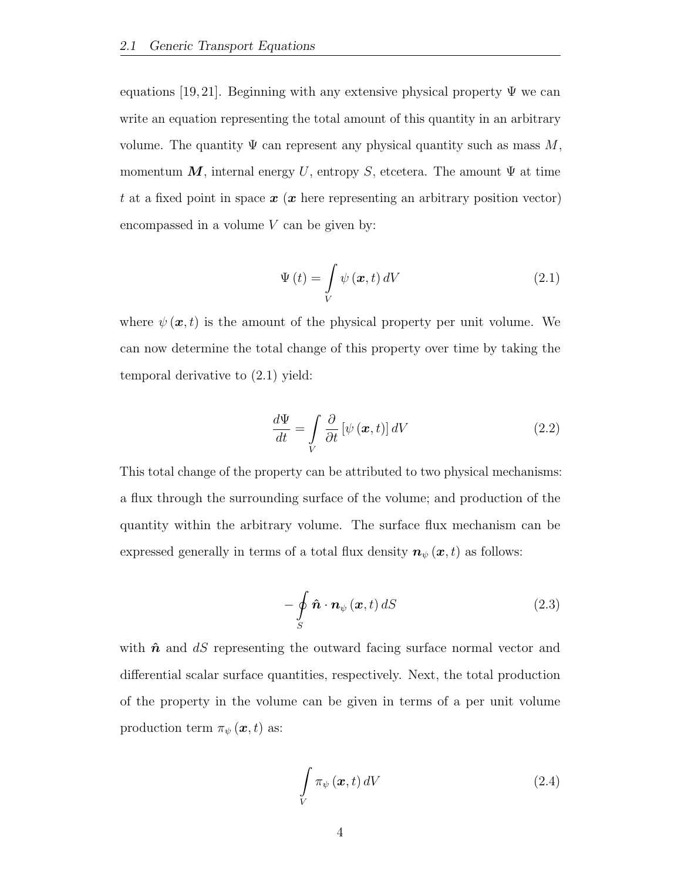equations [19, 21]. Beginning with any extensive physical property $\Psi$ we can write an equation representing the total amount of this quantity in an arbitrary volume. The quantity $\Psi$ can represent any physical quantity such as mass $M$, momentum $\boldsymbol{M}$, internal energy $U$, entropy $S$, etcetera. The amount $\Psi$ at time $t$ at a fixed point in space $\boldsymbol{x}$ ($\boldsymbol{x}$ here representing an arbitrary position vector) encompassed in a volume $V$ can be given by:

$$\Psi(t) = \int\limits_V \psi(\boldsymbol{x}, t)\, dV \tag{2.1}$$

where $\psi(\boldsymbol{x}, t)$ is the amount of the physical property per unit volume. We can now determine the total change of this property over time by taking the temporal derivative to (2.1) yield:

$$\frac{d\Psi}{dt} = \int\limits_V \frac{\partial}{\partial t}\left[\psi(\boldsymbol{x}, t)\right] dV \tag{2.2}$$

This total change of the property can be attributed to two physical mechanisms: a flux through the surrounding surface of the volume; and production of the quantity within the arbitrary volume. The surface flux mechanism can be expressed generally in terms of a total flux density $\boldsymbol{n}_\psi(\boldsymbol{x}, t)$ as follows:

$$-\oint\limits_S \hat{\boldsymbol{n}} \cdot \boldsymbol{n}_\psi(\boldsymbol{x}, t)\, dS \tag{2.3}$$

with $\hat{\boldsymbol{n}}$ and $dS$ representing the outward facing surface normal vector and differential scalar surface quantities, respectively. Next, the total production of the property in the volume can be given in terms of a per unit volume production term $\pi_\psi(\boldsymbol{x}, t)$ as:

$$\int\limits_V \pi_\psi(\boldsymbol{x}, t)\, dV \tag{2.4}$$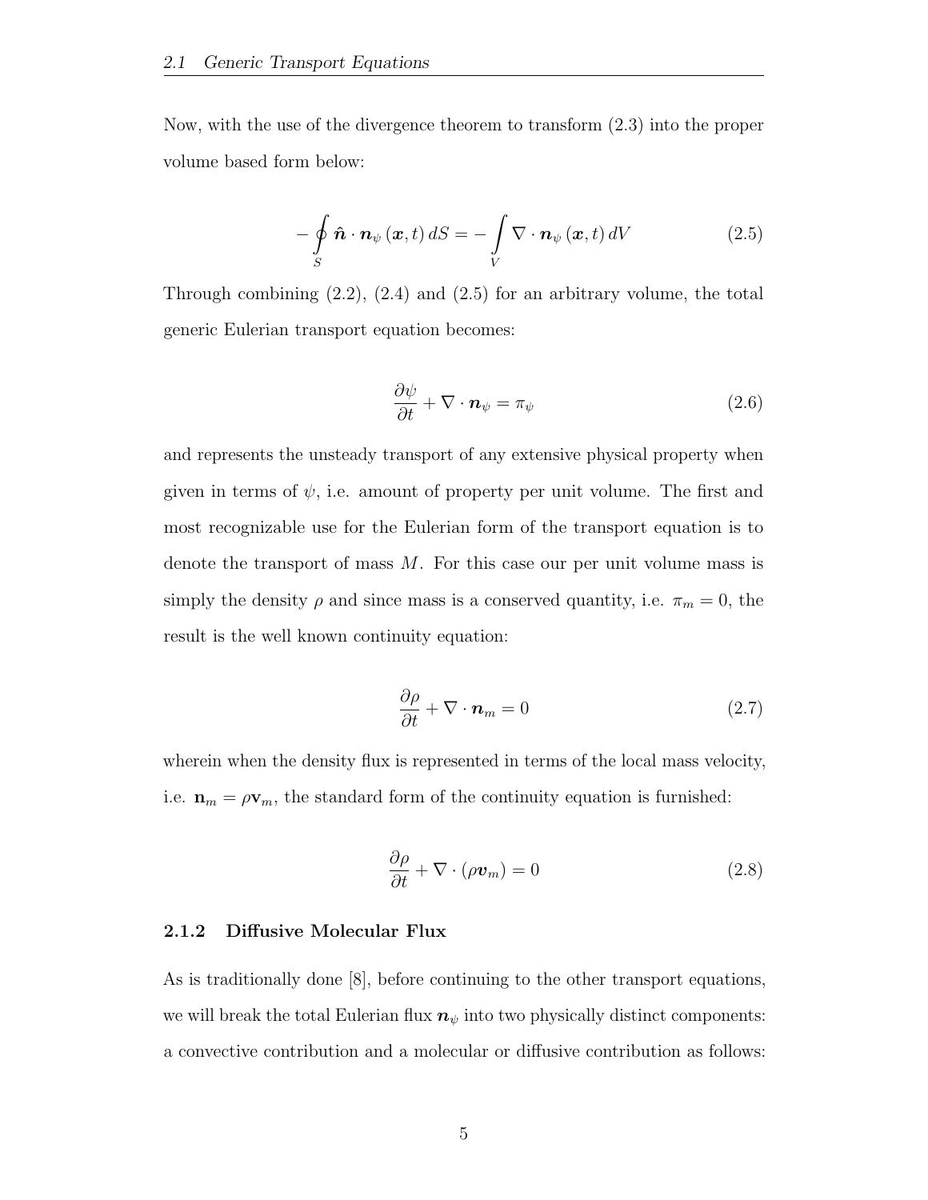Now, with the use of the divergence theorem to transform (2.3) into the proper volume based form below:

$$-\oint_{S} \hat{\boldsymbol{n}} \cdot \boldsymbol{n}_{\psi}(\boldsymbol{x}, t)\, dS = -\int_{V} \nabla \cdot \boldsymbol{n}_{\psi}(\boldsymbol{x}, t)\, dV \tag{2.5}$$

Through combining (2.2), (2.4) and (2.5) for an arbitrary volume, the total generic Eulerian transport equation becomes:

$$\frac{\partial \psi}{\partial t} + \nabla \cdot \boldsymbol{n}_{\psi} = \pi_{\psi} \tag{2.6}$$

and represents the unsteady transport of any extensive physical property when given in terms of $\psi$, i.e. amount of property per unit volume. The first and most recognizable use for the Eulerian form of the transport equation is to denote the transport of mass $M$. For this case our per unit volume mass is simply the density $\rho$ and since mass is a conserved quantity, i.e. $\pi_m = 0$, the result is the well known continuity equation:

$$\frac{\partial \rho}{\partial t} + \nabla \cdot \boldsymbol{n}_{m} = 0 \tag{2.7}$$

wherein when the density flux is represented in terms of the local mass velocity, i.e. $\mathbf{n}_m = \rho \mathbf{v}_m$, the standard form of the continuity equation is furnished:

$$\frac{\partial \rho}{\partial t} + \nabla \cdot (\rho \boldsymbol{v}_m) = 0 \tag{2.8}$$

### 2.1.2 Diffusive Molecular Flux

As is traditionally done [8], before continuing to the other transport equations, we will break the total Eulerian flux $\boldsymbol{n}_{\psi}$ into two physically distinct components: a convective contribution and a molecular or diffusive contribution as follows: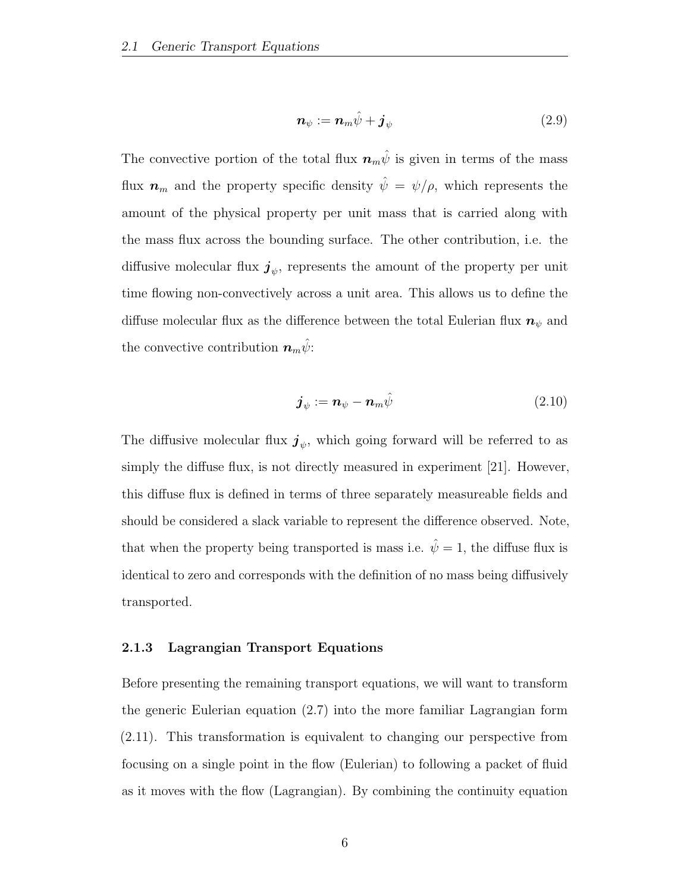$$
\boldsymbol{n}_\psi := \boldsymbol{n}_m \hat{\psi} + \boldsymbol{j}_\psi \tag{2.9}
$$

The convective portion of the total flux $\boldsymbol{n}_m \hat{\psi}$ is given in terms of the mass flux $\boldsymbol{n}_m$ and the property specific density $\hat{\psi} = \psi/\rho$, which represents the amount of the physical property per unit mass that is carried along with the mass flux across the bounding surface. The other contribution, i.e. the diffusive molecular flux $\boldsymbol{j}_\psi$, represents the amount of the property per unit time flowing non-convectively across a unit area. This allows us to define the diffuse molecular flux as the difference between the total Eulerian flux $\boldsymbol{n}_\psi$ and the convective contribution $\boldsymbol{n}_m \hat{\psi}$:

$$
\boldsymbol{j}_\psi := \boldsymbol{n}_\psi - \boldsymbol{n}_m \hat{\psi} \tag{2.10}
$$

The diffusive molecular flux $\boldsymbol{j}_\psi$, which going forward will be referred to as simply the diffuse flux, is not directly measured in experiment [21]. However, this diffuse flux is defined in terms of three separately measureable fields and should be considered a slack variable to represent the difference observed. Note, that when the property being transported is mass i.e. $\hat{\psi} = 1$, the diffuse flux is identical to zero and corresponds with the definition of no mass being diffusively transported.

### 2.1.3 Lagrangian Transport Equations

Before presenting the remaining transport equations, we will want to transform the generic Eulerian equation (2.7) into the more familiar Lagrangian form (2.11). This transformation is equivalent to changing our perspective from focusing on a single point in the flow (Eulerian) to following a packet of fluid as it moves with the flow (Lagrangian). By combining the continuity equation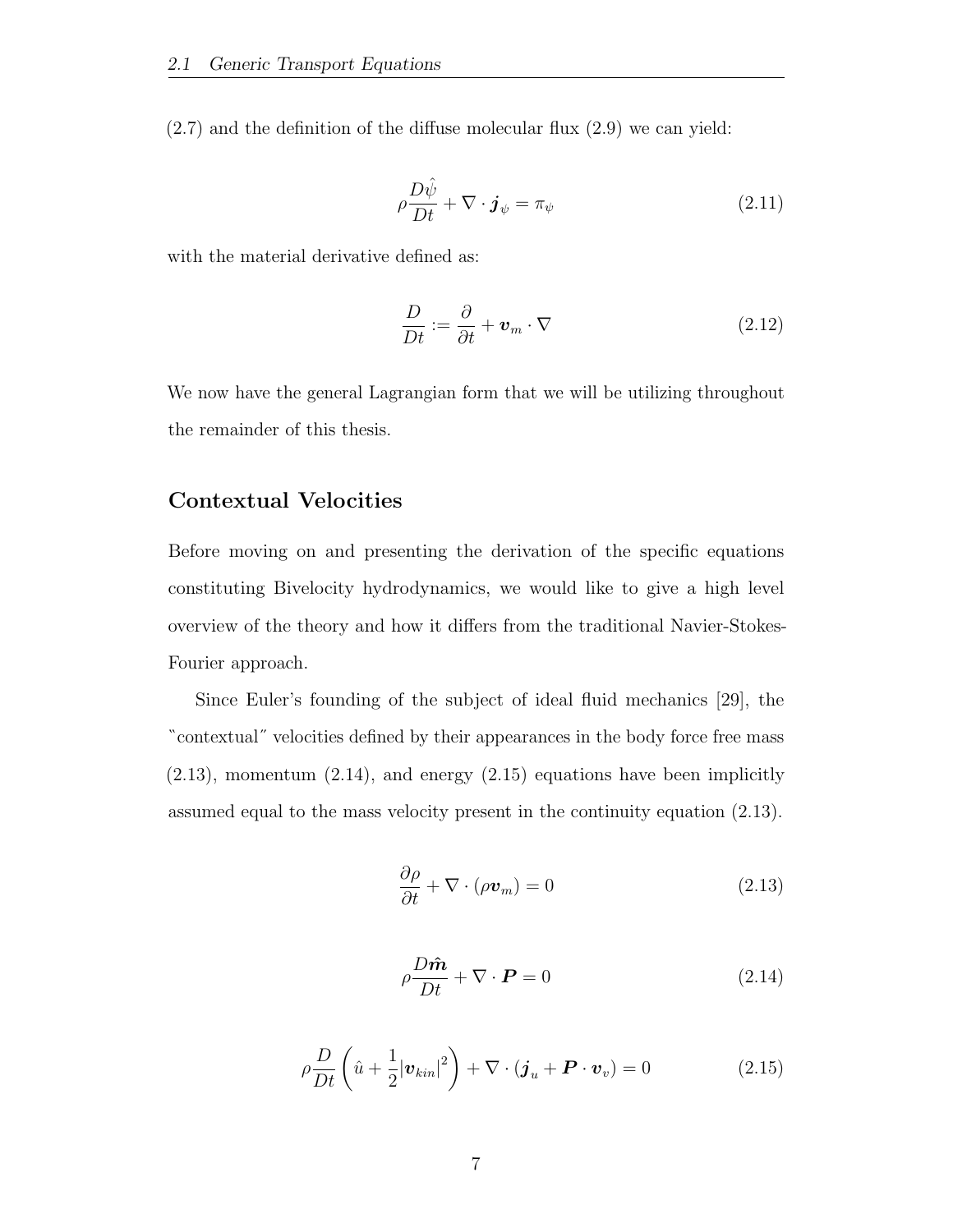(2.7) and the definition of the diffuse molecular flux (2.9) we can yield:

$$\rho \frac{D\hat{\psi}}{Dt} + \nabla \cdot \boldsymbol{j}_{\psi} = \pi_{\psi} \tag{2.11}$$

with the material derivative defined as:

$$\frac{D}{Dt} := \frac{\partial}{\partial t} + \boldsymbol{v}_m \cdot \nabla \tag{2.12}$$

We now have the general Lagrangian form that we will be utilizing throughout the remainder of this thesis.

## Contextual Velocities

Before moving on and presenting the derivation of the specific equations constituting Bivelocity hydrodynamics, we would like to give a high level overview of the theory and how it differs from the traditional Navier-Stokes-Fourier approach.

Since Euler's founding of the subject of ideal fluid mechanics [29], the "contextual" velocities defined by their appearances in the body force free mass (2.13), momentum (2.14), and energy (2.15) equations have been implicitly assumed equal to the mass velocity present in the continuity equation (2.13).

$$\frac{\partial \rho}{\partial t} + \nabla \cdot (\rho \boldsymbol{v}_m) = 0 \tag{2.13}$$

$$\rho \frac{D\hat{\boldsymbol{m}}}{Dt} + \nabla \cdot \boldsymbol{P} = 0 \tag{2.14}$$

$$\rho \frac{D}{Dt}\left(\hat{u} + \frac{1}{2}|\boldsymbol{v}_{kin}|^2\right) + \nabla \cdot (\boldsymbol{j}_u + \boldsymbol{P} \cdot \boldsymbol{v}_v) = 0 \tag{2.15}$$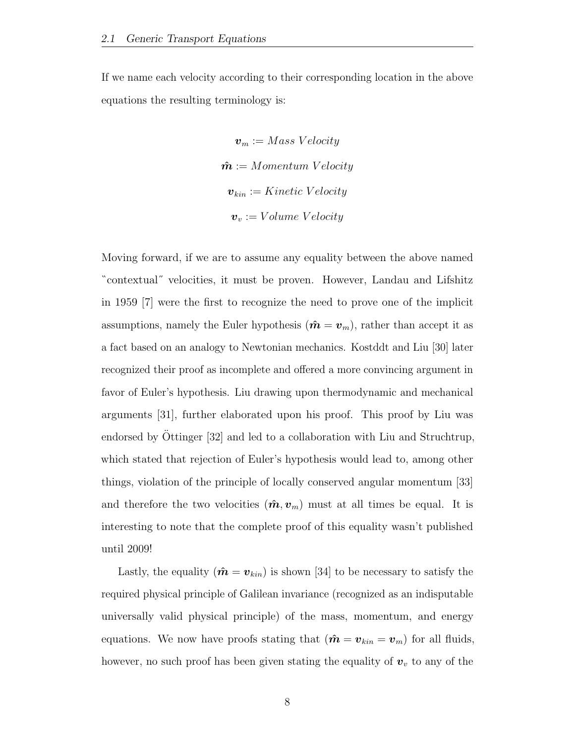If we name each velocity according to their corresponding location in the above equations the resulting terminology is:

$$\boldsymbol{v}_m := Mass\ Velocity$$

$$\hat{\boldsymbol{m}} := Momentum\ Velocity$$

$$\boldsymbol{v}_{kin} := Kinetic\ Velocity$$

$$\boldsymbol{v}_v := Volume\ Velocity$$

Moving forward, if we are to assume any equality between the above named "contextual" velocities, it must be proven. However, Landau and Lifshitz in 1959 [7] were the first to recognize the need to prove one of the implicit assumptions, namely the Euler hypothesis ($\hat{\boldsymbol{m}} = \boldsymbol{v}_m$), rather than accept it as a fact based on an analogy to Newtonian mechanics. Kostddt and Liu [30] later recognized their proof as incomplete and offered a more convincing argument in favor of Euler's hypothesis. Liu drawing upon thermodynamic and mechanical arguments [31], further elaborated upon his proof. This proof by Liu was endorsed by Öttinger [32] and led to a collaboration with Liu and Struchtrup, which stated that rejection of Euler's hypothesis would lead to, among other things, violation of the principle of locally conserved angular momentum [33] and therefore the two velocities ($\hat{\boldsymbol{m}}, \boldsymbol{v}_m$) must at all times be equal. It is interesting to note that the complete proof of this equality wasn't published until 2009!

Lastly, the equality ($\hat{\boldsymbol{m}} = \boldsymbol{v}_{kin}$) is shown [34] to be necessary to satisfy the required physical principle of Galilean invariance (recognized as an indisputable universally valid physical principle) of the mass, momentum, and energy equations. We now have proofs stating that ($\hat{\boldsymbol{m}} = \boldsymbol{v}_{kin} = \boldsymbol{v}_m$) for all fluids, however, no such proof has been given stating the equality of $\boldsymbol{v}_v$ to any of the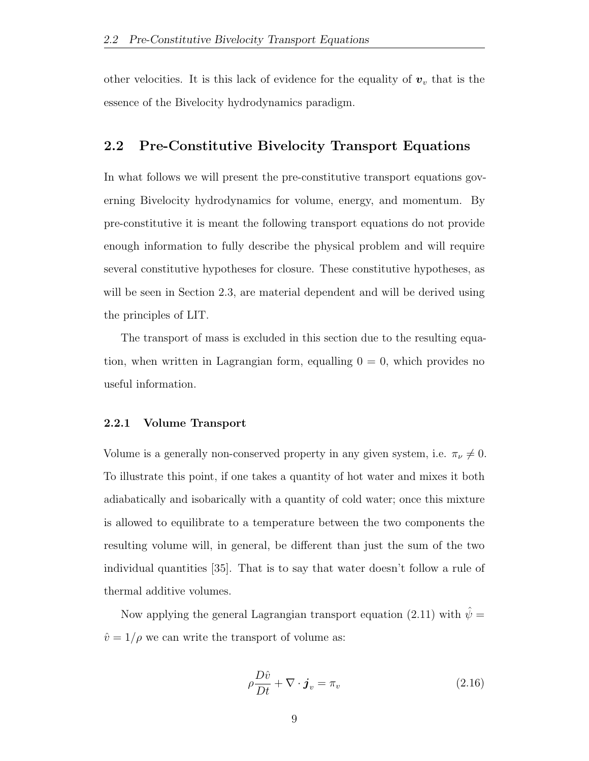other velocities. It is this lack of evidence for the equality of $\boldsymbol{v}_v$ that is the essence of the Bivelocity hydrodynamics paradigm.

## 2.2 Pre-Constitutive Bivelocity Transport Equations

In what follows we will present the pre-constitutive transport equations governing Bivelocity hydrodynamics for volume, energy, and momentum. By pre-constitutive it is meant the following transport equations do not provide enough information to fully describe the physical problem and will require several constitutive hypotheses for closure. These constitutive hypotheses, as will be seen in Section 2.3, are material dependent and will be derived using the principles of LIT.

The transport of mass is excluded in this section due to the resulting equation, when written in Lagrangian form, equalling $0 = 0$, which provides no useful information.

### 2.2.1 Volume Transport

Volume is a generally non-conserved property in any given system, i.e. $\pi_\nu \neq 0$. To illustrate this point, if one takes a quantity of hot water and mixes it both adiabatically and isobarically with a quantity of cold water; once this mixture is allowed to equilibrate to a temperature between the two components the resulting volume will, in general, be different than just the sum of the two individual quantities [35]. That is to say that water doesn't follow a rule of thermal additive volumes.

Now applying the general Lagrangian transport equation (2.11) with $\hat{\psi} = \hat{v} = 1/\rho$ we can write the transport of volume as:

$$\rho \frac{D\hat{v}}{Dt} + \nabla \cdot \boldsymbol{j}_v = \pi_v \tag{2.16}$$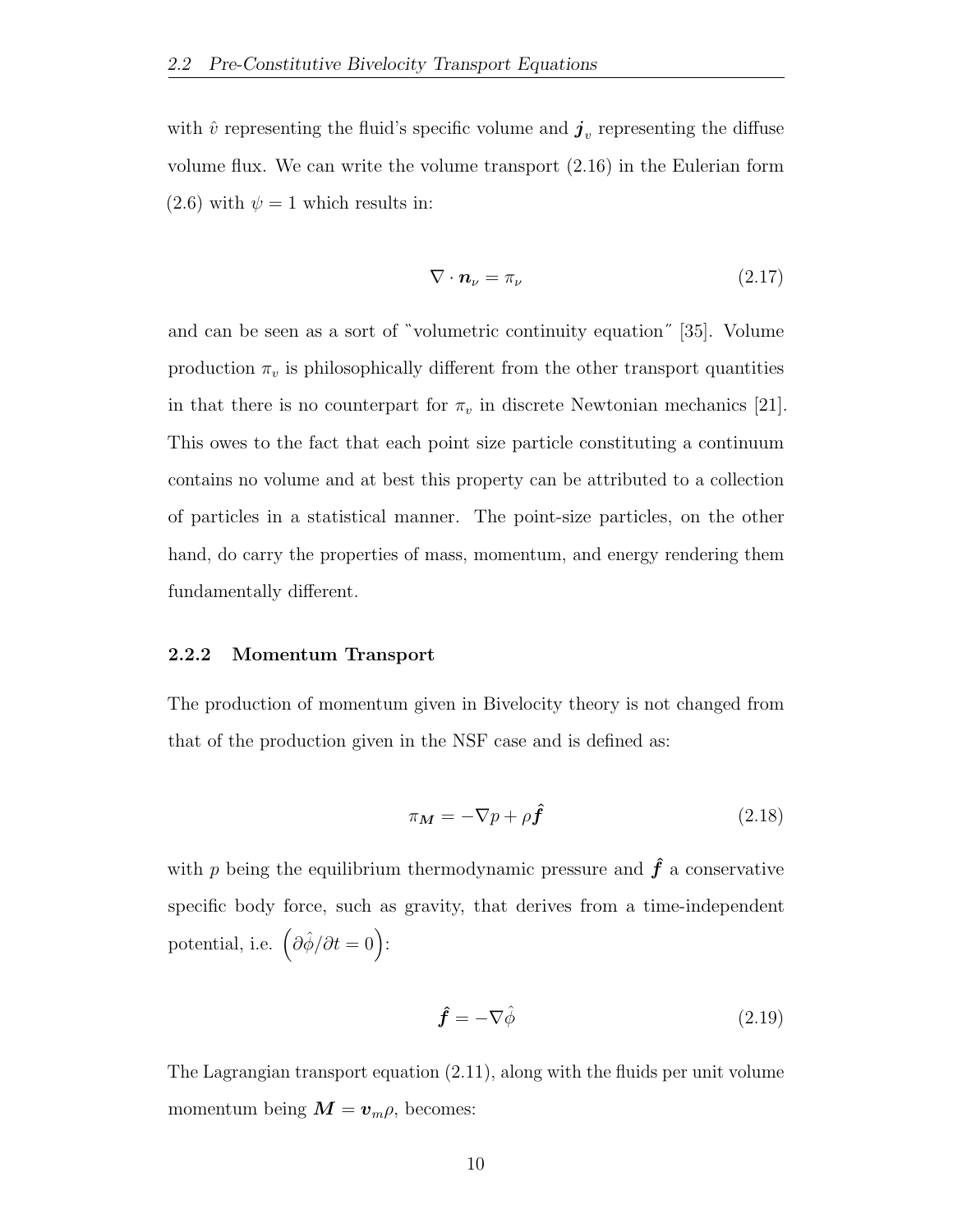with $\hat{v}$ representing the fluid's specific volume and $\boldsymbol{j}_v$ representing the diffuse volume flux. We can write the volume transport (2.16) in the Eulerian form (2.6) with $\psi = 1$ which results in:

$$\nabla \cdot \boldsymbol{n}_\nu = \pi_\nu \tag{2.17}$$

and can be seen as a sort of "volumetric continuity equation" [35]. Volume production $\pi_v$ is philosophically different from the other transport quantities in that there is no counterpart for $\pi_v$ in discrete Newtonian mechanics [21]. This owes to the fact that each point size particle constituting a continuum contains no volume and at best this property can be attributed to a collection of particles in a statistical manner. The point-size particles, on the other hand, do carry the properties of mass, momentum, and energy rendering them fundamentally different.

### 2.2.2 Momentum Transport

The production of momentum given in Bivelocity theory is not changed from that of the production given in the NSF case and is defined as:

$$\pi_{\boldsymbol{M}} = -\nabla p + \rho \hat{\boldsymbol{f}} \tag{2.18}$$

with $p$ being the equilibrium thermodynamic pressure and $\hat{\boldsymbol{f}}$ a conservative specific body force, such as gravity, that derives from a time-independent potential, i.e. $\left(\partial \hat{\phi} / \partial t = 0\right)$:

$$\hat{\boldsymbol{f}} = -\nabla \hat{\phi} \tag{2.19}$$

The Lagrangian transport equation (2.11), along with the fluids per unit volume momentum being $\boldsymbol{M} = \boldsymbol{v}_m \rho$, becomes: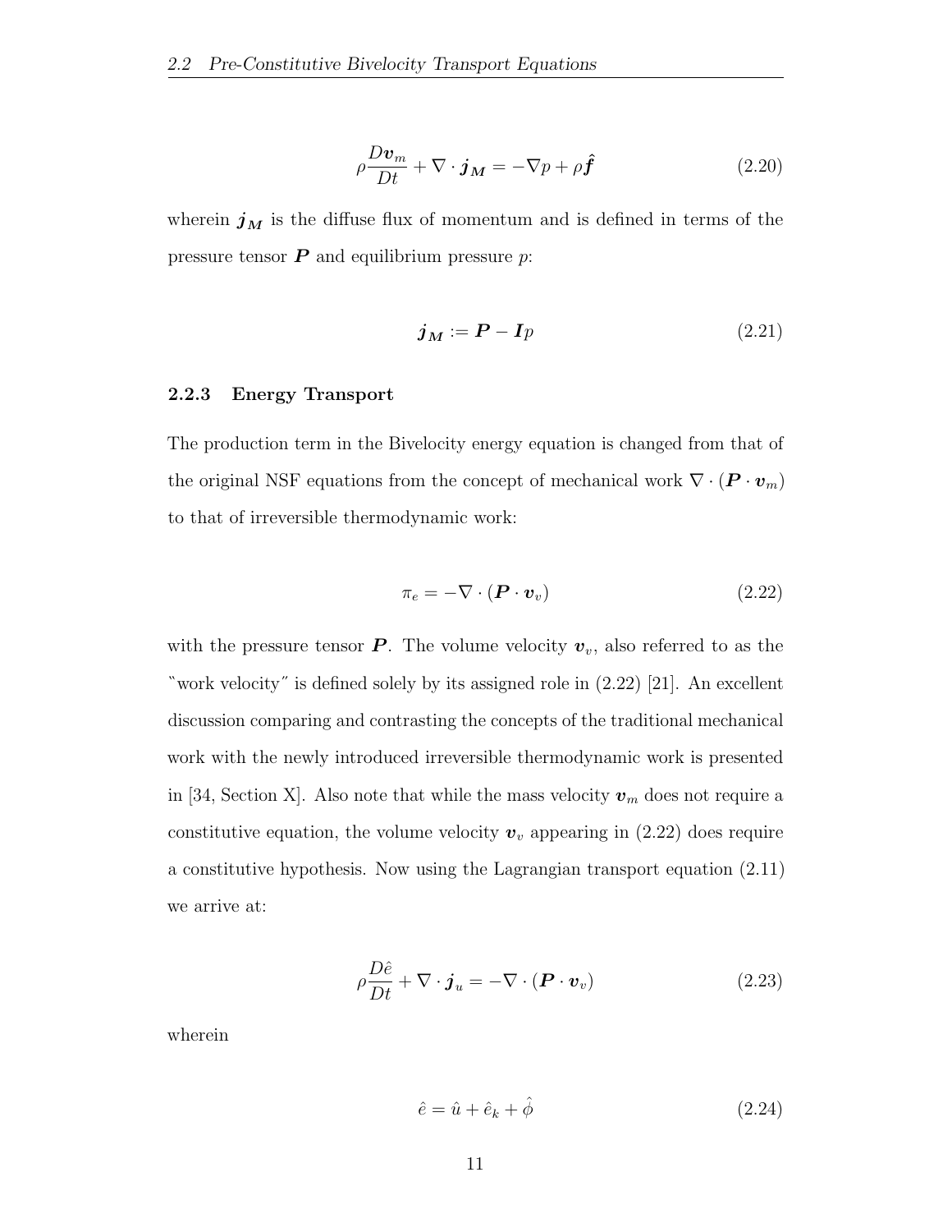$$\rho \frac{D\boldsymbol{v}_m}{Dt} + \nabla \cdot \boldsymbol{j_M} = -\nabla p + \rho \hat{\boldsymbol{f}} \tag{2.20}$$

wherein $\boldsymbol{j_M}$ is the diffuse flux of momentum and is defined in terms of the pressure tensor $\boldsymbol{P}$ and equilibrium pressure $p$:

$$\boldsymbol{j_M} := \boldsymbol{P} - \boldsymbol{I}p \tag{2.21}$$

### 2.2.3 Energy Transport

The production term in the Bivelocity energy equation is changed from that of the original NSF equations from the concept of mechanical work $\nabla \cdot (\boldsymbol{P} \cdot \boldsymbol{v}_m)$ to that of irreversible thermodynamic work:

$$\pi_e = -\nabla \cdot (\boldsymbol{P} \cdot \boldsymbol{v}_v) \tag{2.22}$$

with the pressure tensor $\boldsymbol{P}$. The volume velocity $\boldsymbol{v}_v$, also referred to as the "work velocity" is defined solely by its assigned role in (2.22) [21]. An excellent discussion comparing and contrasting the concepts of the traditional mechanical work with the newly introduced irreversible thermodynamic work is presented in [34, Section X]. Also note that while the mass velocity $\boldsymbol{v}_m$ does not require a constitutive equation, the volume velocity $\boldsymbol{v}_v$ appearing in (2.22) does require a constitutive hypothesis. Now using the Lagrangian transport equation (2.11) we arrive at:

$$\rho \frac{D\hat{e}}{Dt} + \nabla \cdot \boldsymbol{j}_u = -\nabla \cdot (\boldsymbol{P} \cdot \boldsymbol{v}_v) \tag{2.23}$$

wherein

$$\hat{e} = \hat{u} + \hat{e}_k + \hat{\phi} \tag{2.24}$$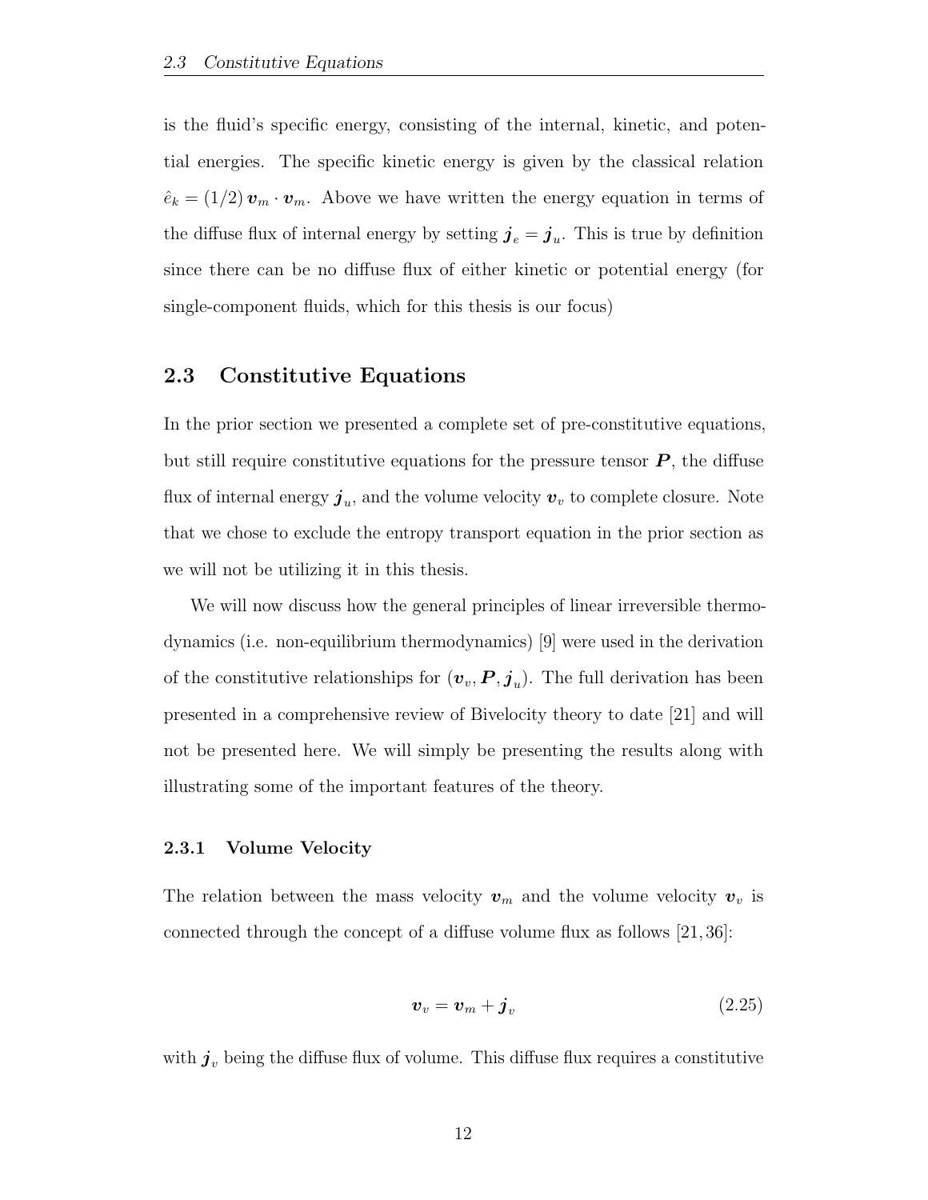is the fluid's specific energy, consisting of the internal, kinetic, and potential energies. The specific kinetic energy is given by the classical relation $\hat{e}_k = (1/2)\,\boldsymbol{v}_m \cdot \boldsymbol{v}_m$. Above we have written the energy equation in terms of the diffuse flux of internal energy by setting $\boldsymbol{j}_e = \boldsymbol{j}_u$. This is true by definition since there can be no diffuse flux of either kinetic or potential energy (for single-component fluids, which for this thesis is our focus)

## 2.3 Constitutive Equations

In the prior section we presented a complete set of pre-constitutive equations, but still require constitutive equations for the pressure tensor $\boldsymbol{P}$, the diffuse flux of internal energy $\boldsymbol{j}_u$, and the volume velocity $\boldsymbol{v}_v$ to complete closure. Note that we chose to exclude the entropy transport equation in the prior section as we will not be utilizing it in this thesis.

We will now discuss how the general principles of linear irreversible thermodynamics (i.e. non-equilibrium thermodynamics) [9] were used in the derivation of the constitutive relationships for $(\boldsymbol{v}_v, \boldsymbol{P}, \boldsymbol{j}_u)$. The full derivation has been presented in a comprehensive review of Bivelocity theory to date [21] and will not be presented here. We will simply be presenting the results along with illustrating some of the important features of the theory.

### 2.3.1 Volume Velocity

The relation between the mass velocity $\boldsymbol{v}_m$ and the volume velocity $\boldsymbol{v}_v$ is connected through the concept of a diffuse volume flux as follows [21, 36]:

$$\boldsymbol{v}_v = \boldsymbol{v}_m + \boldsymbol{j}_v \tag{2.25}$$

with $\boldsymbol{j}_v$ being the diffuse flux of volume. This diffuse flux requires a constitutive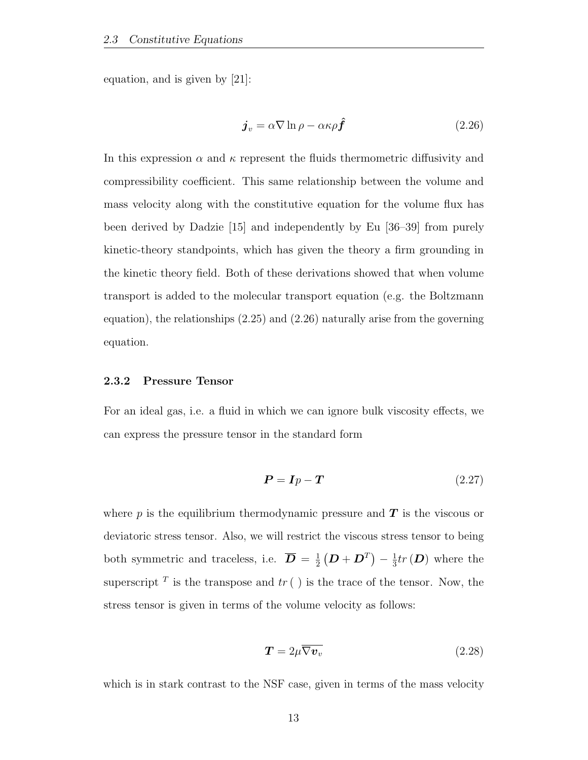equation, and is given by [21]:

$$
\boldsymbol{j}_v = \alpha \nabla \ln \rho - \alpha \kappa \rho \hat{\boldsymbol{f}} \tag{2.26}
$$

In this expression $\alpha$ and $\kappa$ represent the fluids thermometric diffusivity and compressibility coefficient. This same relationship between the volume and mass velocity along with the constitutive equation for the volume flux has been derived by Dadzie [15] and independently by Eu [36–39] from purely kinetic-theory standpoints, which has given the theory a firm grounding in the kinetic theory field. Both of these derivations showed that when volume transport is added to the molecular transport equation (e.g. the Boltzmann equation), the relationships (2.25) and (2.26) naturally arise from the governing equation.

### 2.3.2 Pressure Tensor

For an ideal gas, i.e. a fluid in which we can ignore bulk viscosity effects, we can express the pressure tensor in the standard form

$$
\boldsymbol{P} = \boldsymbol{I} p - \boldsymbol{T} \tag{2.27}
$$

where $p$ is the equilibrium thermodynamic pressure and $\boldsymbol{T}$ is the viscous or deviatoric stress tensor. Also, we will restrict the viscous stress tensor to being both symmetric and traceless, i.e. $\overline{\boldsymbol{D}} = \frac{1}{2}\left(\boldsymbol{D} + \boldsymbol{D}^T\right) - \frac{1}{3} tr\left(\boldsymbol{D}\right)$ where the superscript $^T$ is the transpose and $tr\,(\ )$ is the trace of the tensor. Now, the stress tensor is given in terms of the volume velocity as follows:

$$
\boldsymbol{T} = 2\mu \overline{\nabla \boldsymbol{v}_v} \tag{2.28}
$$

which is in stark contrast to the NSF case, given in terms of the mass velocity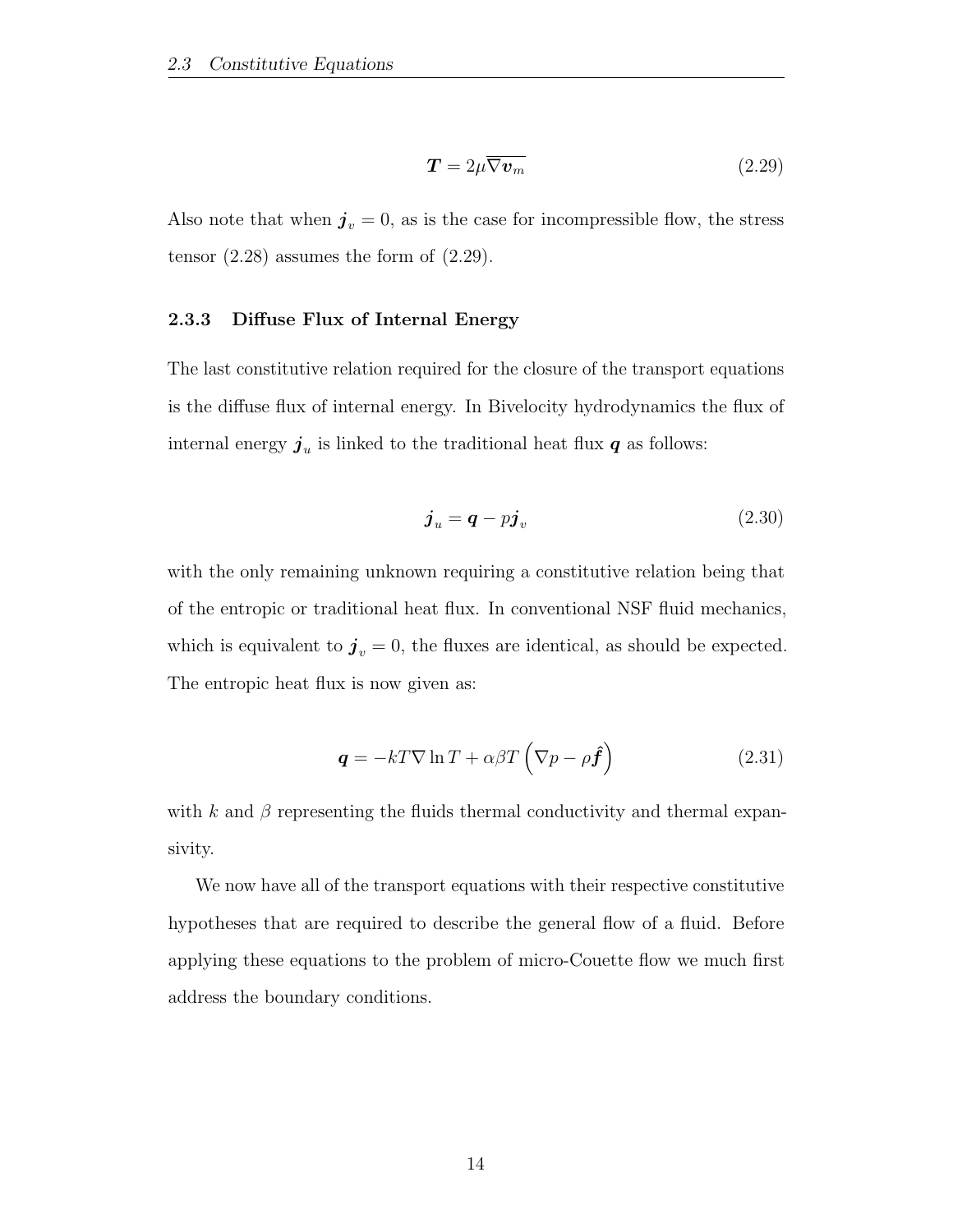$$\boldsymbol{T} = 2\mu\overline{\nabla \boldsymbol{v}_m} \tag{2.29}$$

Also note that when $\boldsymbol{j}_v = 0$, as is the case for incompressible flow, the stress tensor (2.28) assumes the form of (2.29).

### 2.3.3 Diffuse Flux of Internal Energy

The last constitutive relation required for the closure of the transport equations is the diffuse flux of internal energy. In Bivelocity hydrodynamics the flux of internal energy $\boldsymbol{j}_u$ is linked to the traditional heat flux $\boldsymbol{q}$ as follows:

$$\boldsymbol{j}_u = \boldsymbol{q} - p\boldsymbol{j}_v \tag{2.30}$$

with the only remaining unknown requiring a constitutive relation being that of the entropic or traditional heat flux. In conventional NSF fluid mechanics, which is equivalent to $\boldsymbol{j}_v = 0$, the fluxes are identical, as should be expected. The entropic heat flux is now given as:

$$\boldsymbol{q} = -kT\nabla \ln T + \alpha\beta T\left(\nabla p - \rho\hat{\boldsymbol{f}}\right) \tag{2.31}$$

with $k$ and $\beta$ representing the fluids thermal conductivity and thermal expansivity.

We now have all of the transport equations with their respective constitutive hypotheses that are required to describe the general flow of a fluid. Before applying these equations to the problem of micro-Couette flow we much first address the boundary conditions.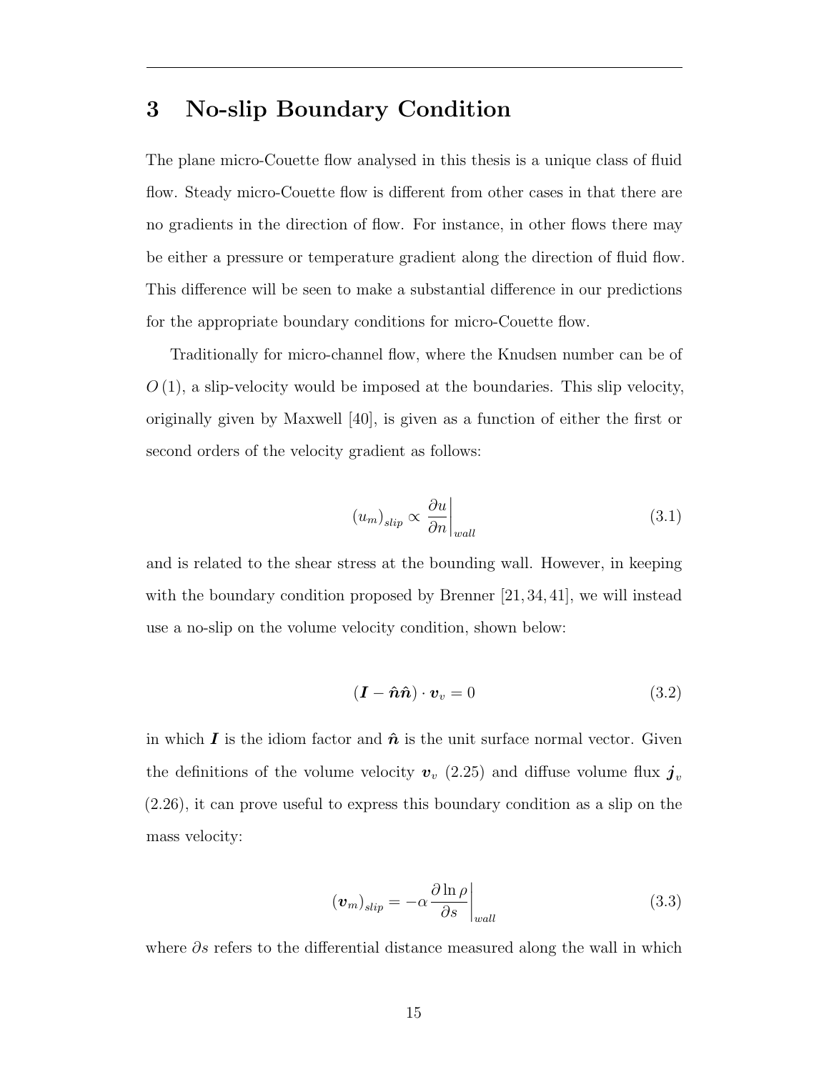# 3 No-slip Boundary Condition

The plane micro-Couette flow analysed in this thesis is a unique class of fluid flow. Steady micro-Couette flow is different from other cases in that there are no gradients in the direction of flow. For instance, in other flows there may be either a pressure or temperature gradient along the direction of fluid flow. This difference will be seen to make a substantial difference in our predictions for the appropriate boundary conditions for micro-Couette flow.

Traditionally for micro-channel flow, where the Knudsen number can be of $O(1)$, a slip-velocity would be imposed at the boundaries. This slip velocity, originally given by Maxwell [40], is given as a function of either the first or second orders of the velocity gradient as follows:

$$(u_m)_{slip} \propto \left.\frac{\partial u}{\partial n}\right|_{wall} \tag{3.1}$$

and is related to the shear stress at the bounding wall. However, in keeping with the boundary condition proposed by Brenner [21, 34, 41], we will instead use a no-slip on the volume velocity condition, shown below:

$$(\boldsymbol{I} - \hat{\boldsymbol{n}}\hat{\boldsymbol{n}}) \cdot \boldsymbol{v}_v = 0 \tag{3.2}$$

in which $\boldsymbol{I}$ is the idiom factor and $\hat{\boldsymbol{n}}$ is the unit surface normal vector. Given the definitions of the volume velocity $\boldsymbol{v}_v$ (2.25) and diffuse volume flux $\boldsymbol{j}_v$ (2.26), it can prove useful to express this boundary condition as a slip on the mass velocity:

$$(\boldsymbol{v}_m)_{slip} = -\alpha \left.\frac{\partial \ln \rho}{\partial s}\right|_{wall} \tag{3.3}$$

where $\partial s$ refers to the differential distance measured along the wall in which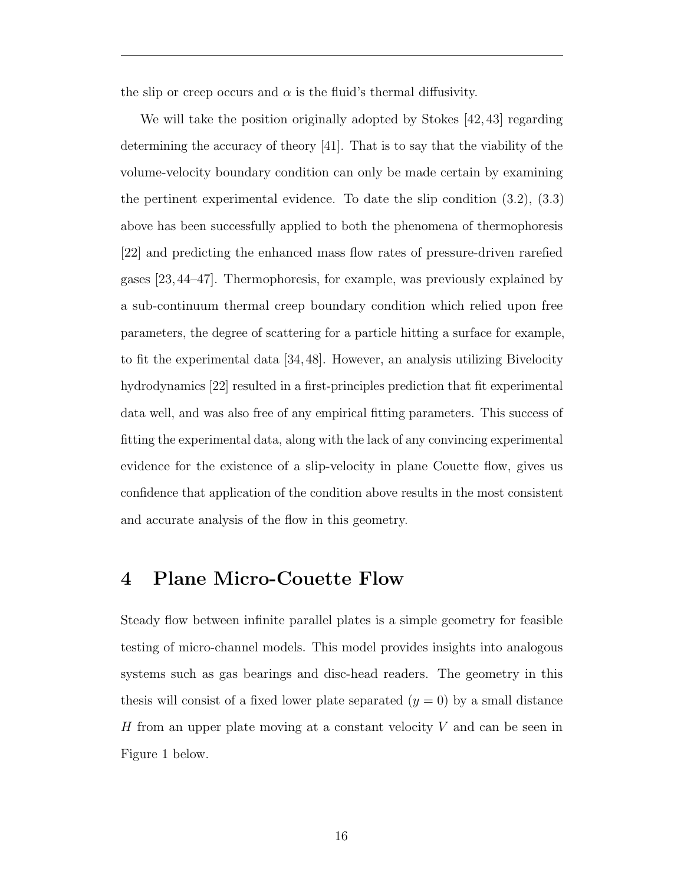the slip or creep occurs and $\alpha$ is the fluid's thermal diffusivity.

We will take the position originally adopted by Stokes [42, 43] regarding determining the accuracy of theory [41]. That is to say that the viability of the volume-velocity boundary condition can only be made certain by examining the pertinent experimental evidence. To date the slip condition (3.2), (3.3) above has been successfully applied to both the phenomena of thermophoresis [22] and predicting the enhanced mass flow rates of pressure-driven rarefied gases [23, 44–47]. Thermophoresis, for example, was previously explained by a sub-continuum thermal creep boundary condition which relied upon free parameters, the degree of scattering for a particle hitting a surface for example, to fit the experimental data [34, 48]. However, an analysis utilizing Bivelocity hydrodynamics [22] resulted in a first-principles prediction that fit experimental data well, and was also free of any empirical fitting parameters. This success of fitting the experimental data, along with the lack of any convincing experimental evidence for the existence of a slip-velocity in plane Couette flow, gives us confidence that application of the condition above results in the most consistent and accurate analysis of the flow in this geometry.

# 4 Plane Micro-Couette Flow

Steady flow between infinite parallel plates is a simple geometry for feasible testing of micro-channel models. This model provides insights into analogous systems such as gas bearings and disc-head readers. The geometry in this thesis will consist of a fixed lower plate separated ($y = 0$) by a small distance $H$ from an upper plate moving at a constant velocity $V$ and can be seen in Figure 1 below.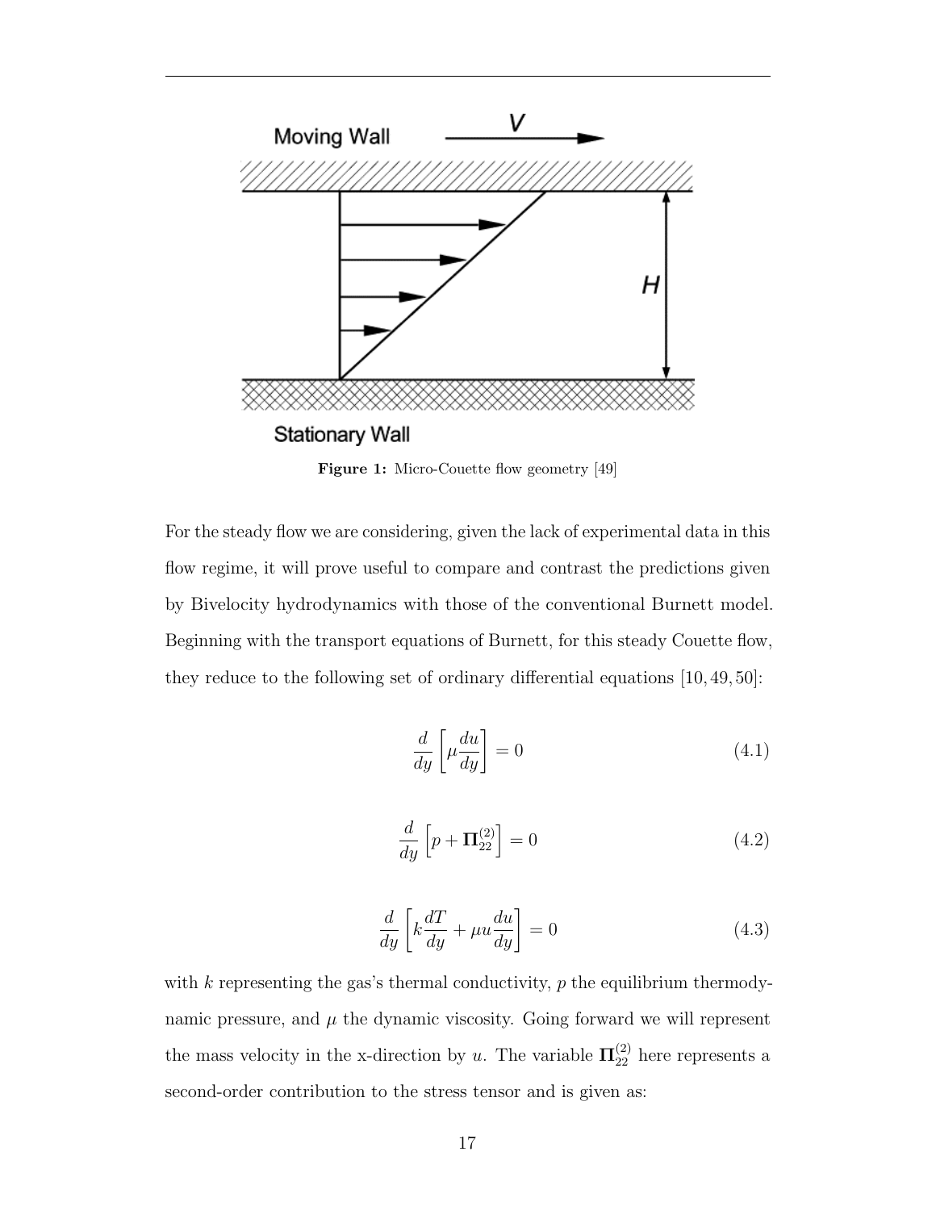Figure 1: Micro-Couette flow geometry [49]

For the steady flow we are considering, given the lack of experimental data in this flow regime, it will prove useful to compare and contrast the predictions given by Bivelocity hydrodynamics with those of the conventional Burnett model. Beginning with the transport equations of Burnett, for this steady Couette flow, they reduce to the following set of ordinary differential equations [10, 49, 50]:

$$\frac{d}{dy}\left[\mu\frac{du}{dy}\right] = 0 \tag{4.1}$$

$$\frac{d}{dy}\left[p + \mathbf{\Pi}_{22}^{(2)}\right] = 0 \tag{4.2}$$

$$\frac{d}{dy}\left[k\frac{dT}{dy} + \mu u\frac{du}{dy}\right] = 0 \tag{4.3}$$

with $k$ representing the gas's thermal conductivity, $p$ the equilibrium thermodynamic pressure, and $\mu$ the dynamic viscosity. Going forward we will represent the mass velocity in the x-direction by $u$. The variable $\mathbf{\Pi}_{22}^{(2)}$ here represents a second-order contribution to the stress tensor and is given as: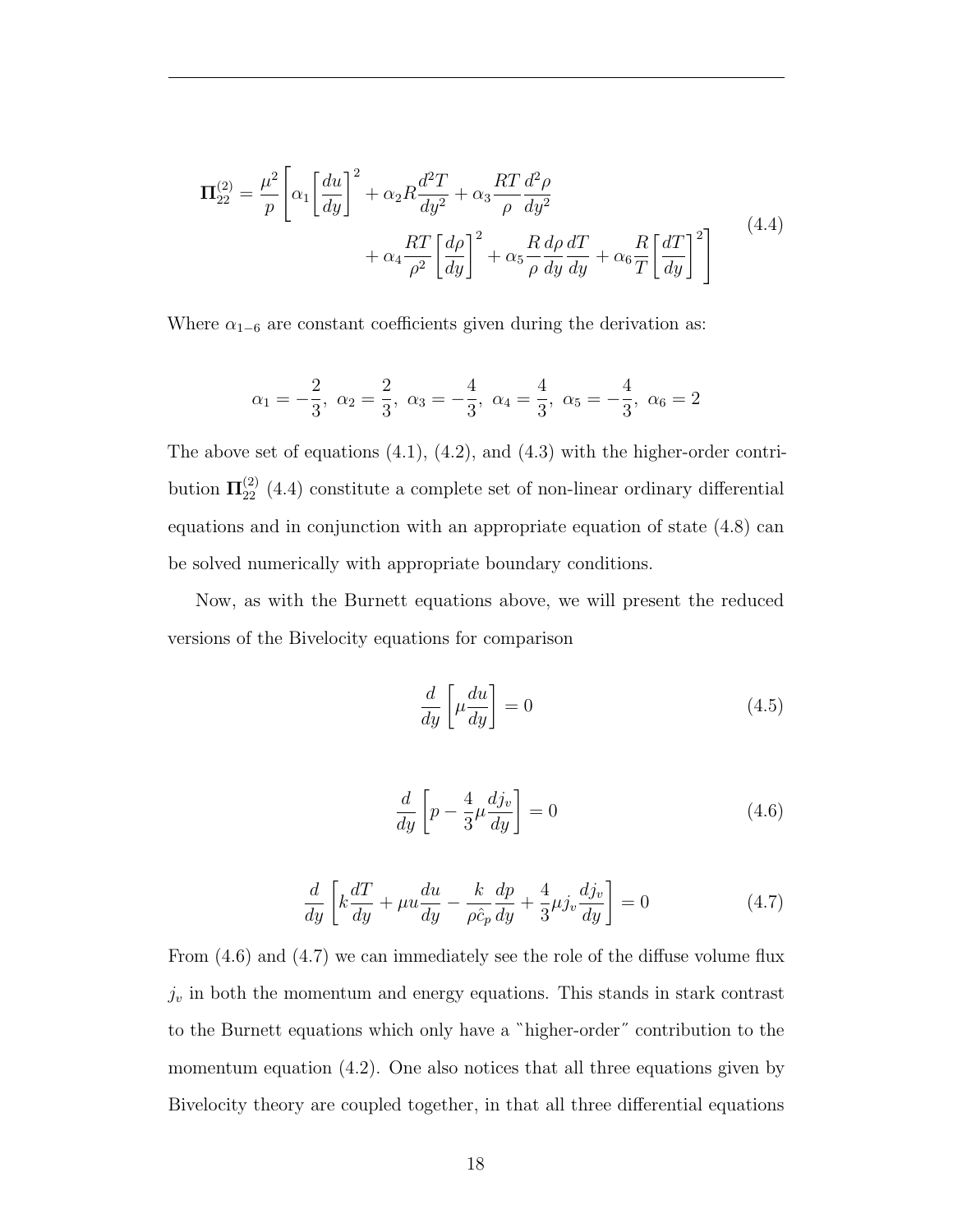$$
\mathbf{\Pi}_{22}^{(2)} = \frac{\mu^2}{p}\left[\alpha_1\left[\frac{du}{dy}\right]^2 + \alpha_2 R\frac{d^2T}{dy^2} + \alpha_3\frac{RT}{\rho}\frac{d^2\rho}{dy^2} + \alpha_4\frac{RT}{\rho^2}\left[\frac{d\rho}{dy}\right]^2 + \alpha_5\frac{R}{\rho}\frac{d\rho}{dy}\frac{dT}{dy} + \alpha_6\frac{R}{T}\left[\frac{dT}{dy}\right]^2\right] \tag{4.4}
$$

Where $\alpha_{1-6}$ are constant coefficients given during the derivation as:

$$
\alpha_1 = -\frac{2}{3},\ \alpha_2 = \frac{2}{3},\ \alpha_3 = -\frac{4}{3},\ \alpha_4 = \frac{4}{3},\ \alpha_5 = -\frac{4}{3},\ \alpha_6 = 2
$$

The above set of equations (4.1), (4.2), and (4.3) with the higher-order contribution $\mathbf{\Pi}_{22}^{(2)}$ (4.4) constitute a complete set of non-linear ordinary differential equations and in conjunction with an appropriate equation of state (4.8) can be solved numerically with appropriate boundary conditions.

Now, as with the Burnett equations above, we will present the reduced versions of the Bivelocity equations for comparison

$$
\frac{d}{dy}\left[\mu\frac{du}{dy}\right] = 0 \tag{4.5}
$$

$$
\frac{d}{dy}\left[p - \frac{4}{3}\mu\frac{dj_v}{dy}\right] = 0 \tag{4.6}
$$

$$
\frac{d}{dy}\left[k\frac{dT}{dy} + \mu u\frac{du}{dy} - \frac{k}{\rho\hat{c}_p}\frac{dp}{dy} + \frac{4}{3}\mu j_v\frac{dj_v}{dy}\right] = 0 \tag{4.7}
$$

From (4.6) and (4.7) we can immediately see the role of the diffuse volume flux $j_v$ in both the momentum and energy equations. This stands in stark contrast to the Burnett equations which only have a "higher-order" contribution to the momentum equation (4.2). One also notices that all three equations given by Bivelocity theory are coupled together, in that all three differential equations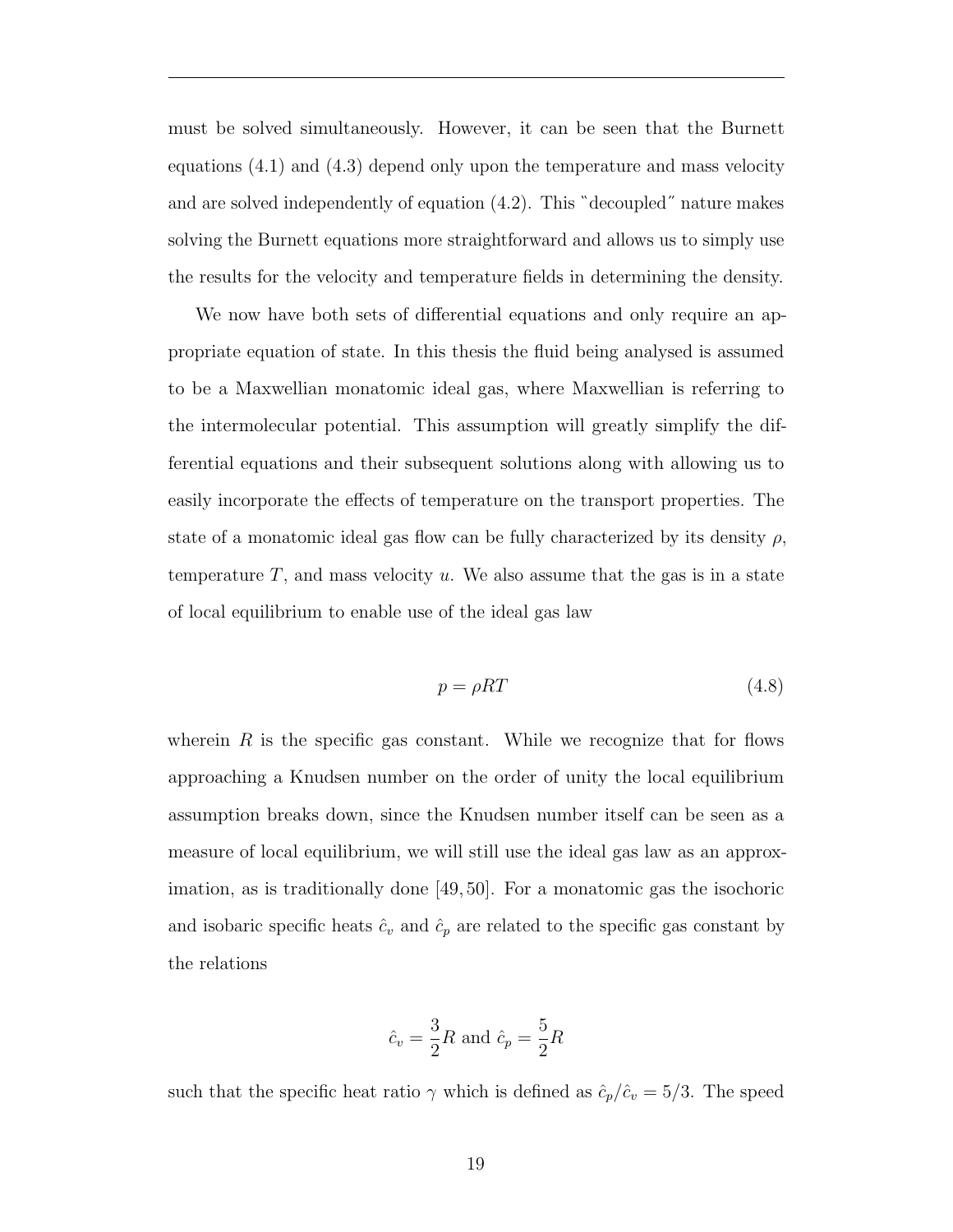must be solved simultaneously. However, it can be seen that the Burnett equations (4.1) and (4.3) depend only upon the temperature and mass velocity and are solved independently of equation (4.2). This "decoupled" nature makes solving the Burnett equations more straightforward and allows us to simply use the results for the velocity and temperature fields in determining the density.

We now have both sets of differential equations and only require an appropriate equation of state. In this thesis the fluid being analysed is assumed to be a Maxwellian monatomic ideal gas, where Maxwellian is referring to the intermolecular potential. This assumption will greatly simplify the differential equations and their subsequent solutions along with allowing us to easily incorporate the effects of temperature on the transport properties. The state of a monatomic ideal gas flow can be fully characterized by its density $\rho$, temperature $T$, and mass velocity $u$. We also assume that the gas is in a state of local equilibrium to enable use of the ideal gas law

$$p = \rho R T \tag{4.8}$$

wherein $R$ is the specific gas constant. While we recognize that for flows approaching a Knudsen number on the order of unity the local equilibrium assumption breaks down, since the Knudsen number itself can be seen as a measure of local equilibrium, we will still use the ideal gas law as an approximation, as is traditionally done [49, 50]. For a monatomic gas the isochoric and isobaric specific heats $\hat{c}_v$ and $\hat{c}_p$ are related to the specific gas constant by the relations

$$\hat{c}_v = \frac{3}{2}R \text{ and } \hat{c}_p = \frac{5}{2}R$$

such that the specific heat ratio $\gamma$ which is defined as $\hat{c}_p/\hat{c}_v = 5/3$. The speed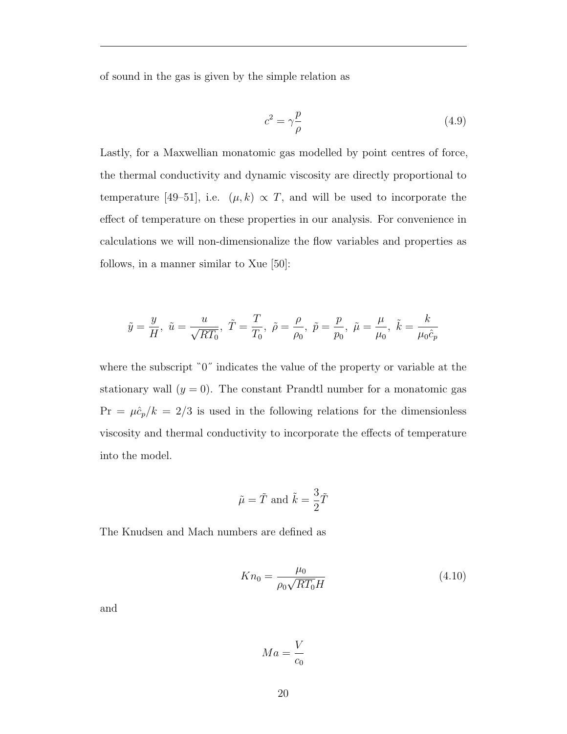of sound in the gas is given by the simple relation as

$$c^2 = \gamma \frac{p}{\rho} \tag{4.9}$$

Lastly, for a Maxwellian monatomic gas modelled by point centres of force, the thermal conductivity and dynamic viscosity are directly proportional to temperature [49–51], i.e. $(\mu, k) \propto T$, and will be used to incorporate the effect of temperature on these properties in our analysis. For convenience in calculations we will non-dimensionalize the flow variables and properties as follows, in a manner similar to Xue [50]:

$$\tilde{y} = \frac{y}{H},\ \tilde{u} = \frac{u}{\sqrt{RT_0}},\ \tilde{T} = \frac{T}{T_0},\ \tilde{\rho} = \frac{\rho}{\rho_0},\ \tilde{p} = \frac{p}{p_0},\ \tilde{\mu} = \frac{\mu}{\mu_0},\ \tilde{k} = \frac{k}{\mu_0 \hat{c}_p}$$

where the subscript "0" indicates the value of the property or variable at the stationary wall ($y = 0$). The constant Prandtl number for a monatomic gas $\mathrm{Pr} = \mu \hat{c}_p / k = 2/3$ is used in the following relations for the dimensionless viscosity and thermal conductivity to incorporate the effects of temperature into the model.

$$\tilde{\mu} = \tilde{T} \text{ and } \tilde{k} = \frac{3}{2}\tilde{T}$$

The Knudsen and Mach numbers are defined as

$$Kn_0 = \frac{\mu_0}{\rho_0 \sqrt{RT_0} H} \tag{4.10}$$

and

$$Ma = \frac{V}{c_0}$$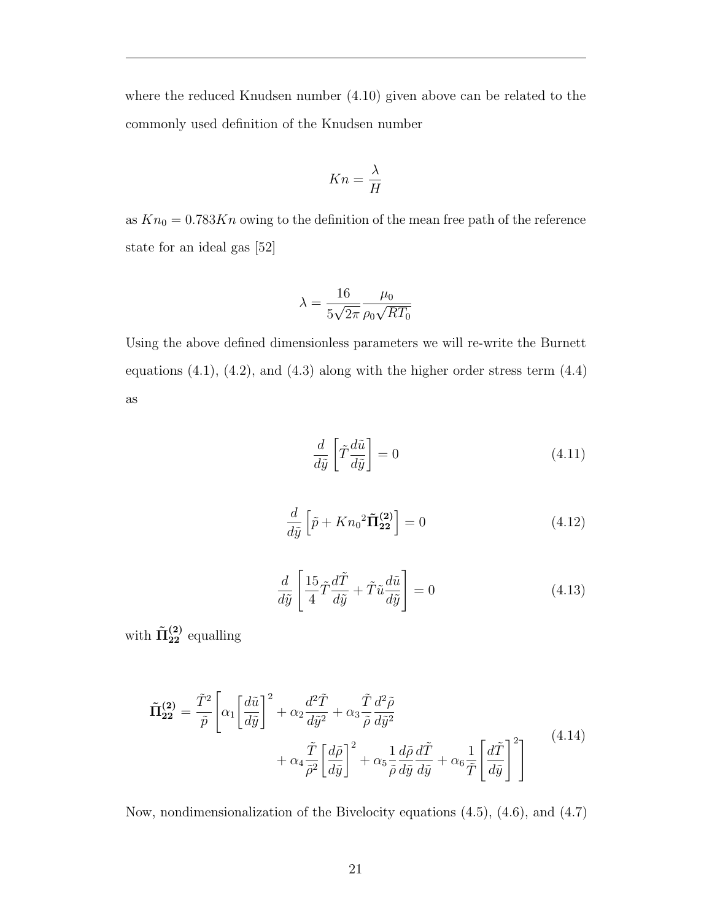where the reduced Knudsen number (4.10) given above can be related to the commonly used definition of the Knudsen number

$$Kn = \frac{\lambda}{H}$$

as $Kn_0 = 0.783Kn$ owing to the definition of the mean free path of the reference state for an ideal gas [52]

$$\lambda = \frac{16}{5\sqrt{2\pi}} \frac{\mu_0}{\rho_0 \sqrt{RT_0}}$$

Using the above defined dimensionless parameters we will re-write the Burnett equations (4.1), (4.2), and (4.3) along with the higher order stress term (4.4) as

$$\frac{d}{d\tilde{y}} \left[ \tilde{T} \frac{d\tilde{u}}{d\tilde{y}} \right] = 0 \tag{4.11}$$

$$\frac{d}{d\tilde{y}} \left[ \tilde{p} + {Kn_0}^2 \tilde{\mathbf{\Pi}}^{(\mathbf{2})}_{\mathbf{22}} \right] = 0 \tag{4.12}$$

$$\frac{d}{d\tilde{y}} \left[ \frac{15}{4} \tilde{T} \frac{d\tilde{T}}{d\tilde{y}} + \tilde{T}\tilde{u} \frac{d\tilde{u}}{d\tilde{y}} \right] = 0 \tag{4.13}$$

with $\tilde{\mathbf{\Pi}}^{(\mathbf{2})}_{\mathbf{22}}$ equalling

$$\begin{aligned} \tilde{\mathbf{\Pi}}^{(\mathbf{2})}_{\mathbf{22}} = \frac{\tilde{T}^2}{\tilde{p}} \Bigg[ & \alpha_1 \left[ \frac{d\tilde{u}}{d\tilde{y}} \right]^2 + \alpha_2 \frac{d^2\tilde{T}}{d\tilde{y}^2} + \alpha_3 \frac{\tilde{T}}{\tilde{\rho}} \frac{d^2\tilde{\rho}}{d\tilde{y}^2} \\ & + \alpha_4 \frac{\tilde{T}}{\tilde{\rho}^2} \left[ \frac{d\tilde{\rho}}{d\tilde{y}} \right]^2 + \alpha_5 \frac{1}{\tilde{\rho}} \frac{d\tilde{\rho}}{d\tilde{y}} \frac{d\tilde{T}}{d\tilde{y}} + \alpha_6 \frac{1}{\tilde{T}} \left[ \frac{d\tilde{T}}{d\tilde{y}} \right]^2 \Bigg] \end{aligned} \tag{4.14}$$

Now, nondimensionalization of the Bivelocity equations (4.5), (4.6), and (4.7)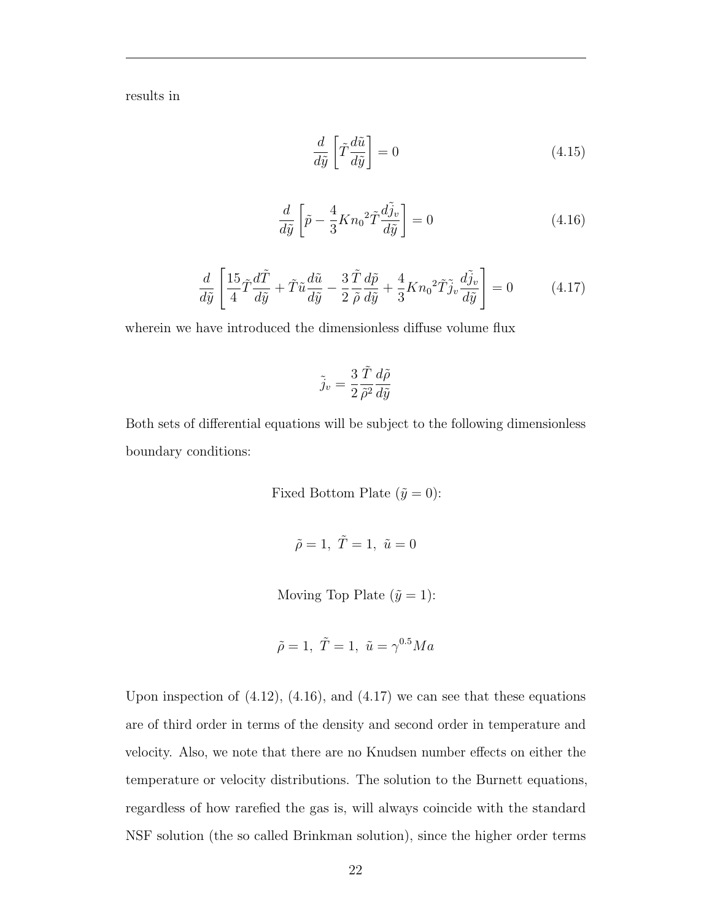results in

$$\frac{d}{d\tilde{y}}\left[\tilde{T}\frac{d\tilde{u}}{d\tilde{y}}\right] = 0 \tag{4.15}$$

$$\frac{d}{d\tilde{y}}\left[\tilde{p} - \frac{4}{3}{Kn_0}^2\tilde{T}\frac{d\tilde{j}_v}{d\tilde{y}}\right] = 0 \tag{4.16}$$

$$\frac{d}{d\tilde{y}}\left[\frac{15}{4}\tilde{T}\frac{d\tilde{T}}{d\tilde{y}} + \tilde{T}\tilde{u}\frac{d\tilde{u}}{d\tilde{y}} - \frac{3}{2}\frac{\tilde{T}}{\tilde{\rho}}\frac{d\tilde{p}}{d\tilde{y}} + \frac{4}{3}{Kn_0}^2\tilde{T}\tilde{j}_v\frac{d\tilde{j}_v}{d\tilde{y}}\right] = 0 \tag{4.17}$$

wherein we have introduced the dimensionless diffuse volume flux

$$\tilde{j}_v = \frac{3}{2}\frac{\tilde{T}}{\tilde{\rho}^2}\frac{d\tilde{\rho}}{d\tilde{y}}$$

Both sets of differential equations will be subject to the following dimensionless boundary conditions:

Fixed Bottom Plate ($\tilde{y} = 0$):

$$\tilde{\rho} = 1,\ \tilde{T} = 1,\ \tilde{u} = 0$$

Moving Top Plate ($\tilde{y} = 1$):

$$\tilde{\rho} = 1,\ \tilde{T} = 1,\ \tilde{u} = \gamma^{0.5}Ma$$

Upon inspection of (4.12), (4.16), and (4.17) we can see that these equations are of third order in terms of the density and second order in temperature and velocity. Also, we note that there are no Knudsen number effects on either the temperature or velocity distributions. The solution to the Burnett equations, regardless of how rarefied the gas is, will always coincide with the standard NSF solution (the so called Brinkman solution), since the higher order terms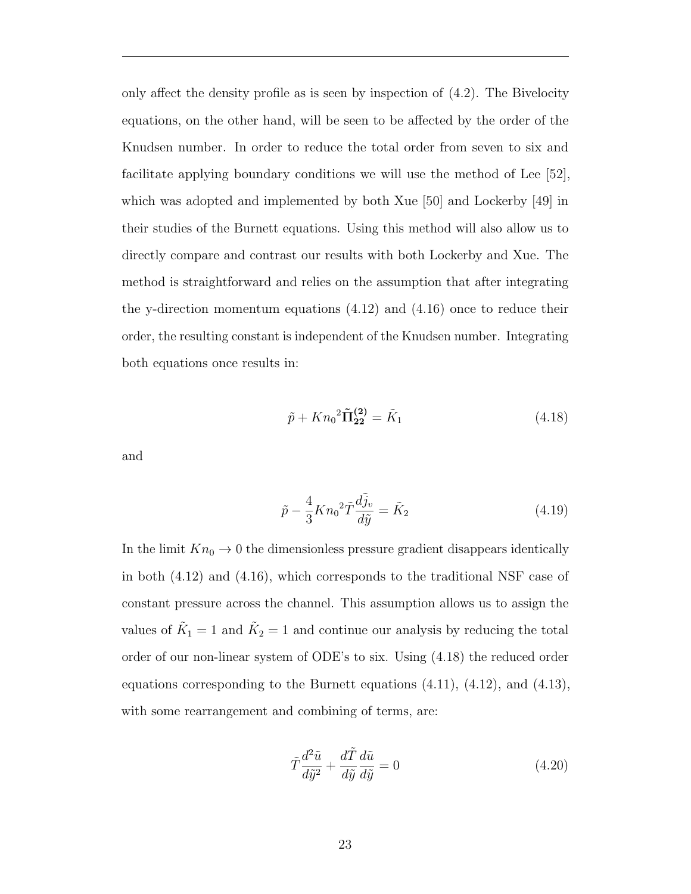only affect the density profile as is seen by inspection of (4.2). The Bivelocity equations, on the other hand, will be seen to be affected by the order of the Knudsen number. In order to reduce the total order from seven to six and facilitate applying boundary conditions we will use the method of Lee [52], which was adopted and implemented by both Xue [50] and Lockerby [49] in their studies of the Burnett equations. Using this method will also allow us to directly compare and contrast our results with both Lockerby and Xue. The method is straightforward and relies on the assumption that after integrating the y-direction momentum equations (4.12) and (4.16) once to reduce their order, the resulting constant is independent of the Knudsen number. Integrating both equations once results in:

$$\tilde{p} + {Kn_0}^2 \tilde{\mathbf{\Pi}}^{(\mathbf{2})}_{\mathbf{22}} = \tilde{K}_1 \tag{4.18}$$

and

$$\tilde{p} - \frac{4}{3} {Kn_0}^2 \tilde{T} \frac{d\tilde{j}_v}{d\tilde{y}} = \tilde{K}_2 \tag{4.19}$$

In the limit $Kn_0 \to 0$ the dimensionless pressure gradient disappears identically in both (4.12) and (4.16), which corresponds to the traditional NSF case of constant pressure across the channel. This assumption allows us to assign the values of $\tilde{K}_1 = 1$ and $\tilde{K}_2 = 1$ and continue our analysis by reducing the total order of our non-linear system of ODE's to six. Using (4.18) the reduced order equations corresponding to the Burnett equations (4.11), (4.12), and (4.13), with some rearrangement and combining of terms, are:

$$\tilde{T} \frac{d^2 \tilde{u}}{d\tilde{y}^2} + \frac{d\tilde{T}}{d\tilde{y}} \frac{d\tilde{u}}{d\tilde{y}} = 0 \tag{4.20}$$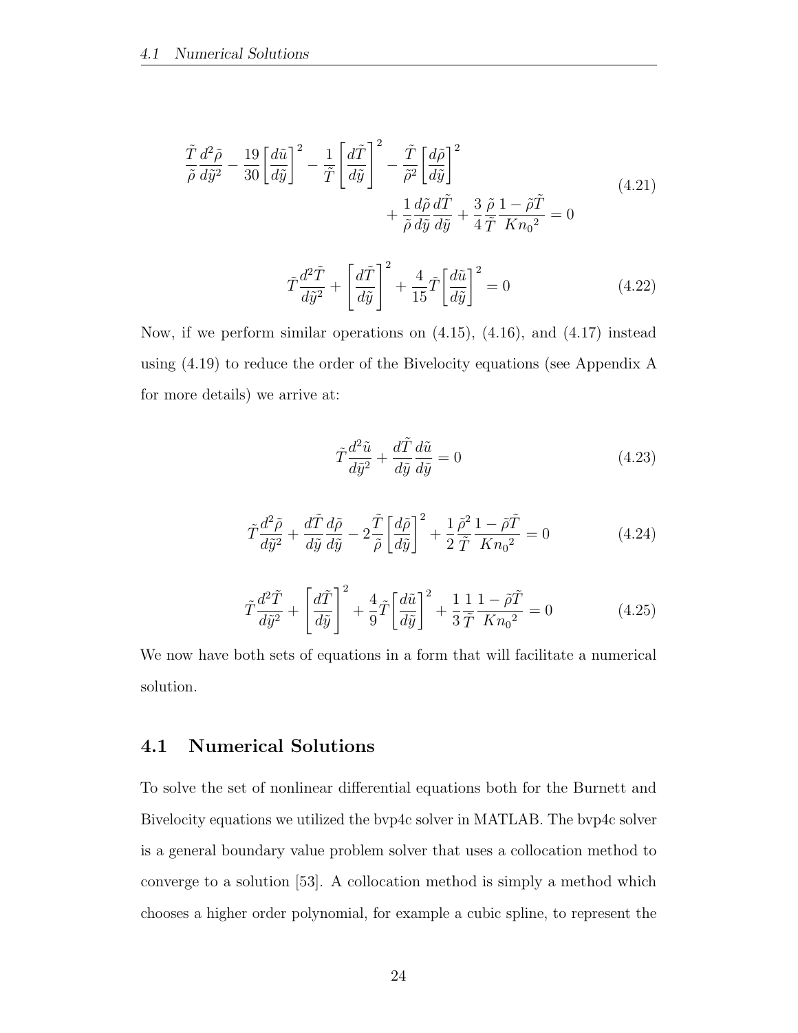$$
\begin{aligned}
\frac{\tilde{T}}{\tilde{\rho}}\frac{d^2\tilde{\rho}}{d\tilde{y}^2} - \frac{19}{30}\left[\frac{d\tilde{u}}{d\tilde{y}}\right]^2 - \frac{1}{\tilde{T}}\left[\frac{d\tilde{T}}{d\tilde{y}}\right]^2 - \frac{\tilde{T}}{\tilde{\rho}^2}\left[\frac{d\tilde{\rho}}{d\tilde{y}}\right]^2 \\
+ \frac{1}{\tilde{\rho}}\frac{d\tilde{\rho}}{d\tilde{y}}\frac{d\tilde{T}}{d\tilde{y}} + \frac{3}{4}\frac{\tilde{\rho}}{\tilde{T}}\frac{1-\tilde{\rho}\tilde{T}}{{Kn_0}^2} = 0
\end{aligned}
\tag{4.21}
$$

$$
\tilde{T}\frac{d^2\tilde{T}}{d\tilde{y}^2} + \left[\frac{d\tilde{T}}{d\tilde{y}}\right]^2 + \frac{4}{15}\tilde{T}\left[\frac{d\tilde{u}}{d\tilde{y}}\right]^2 = 0 \tag{4.22}
$$

Now, if we perform similar operations on (4.15), (4.16), and (4.17) instead using (4.19) to reduce the order of the Bivelocity equations (see Appendix A for more details) we arrive at:

$$
\tilde{T}\frac{d^2\tilde{u}}{d\tilde{y}^2} + \frac{d\tilde{T}}{d\tilde{y}}\frac{d\tilde{u}}{d\tilde{y}} = 0 \tag{4.23}
$$

$$
\tilde{T}\frac{d^2\tilde{\rho}}{d\tilde{y}^2} + \frac{d\tilde{T}}{d\tilde{y}}\frac{d\tilde{\rho}}{d\tilde{y}} - 2\frac{\tilde{T}}{\tilde{\rho}}\left[\frac{d\tilde{\rho}}{d\tilde{y}}\right]^2 + \frac{1}{2}\frac{\tilde{\rho}^2}{\tilde{T}}\frac{1-\tilde{\rho}\tilde{T}}{{Kn_0}^2} = 0 \tag{4.24}
$$

$$
\tilde{T}\frac{d^2\tilde{T}}{d\tilde{y}^2} + \left[\frac{d\tilde{T}}{d\tilde{y}}\right]^2 + \frac{4}{9}\tilde{T}\left[\frac{d\tilde{u}}{d\tilde{y}}\right]^2 + \frac{1}{3}\frac{1}{\tilde{T}}\frac{1-\tilde{\rho}\tilde{T}}{{Kn_0}^2} = 0 \tag{4.25}
$$

We now have both sets of equations in a form that will facilitate a numerical solution.

## 4.1 Numerical Solutions

To solve the set of nonlinear differential equations both for the Burnett and Bivelocity equations we utilized the bvp4c solver in MATLAB. The bvp4c solver is a general boundary value problem solver that uses a collocation method to converge to a solution [53]. A collocation method is simply a method which chooses a higher order polynomial, for example a cubic spline, to represent the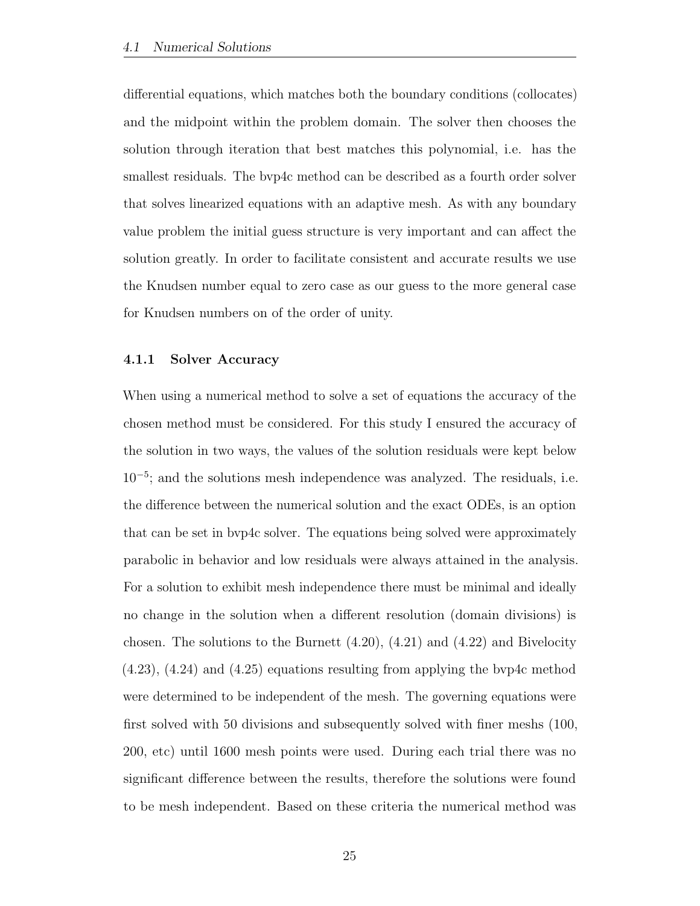differential equations, which matches both the boundary conditions (collocates) and the midpoint within the problem domain. The solver then chooses the solution through iteration that best matches this polynomial, i.e. has the smallest residuals. The bvp4c method can be described as a fourth order solver that solves linearized equations with an adaptive mesh. As with any boundary value problem the initial guess structure is very important and can affect the solution greatly. In order to facilitate consistent and accurate results we use the Knudsen number equal to zero case as our guess to the more general case for Knudsen numbers on of the order of unity.

### 4.1.1 Solver Accuracy

When using a numerical method to solve a set of equations the accuracy of the chosen method must be considered. For this study I ensured the accuracy of the solution in two ways, the values of the solution residuals were kept below $10^{-5}$; and the solutions mesh independence was analyzed. The residuals, i.e. the difference between the numerical solution and the exact ODEs, is an option that can be set in bvp4c solver. The equations being solved were approximately parabolic in behavior and low residuals were always attained in the analysis. For a solution to exhibit mesh independence there must be minimal and ideally no change in the solution when a different resolution (domain divisions) is chosen. The solutions to the Burnett (4.20), (4.21) and (4.22) and Bivelocity (4.23), (4.24) and (4.25) equations resulting from applying the bvp4c method were determined to be independent of the mesh. The governing equations were first solved with 50 divisions and subsequently solved with finer meshs (100, 200, etc) until 1600 mesh points were used. During each trial there was no significant difference between the results, therefore the solutions were found to be mesh independent. Based on these criteria the numerical method was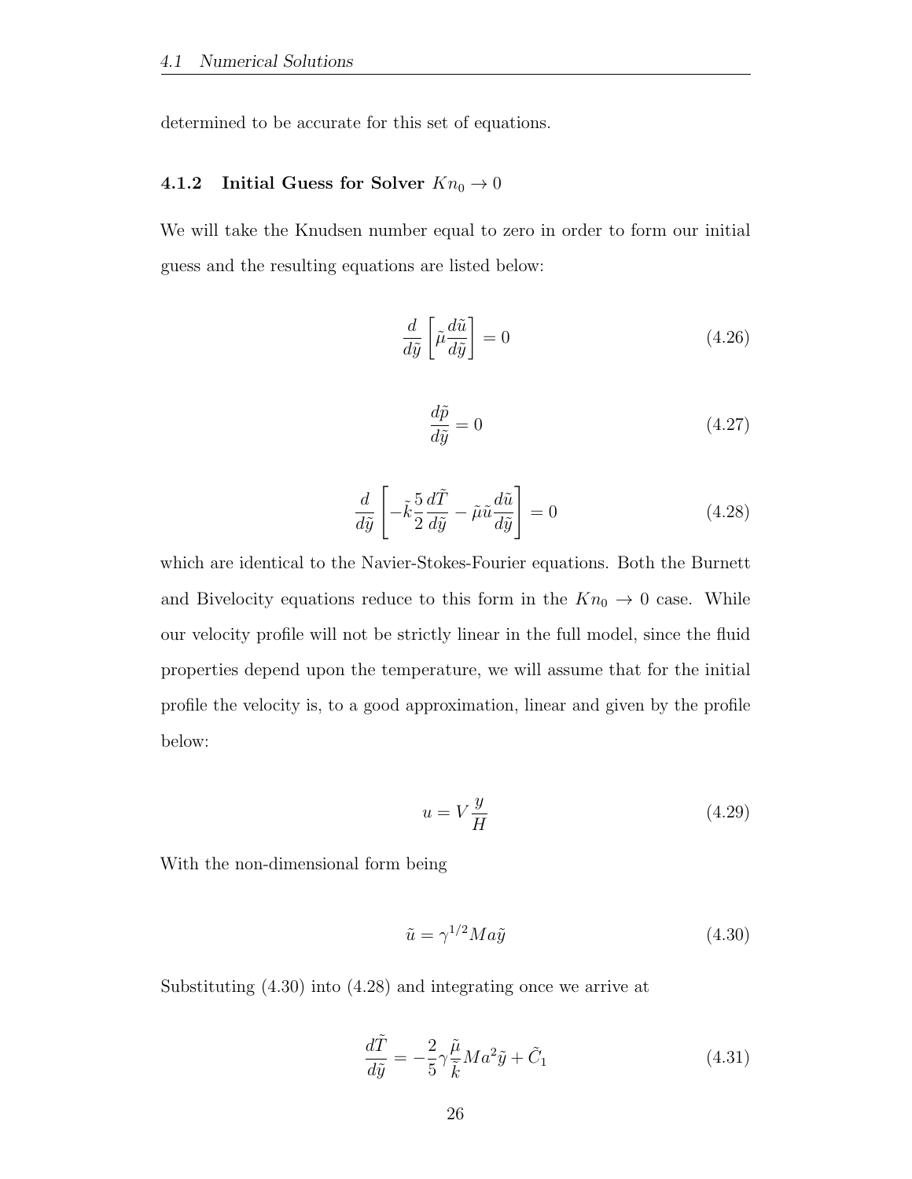determined to be accurate for this set of equations.

### 4.1.2 Initial Guess for Solver $Kn_0 \to 0$

We will take the Knudsen number equal to zero in order to form our initial guess and the resulting equations are listed below:

$$\frac{d}{d\tilde{y}}\left[\tilde{\mu}\frac{d\tilde{u}}{d\tilde{y}}\right] = 0 \tag{4.26}$$

$$\frac{d\tilde{p}}{d\tilde{y}} = 0 \tag{4.27}$$

$$\frac{d}{d\tilde{y}}\left[-\tilde{k}\frac{5}{2}\frac{d\tilde{T}}{d\tilde{y}} - \tilde{\mu}\tilde{u}\frac{d\tilde{u}}{d\tilde{y}}\right] = 0 \tag{4.28}$$

which are identical to the Navier-Stokes-Fourier equations. Both the Burnett and Bivelocity equations reduce to this form in the $Kn_0 \to 0$ case. While our velocity profile will not be strictly linear in the full model, since the fluid properties depend upon the temperature, we will assume that for the initial profile the velocity is, to a good approximation, linear and given by the profile below:

$$u = V\frac{y}{H} \tag{4.29}$$

With the non-dimensional form being

$$\tilde{u} = \gamma^{1/2}Ma\tilde{y} \tag{4.30}$$

Substituting (4.30) into (4.28) and integrating once we arrive at

$$\frac{d\tilde{T}}{d\tilde{y}} = -\frac{2}{5}\gamma\frac{\tilde{\mu}}{\tilde{k}}Ma^2\tilde{y} + \tilde{C}_1 \tag{4.31}$$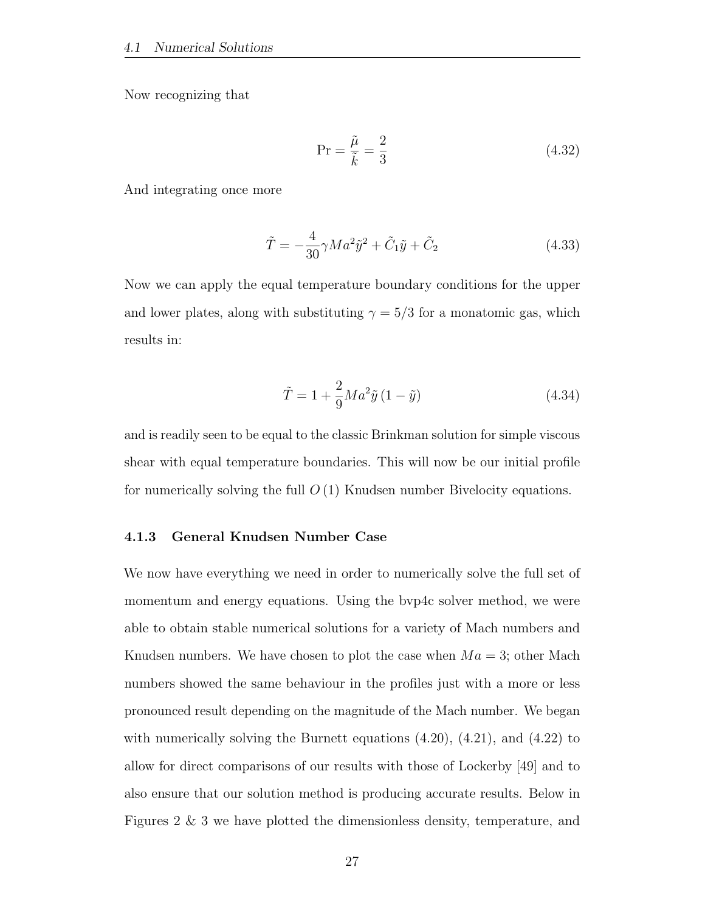Now recognizing that

$$\mathrm{Pr} = \frac{\tilde{\mu}}{\tilde{k}} = \frac{2}{3} \tag{4.32}$$

And integrating once more

$$\tilde{T} = -\frac{4}{30}\gamma Ma^2\tilde{y}^2 + \tilde{C}_1\tilde{y} + \tilde{C}_2 \tag{4.33}$$

Now we can apply the equal temperature boundary conditions for the upper and lower plates, along with substituting $\gamma = 5/3$ for a monatomic gas, which results in:

$$\tilde{T} = 1 + \frac{2}{9}Ma^2\tilde{y}\left(1 - \tilde{y}\right) \tag{4.34}$$

and is readily seen to be equal to the classic Brinkman solution for simple viscous shear with equal temperature boundaries. This will now be our initial profile for numerically solving the full $O\left(1\right)$ Knudsen number Bivelocity equations.

### 4.1.3 General Knudsen Number Case

We now have everything we need in order to numerically solve the full set of momentum and energy equations. Using the bvp4c solver method, we were able to obtain stable numerical solutions for a variety of Mach numbers and Knudsen numbers. We have chosen to plot the case when $Ma = 3$; other Mach numbers showed the same behaviour in the profiles just with a more or less pronounced result depending on the magnitude of the Mach number. We began with numerically solving the Burnett equations (4.20), (4.21), and (4.22) to allow for direct comparisons of our results with those of Lockerby [49] and to also ensure that our solution method is producing accurate results. Below in Figures 2 & 3 we have plotted the dimensionless density, temperature, and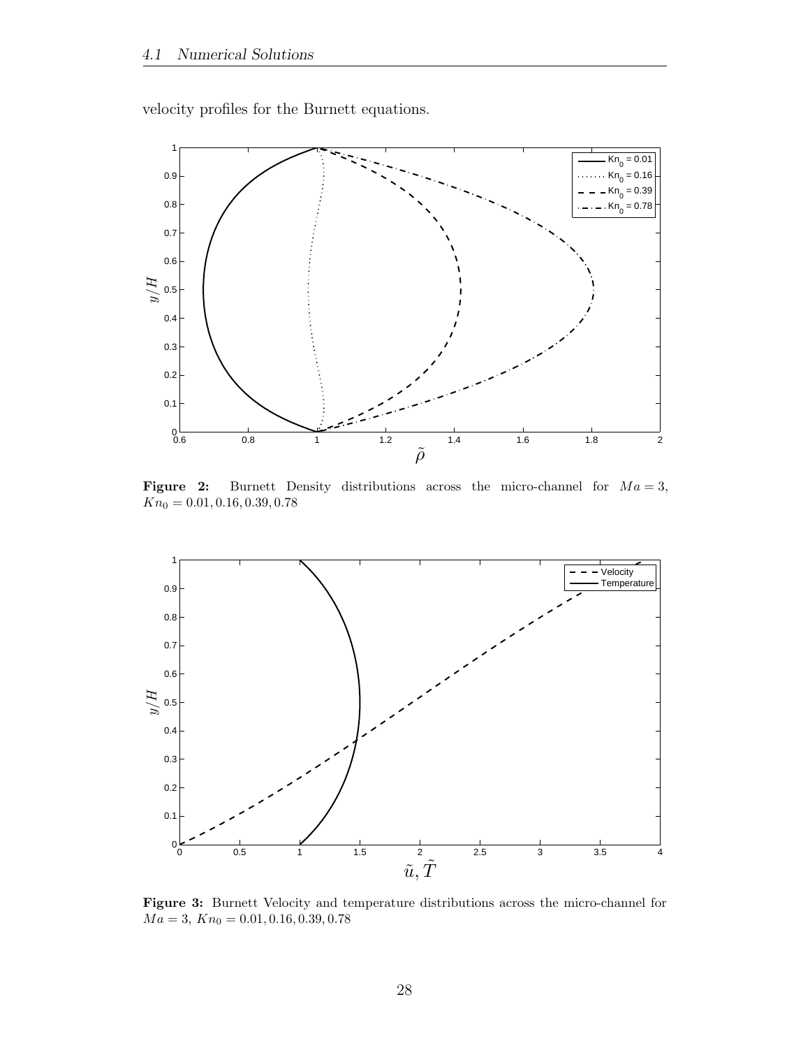velocity profiles for the Burnett equations.

**Figure 2:** Burnett Density distributions across the micro-channel for $Ma = 3$, $Kn_0 = 0.01, 0.16, 0.39, 0.78$

**Figure 3:** Burnett Velocity and temperature distributions across the micro-channel for $Ma = 3$, $Kn_0 = 0.01, 0.16, 0.39, 0.78$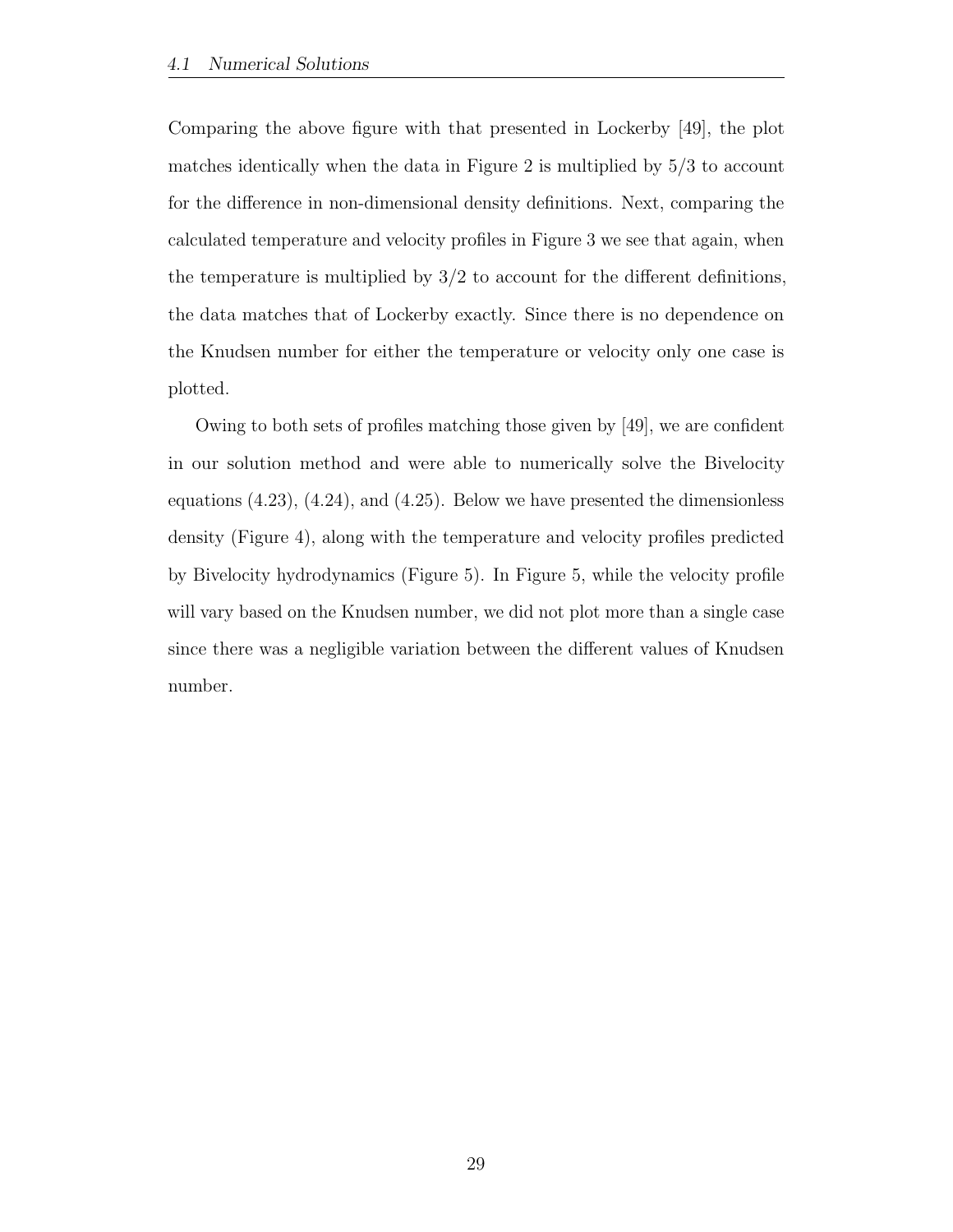Comparing the above figure with that presented in Lockerby [49], the plot matches identically when the data in Figure 2 is multiplied by $5/3$ to account for the difference in non-dimensional density definitions. Next, comparing the calculated temperature and velocity profiles in Figure 3 we see that again, when the temperature is multiplied by $3/2$ to account for the different definitions, the data matches that of Lockerby exactly. Since there is no dependence on the Knudsen number for either the temperature or velocity only one case is plotted.

Owing to both sets of profiles matching those given by [49], we are confident in our solution method and were able to numerically solve the Bivelocity equations (4.23), (4.24), and (4.25). Below we have presented the dimensionless density (Figure 4), along with the temperature and velocity profiles predicted by Bivelocity hydrodynamics (Figure 5). In Figure 5, while the velocity profile will vary based on the Knudsen number, we did not plot more than a single case since there was a negligible variation between the different values of Knudsen number.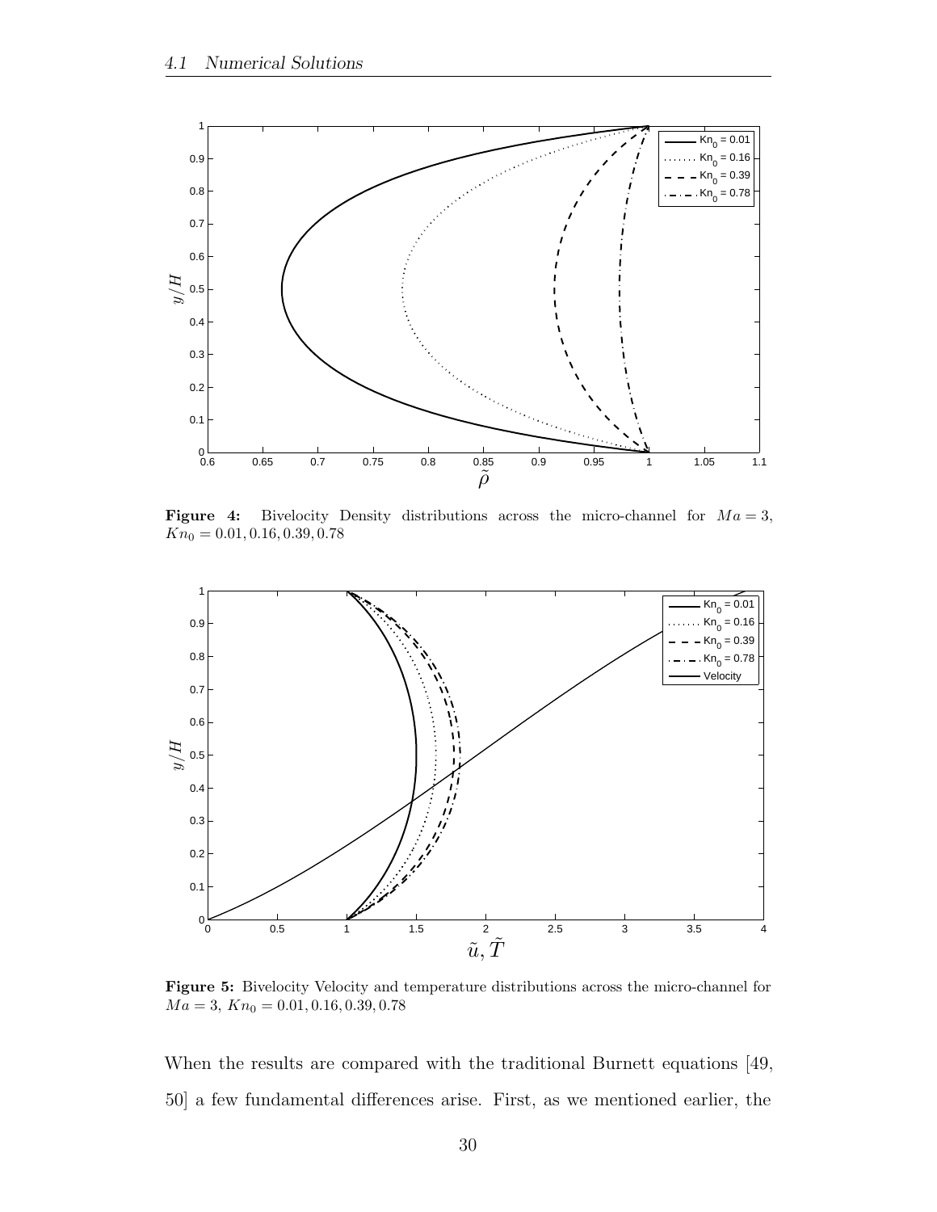**Figure 4:** Bivelocity Density distributions across the micro-channel for $Ma = 3$, $Kn_0 = 0.01, 0.16, 0.39, 0.78$

**Figure 5:** Bivelocity Velocity and temperature distributions across the micro-channel for $Ma = 3$, $Kn_0 = 0.01, 0.16, 0.39, 0.78$

When the results are compared with the traditional Burnett equations [49, 50] a few fundamental differences arise. First, as we mentioned earlier, the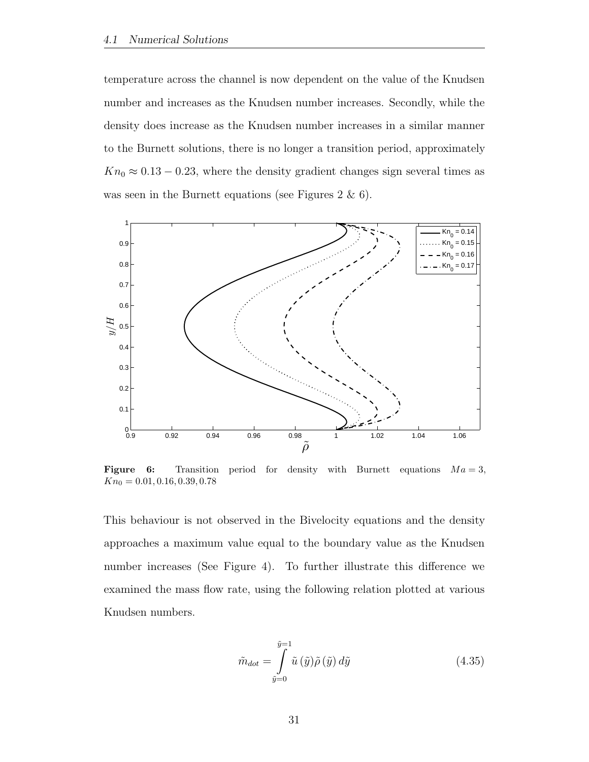temperature across the channel is now dependent on the value of the Knudsen number and increases as the Knudsen number increases. Secondly, while the density does increase as the Knudsen number increases in a similar manner to the Burnett solutions, there is no longer a transition period, approximately $Kn_0 \approx 0.13 - 0.23$, where the density gradient changes sign several times as was seen in the Burnett equations (see Figures 2 & 6).

**Figure 6:** Transition period for density with Burnett equations $Ma = 3$, $Kn_0 = 0.01, 0.16, 0.39, 0.78$

This behaviour is not observed in the Bivelocity equations and the density approaches a maximum value equal to the boundary value as the Knudsen number increases (See Figure 4). To further illustrate this difference we examined the mass flow rate, using the following relation plotted at various Knudsen numbers.

$$\tilde{m}_{dot} = \int_{\tilde{y}=0}^{\tilde{y}=1} \tilde{u}\left(\tilde{y}\right)\tilde{\rho}\left(\tilde{y}\right) d\tilde{y} \tag{4.35}$$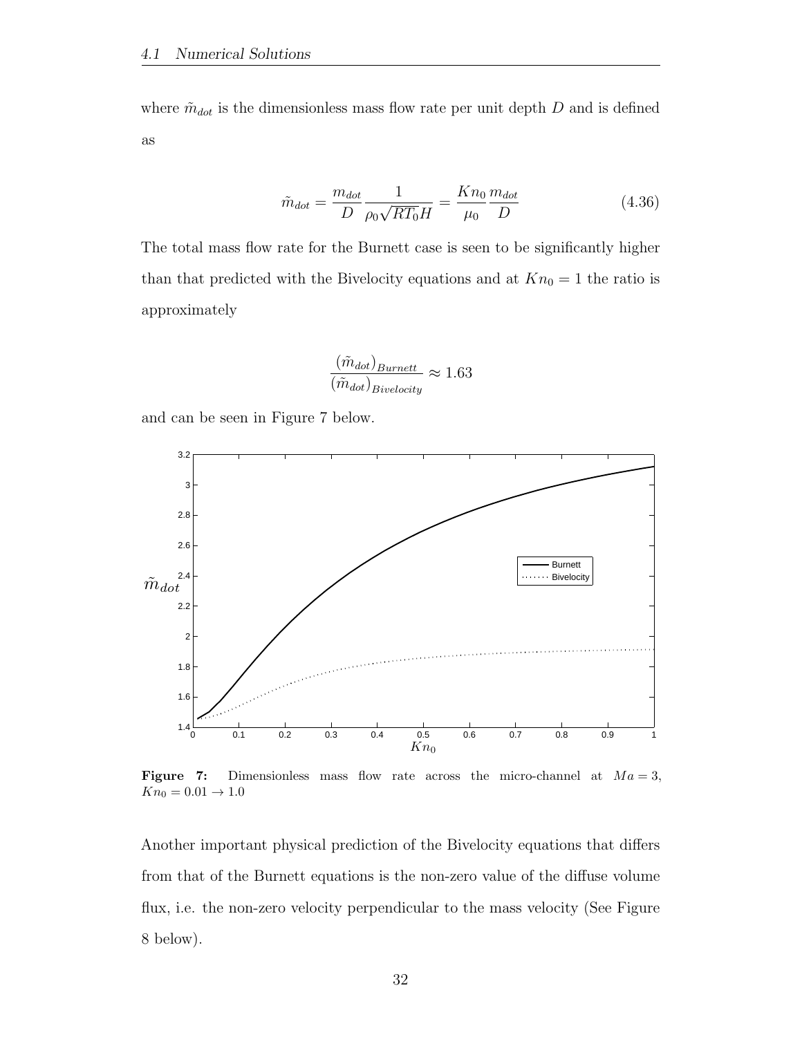where $\tilde{m}_{dot}$ is the dimensionless mass flow rate per unit depth $D$ and is defined as

$$\tilde{m}_{dot} = \frac{m_{dot}}{D} \frac{1}{\rho_0 \sqrt{RT_0} H} = \frac{Kn_0}{\mu_0} \frac{m_{dot}}{D} \tag{4.36}$$

The total mass flow rate for the Burnett case is seen to be significantly higher than that predicted with the Bivelocity equations and at $Kn_0 = 1$ the ratio is approximately

$$\frac{(\tilde{m}_{dot})_{Burnett}}{(\tilde{m}_{dot})_{Bivelocity}} \approx 1.63$$

and can be seen in Figure 7 below.

**Figure 7:** Dimensionless mass flow rate across the micro-channel at $Ma = 3$, $Kn_0 = 0.01 \rightarrow 1.0$

Another important physical prediction of the Bivelocity equations that differs from that of the Burnett equations is the non-zero value of the diffuse volume flux, i.e. the non-zero velocity perpendicular to the mass velocity (See Figure 8 below).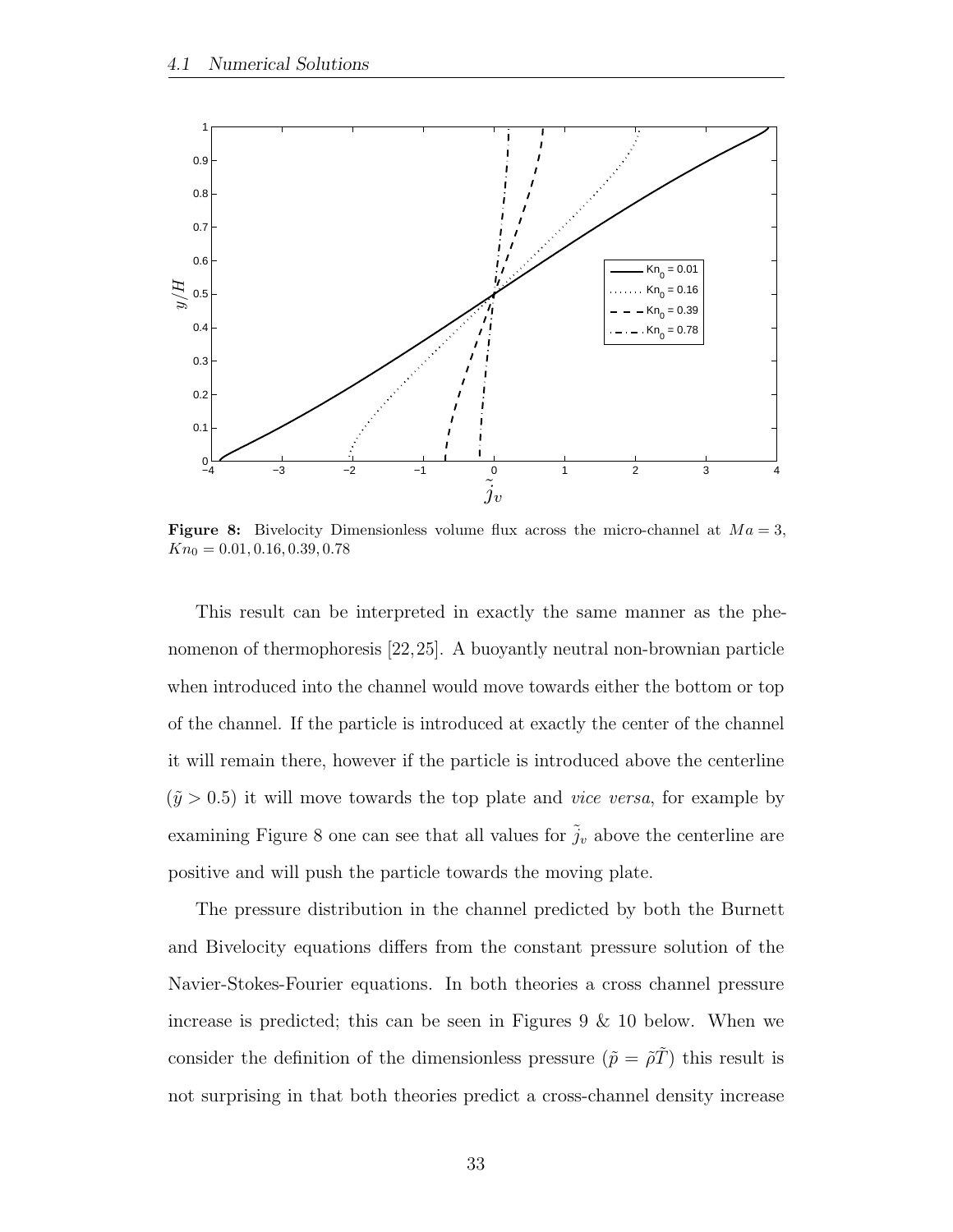**Figure 8:** Bivelocity Dimensionless volume flux across the micro-channel at $Ma = 3$, $Kn_0 = 0.01, 0.16, 0.39, 0.78$

This result can be interpreted in exactly the same manner as the phenomenon of thermophoresis [22,25]. A buoyantly neutral non-brownian particle when introduced into the channel would move towards either the bottom or top of the channel. If the particle is introduced at exactly the center of the channel it will remain there, however if the particle is introduced above the centerline ($\tilde{y} > 0.5$) it will move towards the top plate and *vice versa*, for example by examining Figure 8 one can see that all values for $\tilde{j}_v$ above the centerline are positive and will push the particle towards the moving plate.

The pressure distribution in the channel predicted by both the Burnett and Bivelocity equations differs from the constant pressure solution of the Navier-Stokes-Fourier equations. In both theories a cross channel pressure increase is predicted; this can be seen in Figures 9 & 10 below. When we consider the definition of the dimensionless pressure ($\tilde{p} = \tilde{\rho}\tilde{T}$) this result is not surprising in that both theories predict a cross-channel density increase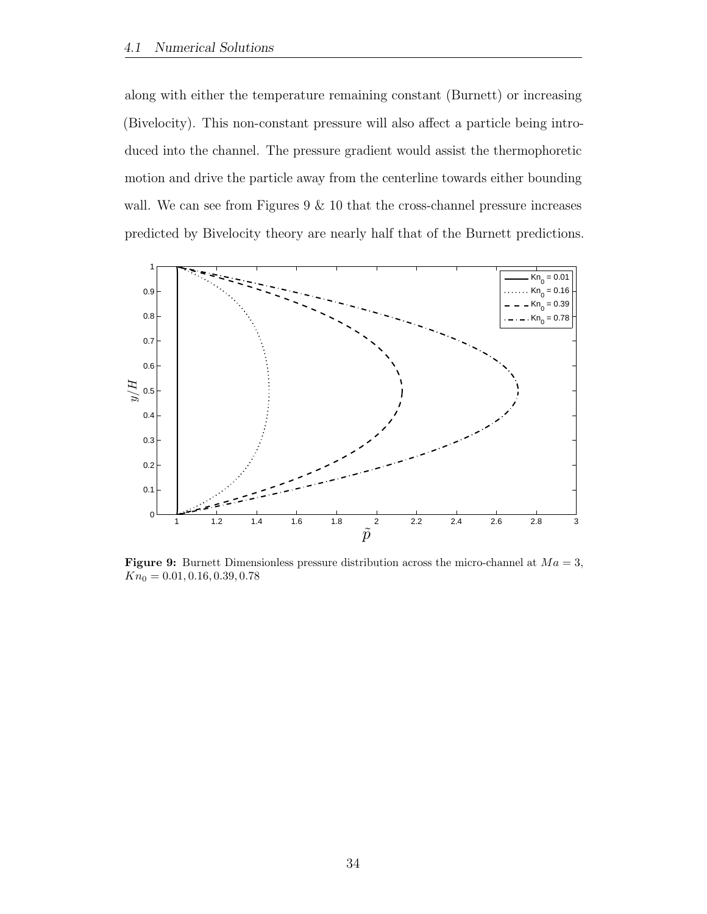along with either the temperature remaining constant (Burnett) or increasing (Bivelocity). This non-constant pressure will also affect a particle being introduced into the channel. The pressure gradient would assist the thermophoretic motion and drive the particle away from the centerline towards either bounding wall. We can see from Figures 9 & 10 that the cross-channel pressure increases predicted by Bivelocity theory are nearly half that of the Burnett predictions.

**Figure 9:** Burnett Dimensionless pressure distribution across the micro-channel at $Ma = 3$, $Kn_0 = 0.01, 0.16, 0.39, 0.78$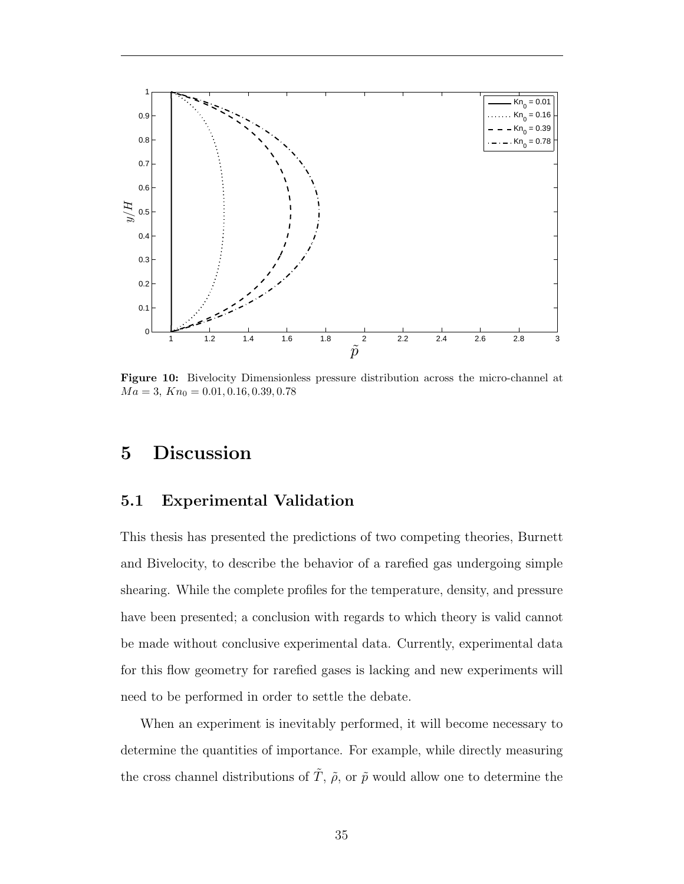**Figure 10:** Bivelocity Dimensionless pressure distribution across the micro-channel at $Ma = 3$, $Kn_0 = 0.01, 0.16, 0.39, 0.78$

# 5 Discussion

## 5.1 Experimental Validation

This thesis has presented the predictions of two competing theories, Burnett and Bivelocity, to describe the behavior of a rarefied gas undergoing simple shearing. While the complete profiles for the temperature, density, and pressure have been presented; a conclusion with regards to which theory is valid cannot be made without conclusive experimental data. Currently, experimental data for this flow geometry for rarefied gases is lacking and new experiments will need to be performed in order to settle the debate.

When an experiment is inevitably performed, it will become necessary to determine the quantities of importance. For example, while directly measuring the cross channel distributions of $\tilde{T}$, $\tilde{\rho}$, or $\tilde{p}$ would allow one to determine the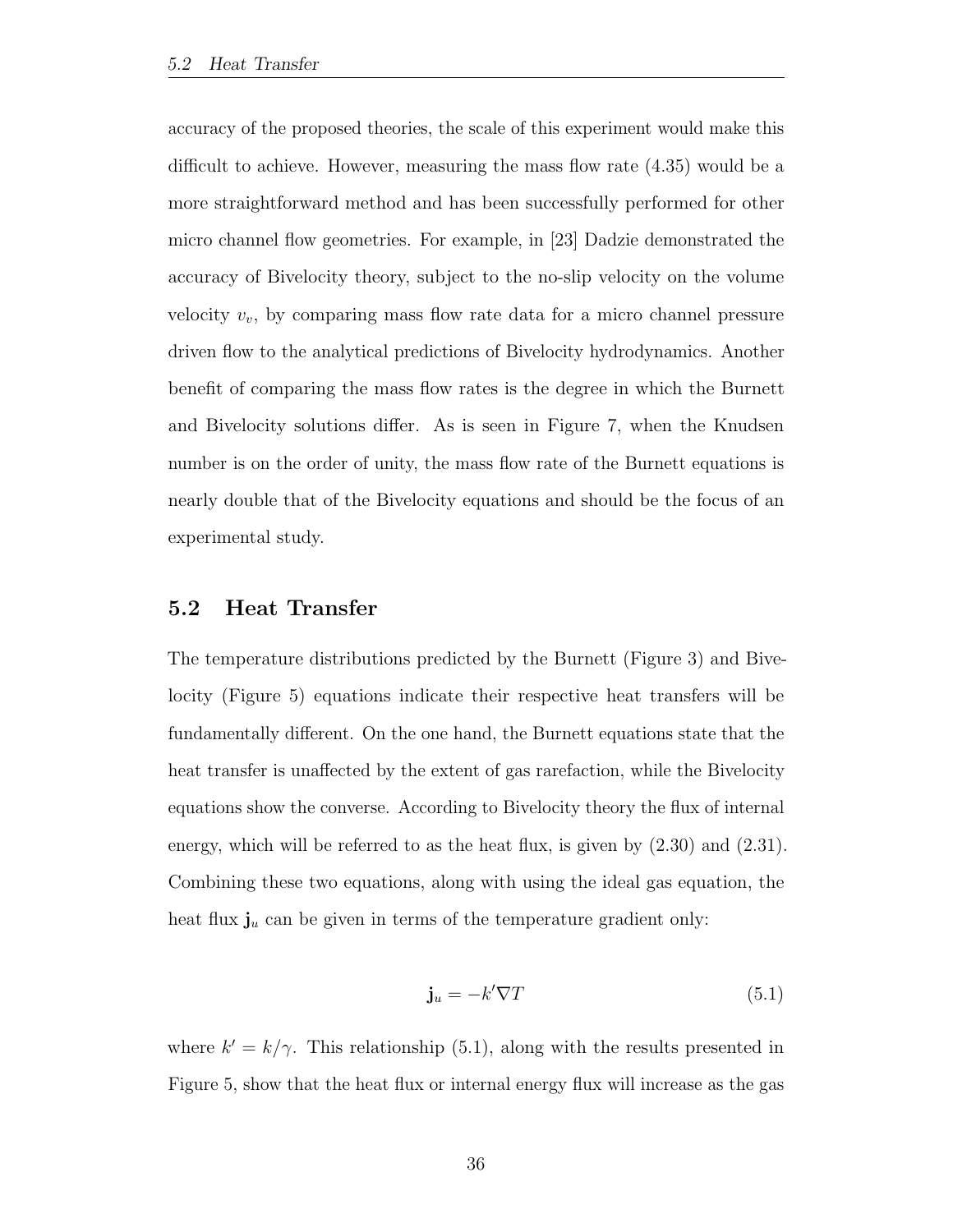accuracy of the proposed theories, the scale of this experiment would make this difficult to achieve. However, measuring the mass flow rate (4.35) would be a more straightforward method and has been successfully performed for other micro channel flow geometries. For example, in [23] Dadzie demonstrated the accuracy of Bivelocity theory, subject to the no-slip velocity on the volume velocity $v_v$, by comparing mass flow rate data for a micro channel pressure driven flow to the analytical predictions of Bivelocity hydrodynamics. Another benefit of comparing the mass flow rates is the degree in which the Burnett and Bivelocity solutions differ. As is seen in Figure 7, when the Knudsen number is on the order of unity, the mass flow rate of the Burnett equations is nearly double that of the Bivelocity equations and should be the focus of an experimental study.

## 5.2 Heat Transfer

The temperature distributions predicted by the Burnett (Figure 3) and Bivelocity (Figure 5) equations indicate their respective heat transfers will be fundamentally different. On the one hand, the Burnett equations state that the heat transfer is unaffected by the extent of gas rarefaction, while the Bivelocity equations show the converse. According to Bivelocity theory the flux of internal energy, which will be referred to as the heat flux, is given by (2.30) and (2.31). Combining these two equations, along with using the ideal gas equation, the heat flux $\mathbf{j}_u$ can be given in terms of the temperature gradient only:

$$\mathbf{j}_u = -k' \nabla T \tag{5.1}$$

where $k' = k/\gamma$. This relationship (5.1), along with the results presented in Figure 5, show that the heat flux or internal energy flux will increase as the gas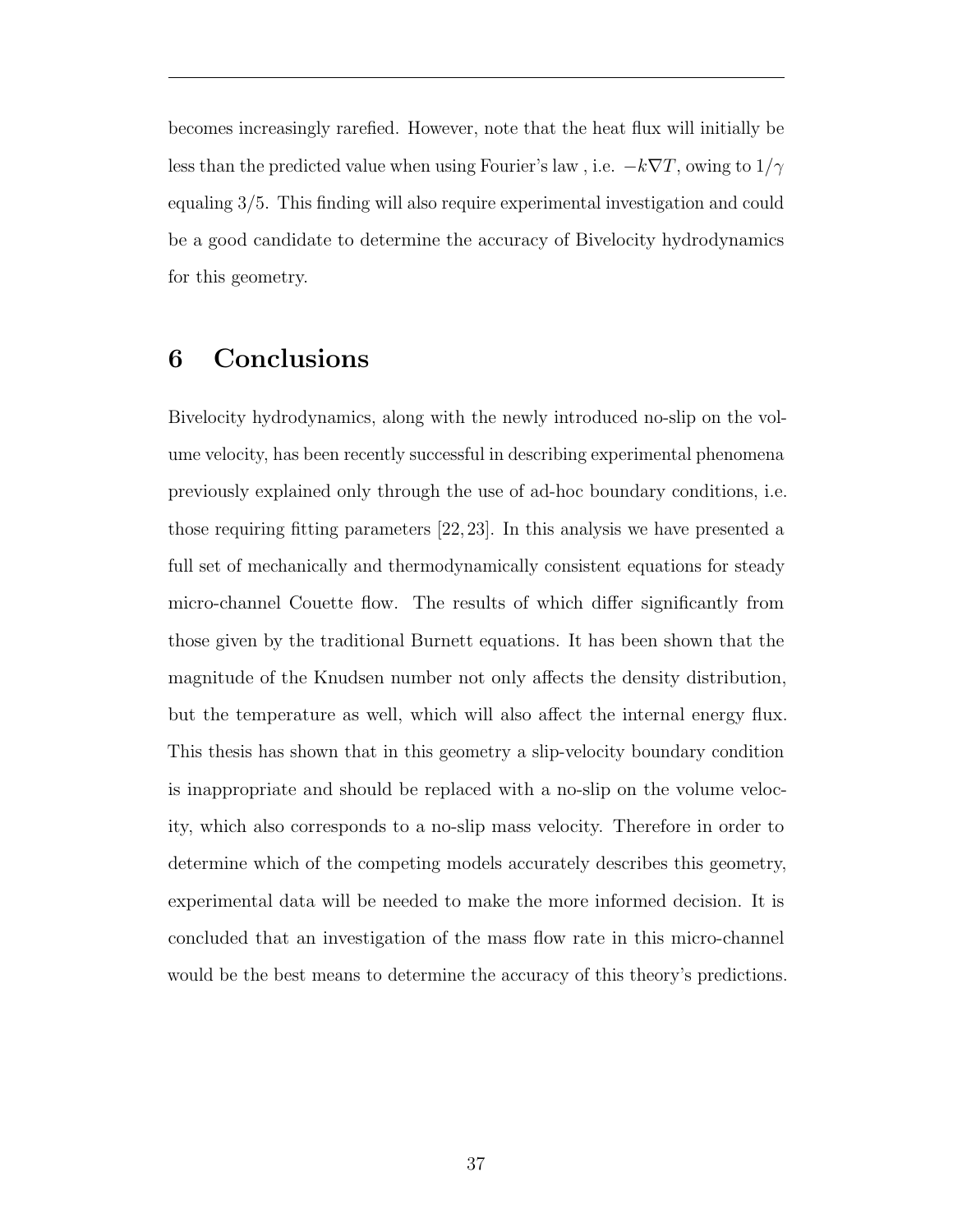becomes increasingly rarefied. However, note that the heat flux will initially be less than the predicted value when using Fourier's law , i.e. $-k\nabla T$, owing to $1/\gamma$ equaling 3/5. This finding will also require experimental investigation and could be a good candidate to determine the accuracy of Bivelocity hydrodynamics for this geometry.

# 6 Conclusions

Bivelocity hydrodynamics, along with the newly introduced no-slip on the volume velocity, has been recently successful in describing experimental phenomena previously explained only through the use of ad-hoc boundary conditions, i.e. those requiring fitting parameters [22, 23]. In this analysis we have presented a full set of mechanically and thermodynamically consistent equations for steady micro-channel Couette flow. The results of which differ significantly from those given by the traditional Burnett equations. It has been shown that the magnitude of the Knudsen number not only affects the density distribution, but the temperature as well, which will also affect the internal energy flux. This thesis has shown that in this geometry a slip-velocity boundary condition is inappropriate and should be replaced with a no-slip on the volume velocity, which also corresponds to a no-slip mass velocity. Therefore in order to determine which of the competing models accurately describes this geometry, experimental data will be needed to make the more informed decision. It is concluded that an investigation of the mass flow rate in this micro-channel would be the best means to determine the accuracy of this theory's predictions.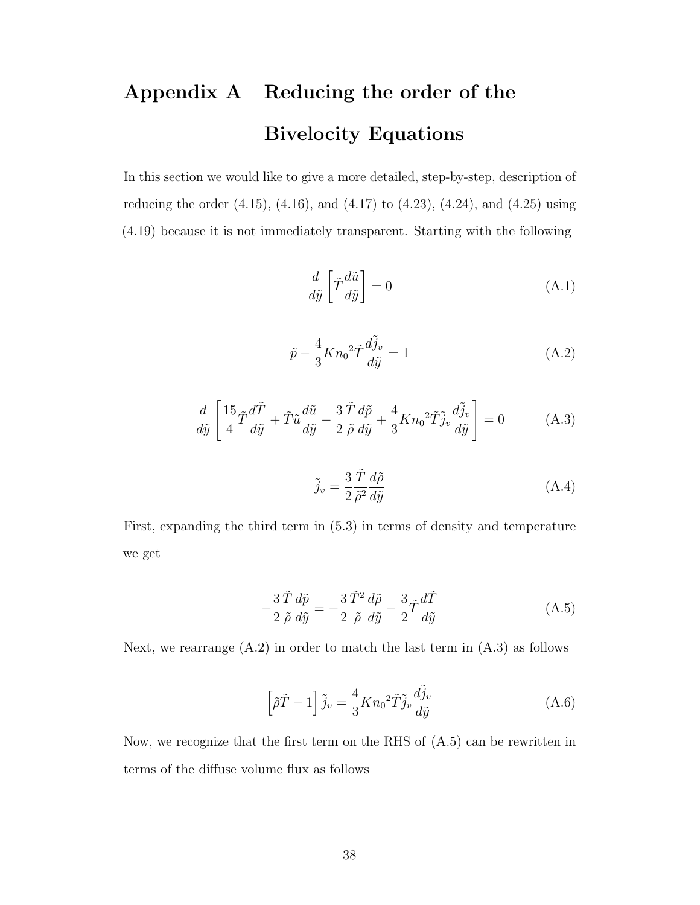# Appendix A  Reducing the order of the Bivelocity Equations

In this section we would like to give a more detailed, step-by-step, description of reducing the order (4.15), (4.16), and (4.17) to (4.23), (4.24), and (4.25) using (4.19) because it is not immediately transparent. Starting with the following

$$\frac{d}{d\tilde{y}}\left[\tilde{T}\frac{d\tilde{u}}{d\tilde{y}}\right] = 0 \tag{A.1}$$

$$\tilde{p} - \frac{4}{3}{Kn_0}^2\tilde{T}\frac{d\tilde{j}_v}{d\tilde{y}} = 1 \tag{A.2}$$

$$\frac{d}{d\tilde{y}}\left[\frac{15}{4}\tilde{T}\frac{d\tilde{T}}{d\tilde{y}} + \tilde{T}\tilde{u}\frac{d\tilde{u}}{d\tilde{y}} - \frac{3}{2}\frac{\tilde{T}}{\tilde{\rho}}\frac{d\tilde{p}}{d\tilde{y}} + \frac{4}{3}{Kn_0}^2\tilde{T}\tilde{j}_v\frac{d\tilde{j}_v}{d\tilde{y}}\right] = 0 \tag{A.3}$$

$$\tilde{j}_v = \frac{3}{2}\frac{\tilde{T}}{\tilde{\rho}^2}\frac{d\tilde{\rho}}{d\tilde{y}} \tag{A.4}$$

First, expanding the third term in (5.3) in terms of density and temperature we get

$$-\frac{3}{2}\frac{\tilde{T}}{\tilde{\rho}}\frac{d\tilde{p}}{d\tilde{y}} = -\frac{3}{2}\frac{\tilde{T}^2}{\tilde{\rho}}\frac{d\tilde{\rho}}{d\tilde{y}} - \frac{3}{2}\tilde{T}\frac{d\tilde{T}}{d\tilde{y}} \tag{A.5}$$

Next, we rearrange (A.2) in order to match the last term in (A.3) as follows

$$\left[\tilde{\rho}\tilde{T} - 1\right]\tilde{j}_v = \frac{4}{3}{Kn_0}^2\tilde{T}\tilde{j}_v\frac{d\tilde{j}_v}{d\tilde{y}} \tag{A.6}$$

Now, we recognize that the first term on the RHS of (A.5) can be rewritten in terms of the diffuse volume flux as follows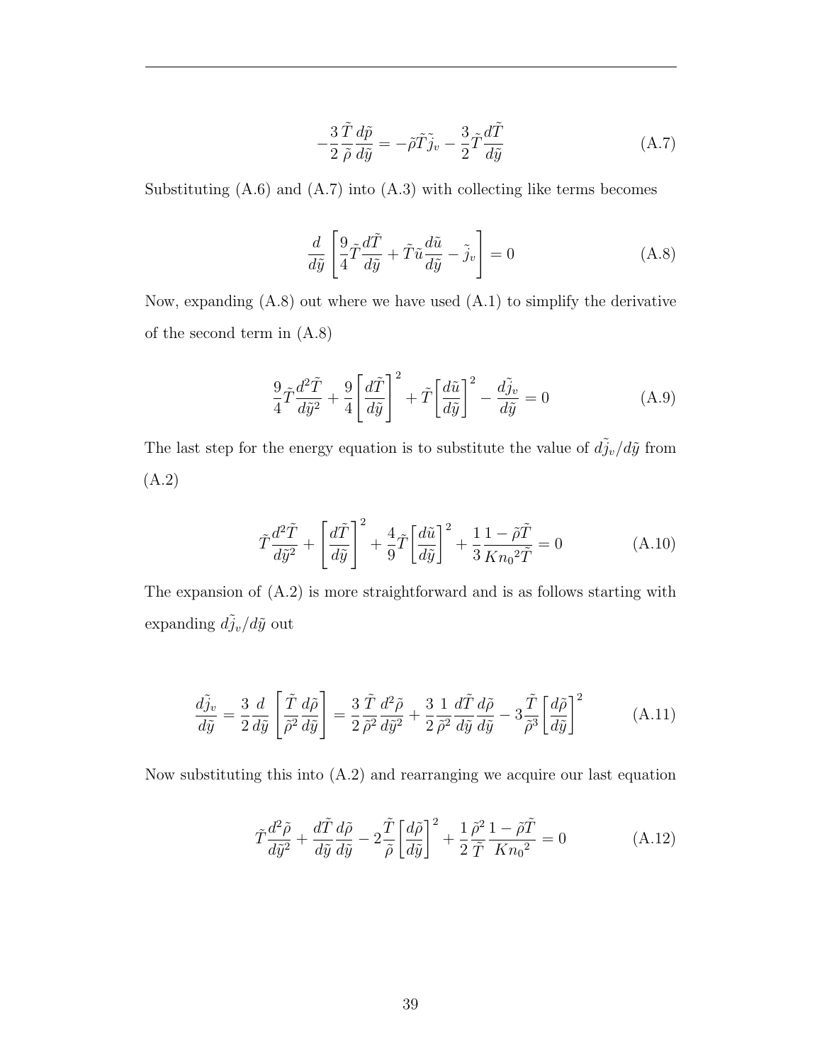$$-\frac{3}{2}\frac{\tilde{T}}{\tilde{\rho}}\frac{d\tilde{p}}{d\tilde{y}} = -\tilde{\rho}\tilde{T}\tilde{j}_v - \frac{3}{2}\tilde{T}\frac{d\tilde{T}}{d\tilde{y}} \tag{A.7}$$

Substituting (A.6) and (A.7) into (A.3) with collecting like terms becomes

$$\frac{d}{d\tilde{y}}\left[\frac{9}{4}\tilde{T}\frac{d\tilde{T}}{d\tilde{y}} + \tilde{T}\tilde{u}\frac{d\tilde{u}}{d\tilde{y}} - \tilde{j}_v\right] = 0 \tag{A.8}$$

Now, expanding (A.8) out where we have used (A.1) to simplify the derivative of the second term in (A.8)

$$\frac{9}{4}\tilde{T}\frac{d^2\tilde{T}}{d\tilde{y}^2} + \frac{9}{4}\left[\frac{d\tilde{T}}{d\tilde{y}}\right]^2 + \tilde{T}\left[\frac{d\tilde{u}}{d\tilde{y}}\right]^2 - \frac{d\tilde{j}_v}{d\tilde{y}} = 0 \tag{A.9}$$

The last step for the energy equation is to substitute the value of $d\tilde{j}_v/d\tilde{y}$ from (A.2)

$$\tilde{T}\frac{d^2\tilde{T}}{d\tilde{y}^2} + \left[\frac{d\tilde{T}}{d\tilde{y}}\right]^2 + \frac{4}{9}\tilde{T}\left[\frac{d\tilde{u}}{d\tilde{y}}\right]^2 + \frac{1}{3}\frac{1-\tilde{\rho}\tilde{T}}{Kn_0{}^2\tilde{T}} = 0 \tag{A.10}$$

The expansion of (A.2) is more straightforward and is as follows starting with expanding $d\tilde{j}_v/d\tilde{y}$ out

$$\frac{d\tilde{j}_v}{d\tilde{y}} = \frac{3}{2}\frac{d}{d\tilde{y}}\left[\frac{\tilde{T}}{\tilde{\rho}^2}\frac{d\tilde{\rho}}{d\tilde{y}}\right] = \frac{3}{2}\frac{\tilde{T}}{\tilde{\rho}^2}\frac{d^2\tilde{\rho}}{d\tilde{y}^2} + \frac{3}{2}\frac{1}{\tilde{\rho}^2}\frac{d\tilde{T}}{d\tilde{y}}\frac{d\tilde{\rho}}{d\tilde{y}} - 3\frac{\tilde{T}}{\tilde{\rho}^3}\left[\frac{d\tilde{\rho}}{d\tilde{y}}\right]^2 \tag{A.11}$$

Now substituting this into (A.2) and rearranging we acquire our last equation

$$\tilde{T}\frac{d^2\tilde{\rho}}{d\tilde{y}^2} + \frac{d\tilde{T}}{d\tilde{y}}\frac{d\tilde{\rho}}{d\tilde{y}} - 2\frac{\tilde{T}}{\tilde{\rho}}\left[\frac{d\tilde{\rho}}{d\tilde{y}}\right]^2 + \frac{1}{2}\frac{\tilde{\rho}^2}{\tilde{T}}\frac{1-\tilde{\rho}\tilde{T}}{Kn_0{}^2} = 0 \tag{A.12}$$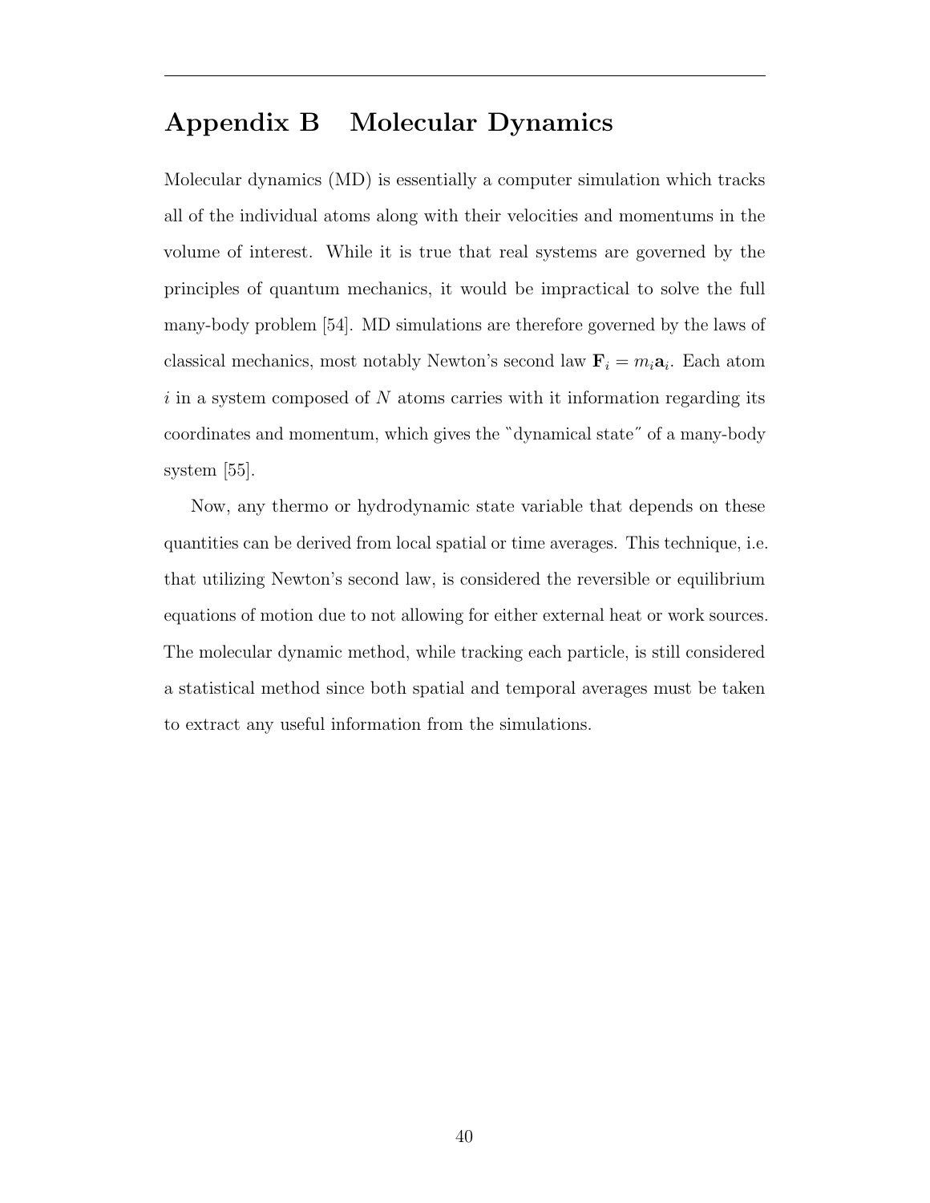# Appendix B Molecular Dynamics

Molecular dynamics (MD) is essentially a computer simulation which tracks all of the individual atoms along with their velocities and momentums in the volume of interest. While it is true that real systems are governed by the principles of quantum mechanics, it would be impractical to solve the full many-body problem [54]. MD simulations are therefore governed by the laws of classical mechanics, most notably Newton's second law $\mathbf{F}_i = m_i\mathbf{a}_i$. Each atom $i$ in a system composed of $N$ atoms carries with it information regarding its coordinates and momentum, which gives the "dynamical state" of a many-body system [55].

Now, any thermo or hydrodynamic state variable that depends on these quantities can be derived from local spatial or time averages. This technique, i.e. that utilizing Newton's second law, is considered the reversible or equilibrium equations of motion due to not allowing for either external heat or work sources. The molecular dynamic method, while tracking each particle, is still considered a statistical method since both spatial and temporal averages must be taken to extract any useful information from the simulations.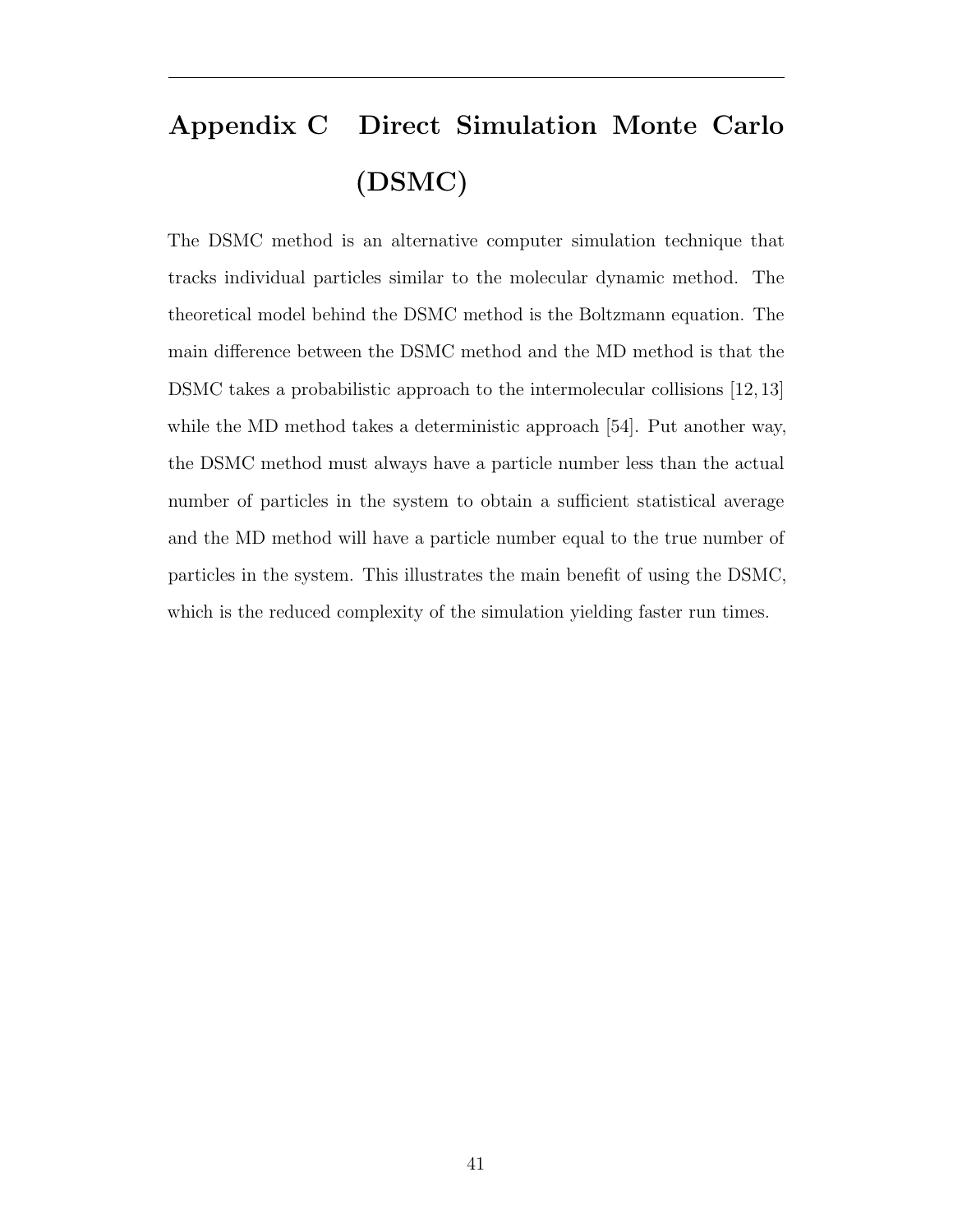# Appendix C Direct Simulation Monte Carlo (DSMC)

The DSMC method is an alternative computer simulation technique that tracks individual particles similar to the molecular dynamic method. The theoretical model behind the DSMC method is the Boltzmann equation. The main difference between the DSMC method and the MD method is that the DSMC takes a probabilistic approach to the intermolecular collisions [12, 13] while the MD method takes a deterministic approach [54]. Put another way, the DSMC method must always have a particle number less than the actual number of particles in the system to obtain a sufficient statistical average and the MD method will have a particle number equal to the true number of particles in the system. This illustrates the main benefit of using the DSMC, which is the reduced complexity of the simulation yielding faster run times.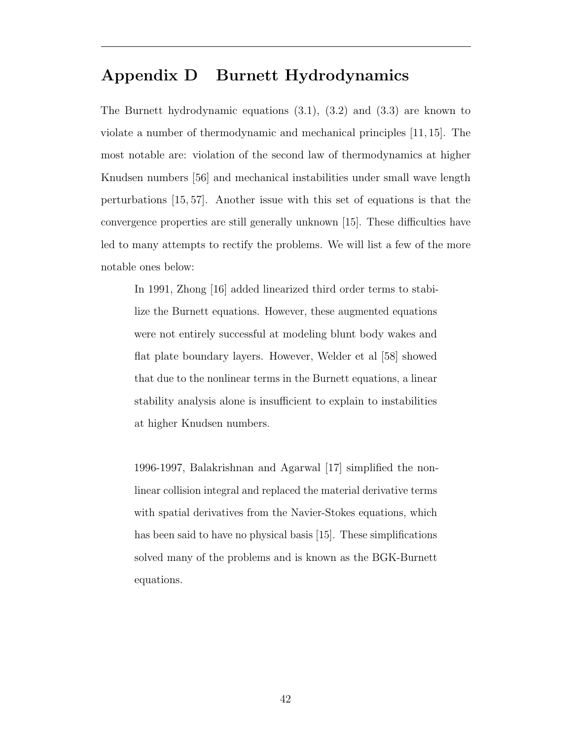# Appendix D Burnett Hydrodynamics

The Burnett hydrodynamic equations (3.1), (3.2) and (3.3) are known to violate a number of thermodynamic and mechanical principles [11, 15]. The most notable are: violation of the second law of thermodynamics at higher Knudsen numbers [56] and mechanical instabilities under small wave length perturbations [15, 57]. Another issue with this set of equations is that the convergence properties are still generally unknown [15]. These difficulties have led to many attempts to rectify the problems. We will list a few of the more notable ones below:

> In 1991, Zhong [16] added linearized third order terms to stabilize the Burnett equations. However, these augmented equations were not entirely successful at modeling blunt body wakes and flat plate boundary layers. However, Welder et al [58] showed that due to the nonlinear terms in the Burnett equations, a linear stability analysis alone is insufficient to explain to instabilities at higher Knudsen numbers.
>
> 1996-1997, Balakrishnan and Agarwal [17] simplified the nonlinear collision integral and replaced the material derivative terms with spatial derivatives from the Navier-Stokes equations, which has been said to have no physical basis [15]. These simplifications solved many of the problems and is known as the BGK-Burnett equations.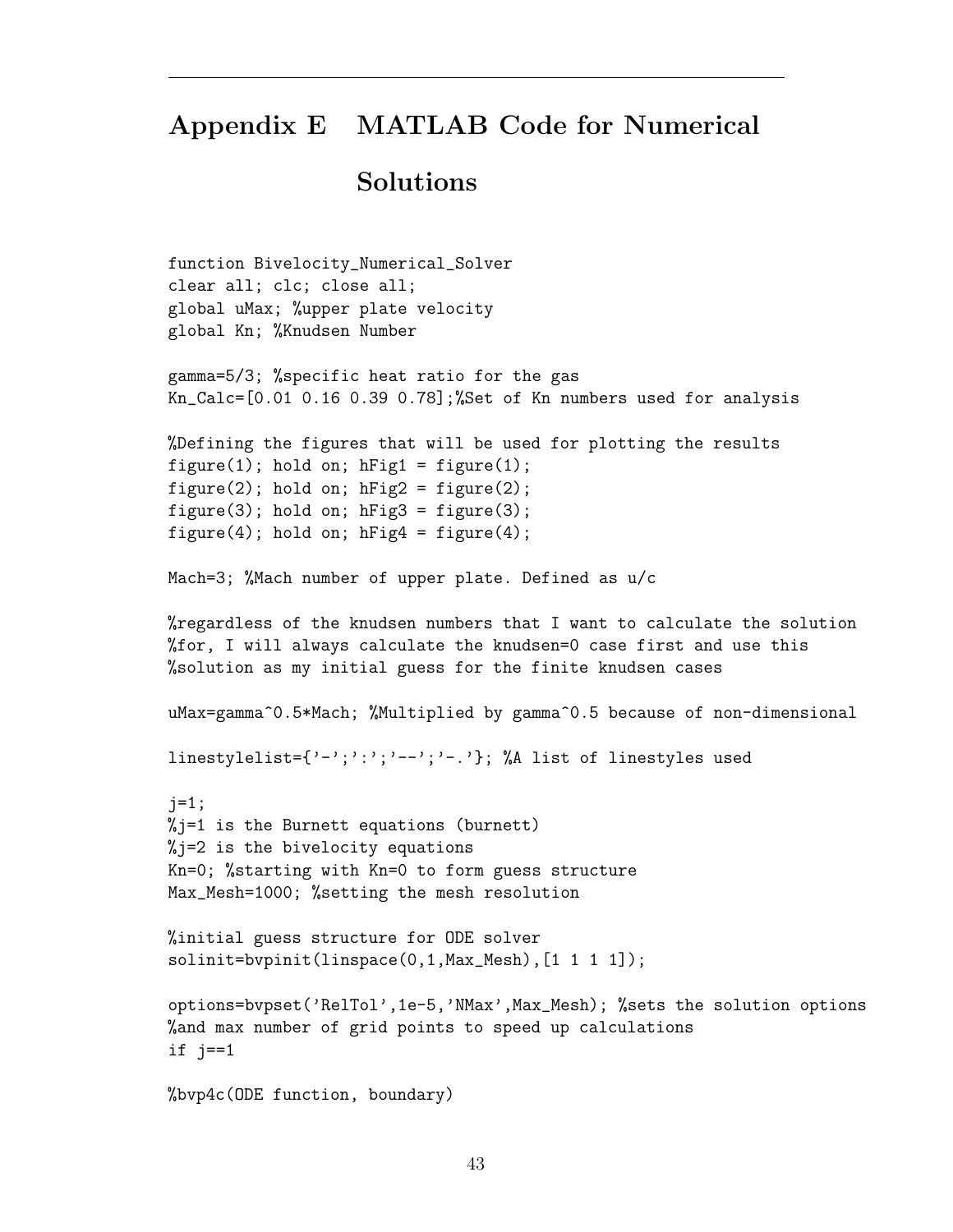# Appendix E MATLAB Code for Numerical Solutions

```
function Bivelocity_Numerical_Solver
clear all; clc; close all;
global uMax; %upper plate velocity
global Kn; %Knudsen Number

gamma=5/3; %specific heat ratio for the gas
Kn_Calc=[0.01 0.16 0.39 0.78];%Set of Kn numbers used for analysis

%Defining the figures that will be used for plotting the results
figure(1); hold on; hFig1 = figure(1);
figure(2); hold on; hFig2 = figure(2);
figure(3); hold on; hFig3 = figure(3);
figure(4); hold on; hFig4 = figure(4);

Mach=3; %Mach number of upper plate. Defined as u/c

%regardless of the knudsen numbers that I want to calculate the solution
%for, I will always calculate the knudsen=0 case first and use this
%solution as my initial guess for the finite knudsen cases

uMax=gamma^0.5*Mach; %Multiplied by gamma^0.5 because of non-dimensional

linestylelist={'-';':';'--';'-.'}; %A list of linestyles used

j=1;
%j=1 is the Burnett equations (burnett)
%j=2 is the bivelocity equations
Kn=0; %starting with Kn=0 to form guess structure
Max_Mesh=1000; %setting the mesh resolution

%initial guess structure for ODE solver
solinit=bvpinit(linspace(0,1,Max_Mesh),[1 1 1 1]);

options=bvpset('RelTol',1e-5,'NMax',Max_Mesh); %sets the solution options
%and max number of grid points to speed up calculations
if j==1

%bvp4c(ODE function, boundary)
```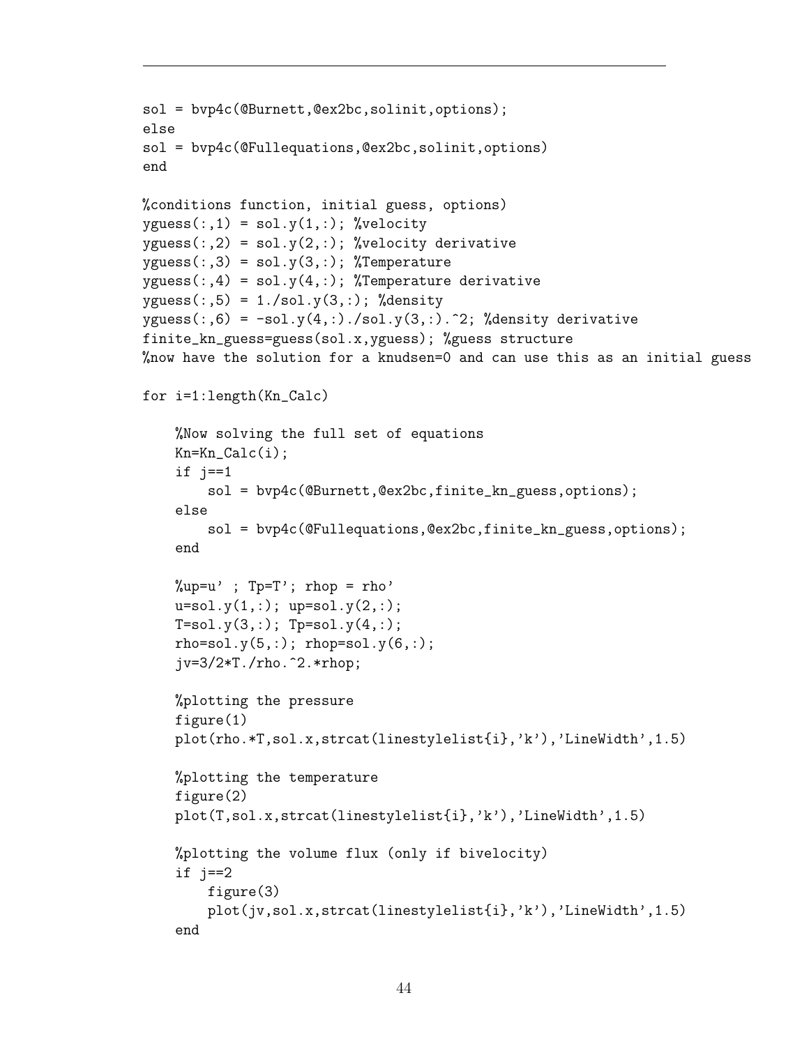```
sol = bvp4c(@Burnett,@ex2bc,solinit,options);
else
sol = bvp4c(@Fullequations,@ex2bc,solinit,options)
end

%conditions function, initial guess, options)
yguess(:,1) = sol.y(1,:); %velocity
yguess(:,2) = sol.y(2,:); %velocity derivative
yguess(:,3) = sol.y(3,:); %Temperature
yguess(:,4) = sol.y(4,:); %Temperature derivative
yguess(:,5) = 1./sol.y(3,:); %density
yguess(:,6) = -sol.y(4,:)./sol.y(3,:).^2; %density derivative
finite_kn_guess=guess(sol.x,yguess); %guess structure
%now have the solution for a knudsen=0 and can use this as an initial guess

for i=1:length(Kn_Calc)

    %Now solving the full set of equations
    Kn=Kn_Calc(i);
    if j==1
        sol = bvp4c(@Burnett,@ex2bc,finite_kn_guess,options);
    else
        sol = bvp4c(@Fullequations,@ex2bc,finite_kn_guess,options);
    end

    %up=u' ; Tp=T'; rhop = rho'
    u=sol.y(1,:); up=sol.y(2,:);
    T=sol.y(3,:); Tp=sol.y(4,:);
    rho=sol.y(5,:); rhop=sol.y(6,:);
    jv=3/2*T./rho.^2.*rhop;

    %plotting the pressure
    figure(1)
    plot(rho.*T,sol.x,strcat(linestylelist{i},'k'),'LineWidth',1.5)

    %plotting the temperature
    figure(2)
    plot(T,sol.x,strcat(linestylelist{i},'k'),'LineWidth',1.5)

    %plotting the volume flux (only if bivelocity)
    if j==2
        figure(3)
        plot(jv,sol.x,strcat(linestylelist{i},'k'),'LineWidth',1.5)
    end
```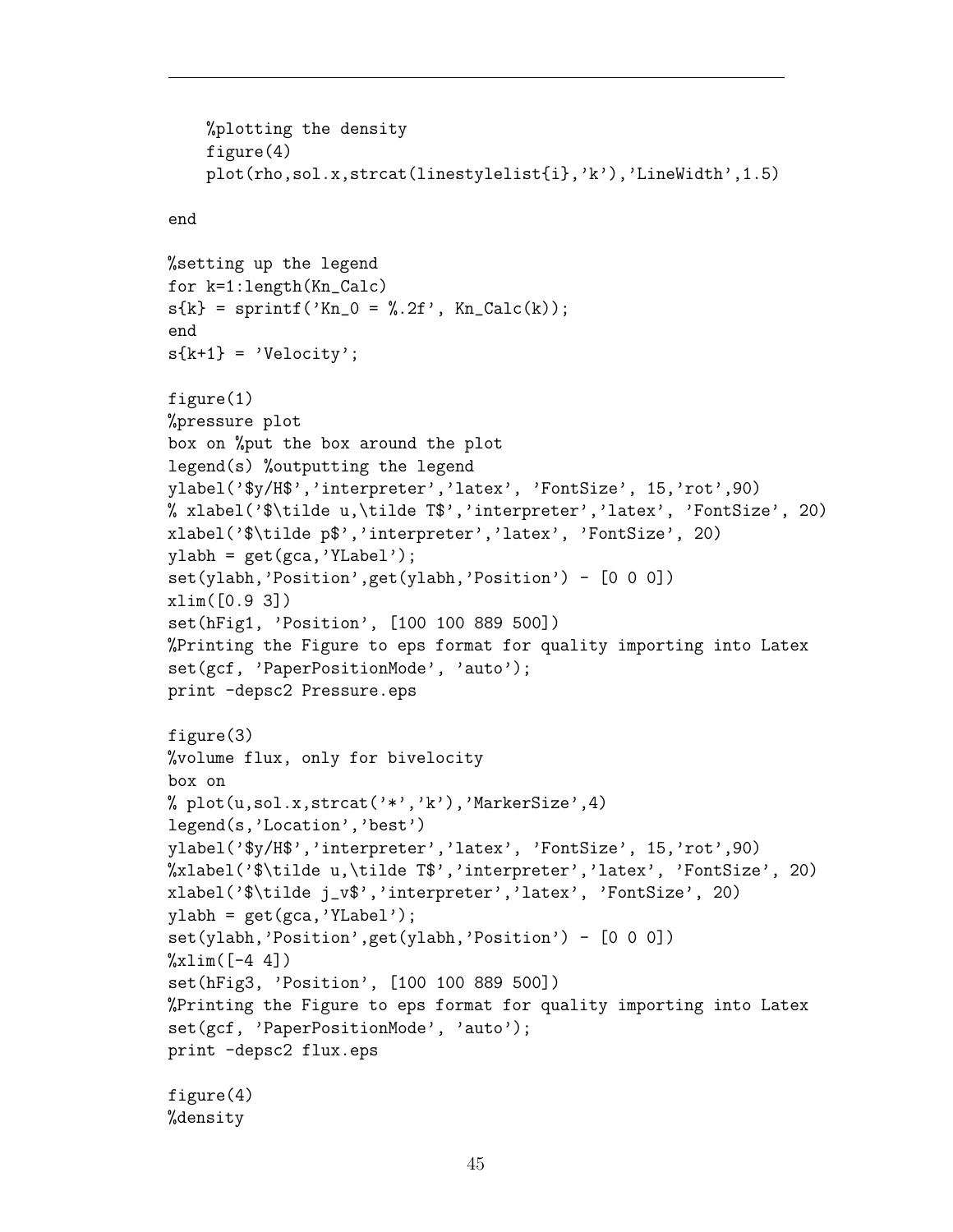```
    %plotting the density
    figure(4)
    plot(rho,sol.x,strcat(linestylelist{i},'k'),'LineWidth',1.5)

end

%setting up the legend
for k=1:length(Kn_Calc)
s{k} = sprintf('Kn_0 = %.2f', Kn_Calc(k));
end
s{k+1} = 'Velocity';

figure(1)
%pressure plot
box on %put the box around the plot
legend(s) %outputting the legend
ylabel('$y/H$','interpreter','latex', 'FontSize', 15,'rot',90)
% xlabel('$\tilde u,\tilde T$','interpreter','latex', 'FontSize', 20)
xlabel('$\tilde p$','interpreter','latex', 'FontSize', 20)
ylabh = get(gca,'YLabel');
set(ylabh,'Position',get(ylabh,'Position') - [0 0 0])
xlim([0.9 3])
set(hFig1, 'Position', [100 100 889 500])
%Printing the Figure to eps format for quality importing into Latex
set(gcf, 'PaperPositionMode', 'auto');
print -depsc2 Pressure.eps

figure(3)
%volume flux, only for bivelocity
box on
% plot(u,sol.x,strcat('*','k'),'MarkerSize',4)
legend(s,'Location','best')
ylabel('$y/H$','interpreter','latex', 'FontSize', 15,'rot',90)
%xlabel('$\tilde u,\tilde T$','interpreter','latex', 'FontSize', 20)
xlabel('$\tilde j_v$','interpreter','latex', 'FontSize', 20)
ylabh = get(gca,'YLabel');
set(ylabh,'Position',get(ylabh,'Position') - [0 0 0])
%xlim([-4 4])
set(hFig3, 'Position', [100 100 889 500])
%Printing the Figure to eps format for quality importing into Latex
set(gcf, 'PaperPositionMode', 'auto');
print -depsc2 flux.eps

figure(4)
%density
```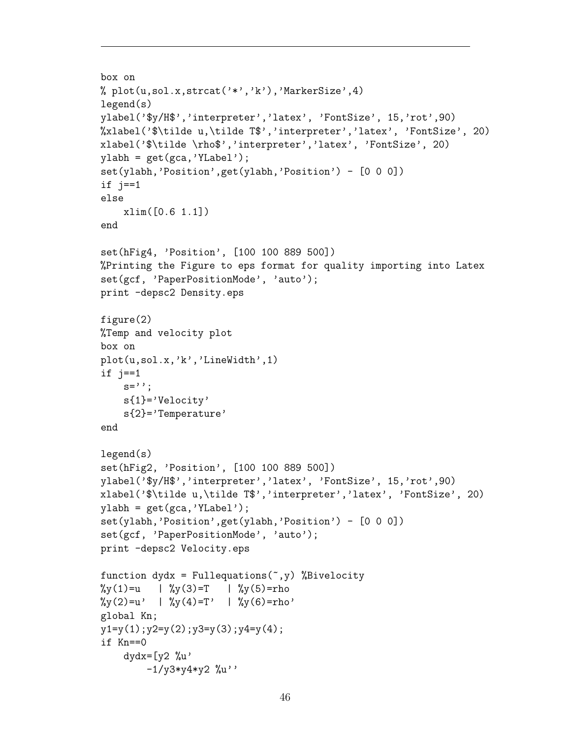```
box on
% plot(u,sol.x,strcat('*','k'),'MarkerSize',4)
legend(s)
ylabel('$y/H$','interpreter','latex', 'FontSize', 15,'rot',90)
%xlabel('$\tilde u,\tilde T$','interpreter','latex', 'FontSize', 20)
xlabel('$\tilde \rho$','interpreter','latex', 'FontSize', 20)
ylabh = get(gca,'YLabel');
set(ylabh,'Position',get(ylabh,'Position') - [0 0 0])
if j==1
else
    xlim([0.6 1.1])
end

set(hFig4, 'Position', [100 100 889 500])
%Printing the Figure to eps format for quality importing into Latex
set(gcf, 'PaperPositionMode', 'auto');
print -depsc2 Density.eps

figure(2)
%Temp and velocity plot
box on
plot(u,sol.x,'k','LineWidth',1)
if j==1
    s='';
    s{1}='Velocity'
    s{2}='Temperature'
end

legend(s)
set(hFig2, 'Position', [100 100 889 500])
ylabel('$y/H$','interpreter','latex', 'FontSize', 15,'rot',90)
xlabel('$\tilde u,\tilde T$','interpreter','latex', 'FontSize', 20)
ylabh = get(gca,'YLabel');
set(ylabh,'Position',get(ylabh,'Position') - [0 0 0])
set(gcf, 'PaperPositionMode', 'auto');
print -depsc2 Velocity.eps

function dydx = Fullequations(~,y) %Bivelocity
%y(1)=u   | %y(3)=T   | %y(5)=rho
%y(2)=u'  | %y(4)=T'  | %y(6)=rho'
global Kn;
y1=y(1);y2=y(2);y3=y(3);y4=y(4);
if Kn==0
    dydx=[y2 %u'
        -1/y3*y4*y2 %u''
```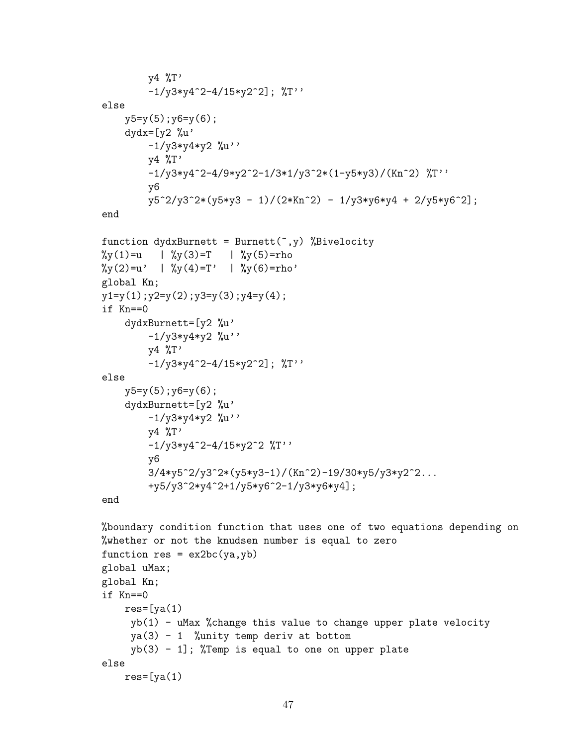```
        y4 %T'
        -1/y3*y4^2-4/15*y2^2]; %T''
else
    y5=y(5);y6=y(6);
    dydx=[y2 %u'
        -1/y3*y4*y2 %u''
        y4 %T'
        -1/y3*y4^2-4/9*y2^2-1/3*1/y3^2*(1-y5*y3)/(Kn^2) %T''
        y6
        y5^2/y3^2*(y5*y3 - 1)/(2*Kn^2) - 1/y3*y6*y4 + 2/y5*y6^2];
end

function dydxBurnett = Burnett(~,y) %Bivelocity
%y(1)=u   | %y(3)=T   | %y(5)=rho
%y(2)=u'  | %y(4)=T'  | %y(6)=rho'
global Kn;
y1=y(1);y2=y(2);y3=y(3);y4=y(4);
if Kn==0
    dydxBurnett=[y2 %u'
        -1/y3*y4*y2 %u''
        y4 %T'
        -1/y3*y4^2-4/15*y2^2]; %T''
else
    y5=y(5);y6=y(6);
    dydxBurnett=[y2 %u'
        -1/y3*y4*y2 %u''
        y4 %T'
        -1/y3*y4^2-4/15*y2^2 %T''
        y6
        3/4*y5^2/y3^2*(y5*y3-1)/(Kn^2)-19/30*y5/y3*y2^2...
        +y5/y3^2*y4^2+1/y5*y6^2-1/y3*y6*y4];
end

%boundary condition function that uses one of two equations depending on
%whether or not the knudsen number is equal to zero
function res = ex2bc(ya,yb)
global uMax;
global Kn;
if Kn==0
    res=[ya(1)
     yb(1) - uMax %change this value to change upper plate velocity
     ya(3) - 1  %unity temp deriv at bottom
     yb(3) - 1]; %Temp is equal to one on upper plate
else
    res=[ya(1)
```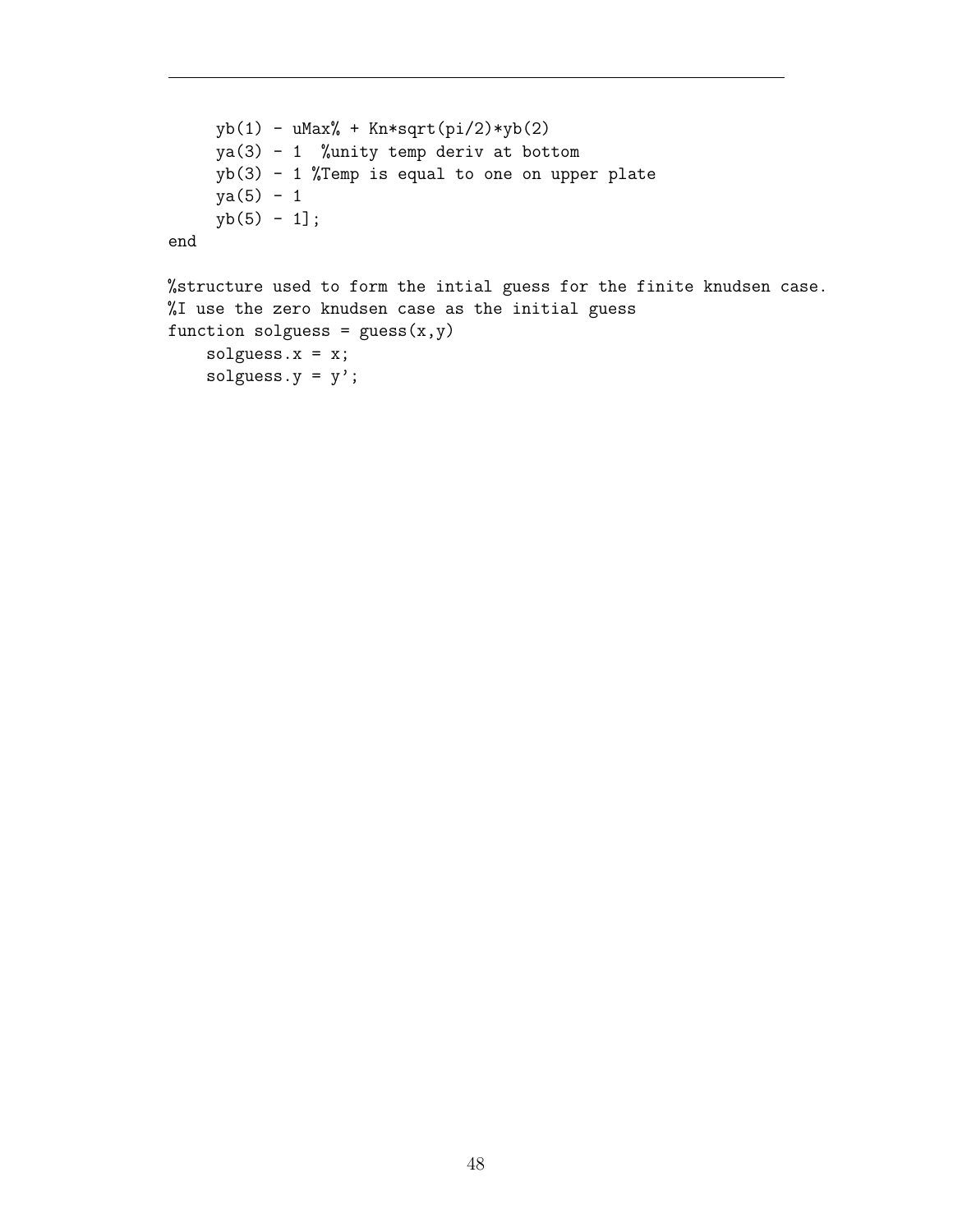```
     yb(1) - uMax% + Kn*sqrt(pi/2)*yb(2)
     ya(3) - 1  %unity temp deriv at bottom
     yb(3) - 1 %Temp is equal to one on upper plate
     ya(5) - 1
     yb(5) - 1];
end

%structure used to form the intial guess for the finite knudsen case.
%I use the zero knudsen case as the initial guess
function solguess = guess(x,y)
    solguess.x = x;
    solguess.y = y';
```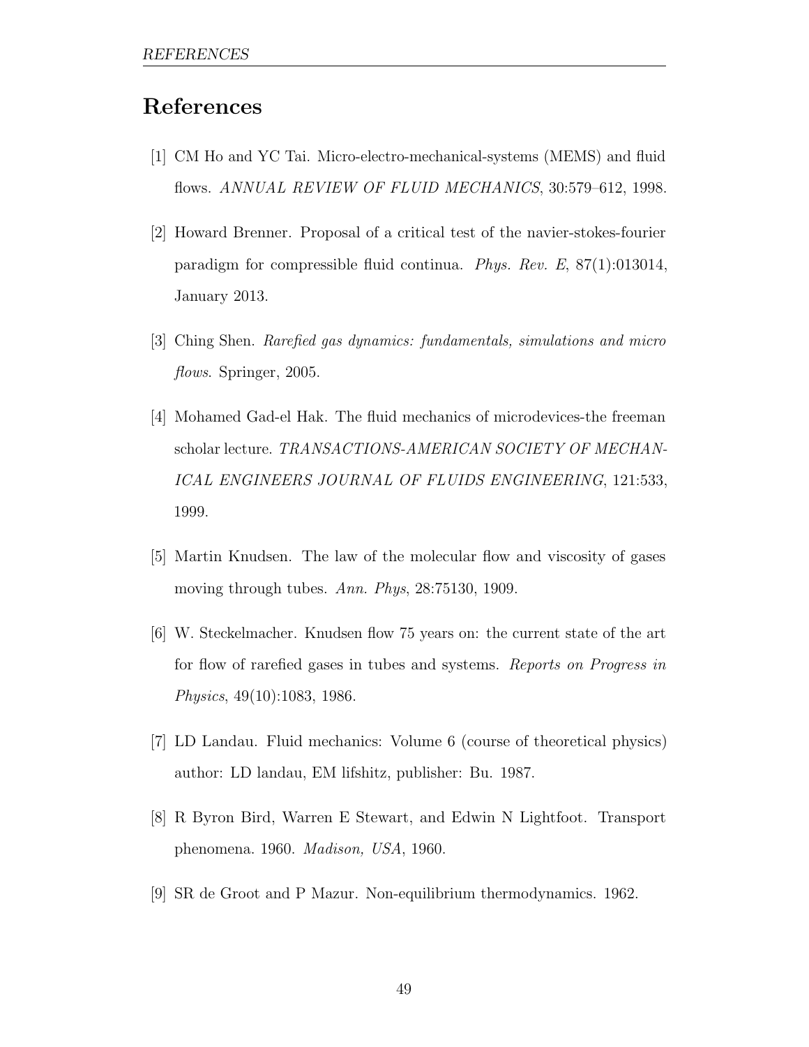# References

[1] CM Ho and YC Tai. Micro-electro-mechanical-systems (MEMS) and fluid flows. *ANNUAL REVIEW OF FLUID MECHANICS*, 30:579–612, 1998.

[2] Howard Brenner. Proposal of a critical test of the navier-stokes-fourier paradigm for compressible fluid continua. *Phys. Rev. E*, 87(1):013014, January 2013.

[3] Ching Shen. *Rarefied gas dynamics: fundamentals, simulations and micro flows*. Springer, 2005.

[4] Mohamed Gad-el Hak. The fluid mechanics of microdevices-the freeman scholar lecture. *TRANSACTIONS-AMERICAN SOCIETY OF MECHANICAL ENGINEERS JOURNAL OF FLUIDS ENGINEERING*, 121:533, 1999.

[5] Martin Knudsen. The law of the molecular flow and viscosity of gases moving through tubes. *Ann. Phys*, 28:75130, 1909.

[6] W. Steckelmacher. Knudsen flow 75 years on: the current state of the art for flow of rarefied gases in tubes and systems. *Reports on Progress in Physics*, 49(10):1083, 1986.

[7] LD Landau. Fluid mechanics: Volume 6 (course of theoretical physics) author: LD landau, EM lifshitz, publisher: Bu. 1987.

[8] R Byron Bird, Warren E Stewart, and Edwin N Lightfoot. Transport phenomena. 1960. *Madison, USA*, 1960.

[9] SR de Groot and P Mazur. Non-equilibrium thermodynamics. 1962.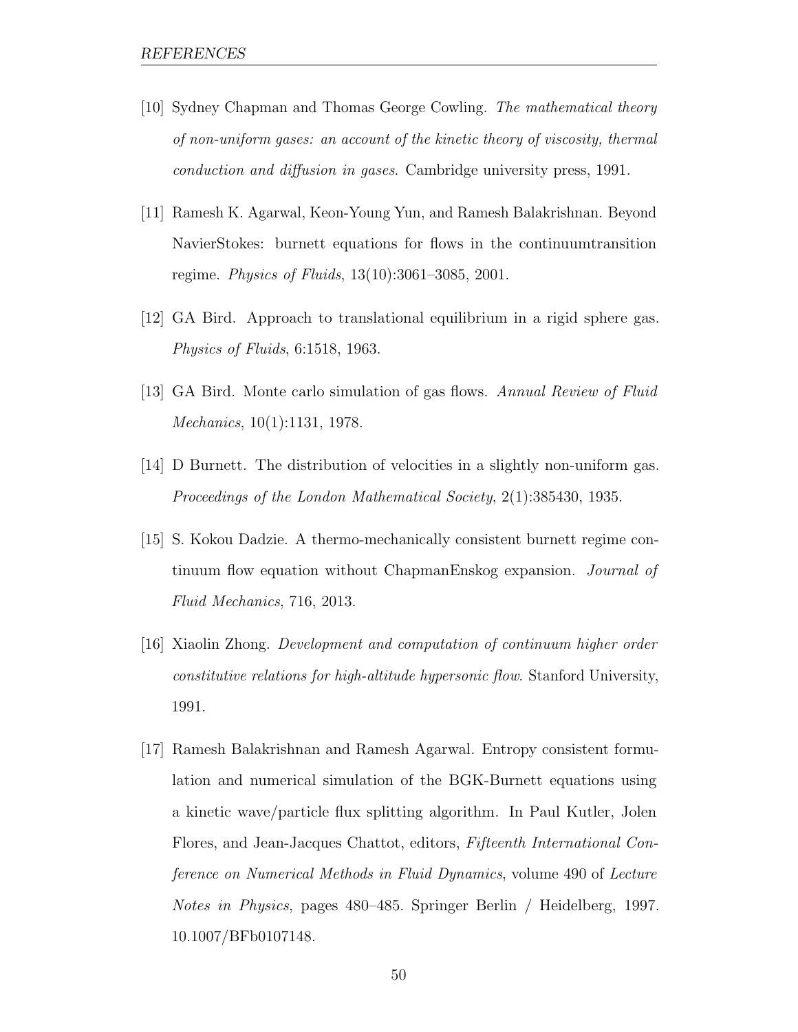[10] Sydney Chapman and Thomas George Cowling. *The mathematical theory of non-uniform gases: an account of the kinetic theory of viscosity, thermal conduction and diffusion in gases*. Cambridge university press, 1991.

[11] Ramesh K. Agarwal, Keon-Young Yun, and Ramesh Balakrishnan. Beyond NavierStokes: burnett equations for flows in the continuumtransition regime. *Physics of Fluids*, 13(10):3061–3085, 2001.

[12] GA Bird. Approach to translational equilibrium in a rigid sphere gas. *Physics of Fluids*, 6:1518, 1963.

[13] GA Bird. Monte carlo simulation of gas flows. *Annual Review of Fluid Mechanics*, 10(1):1131, 1978.

[14] D Burnett. The distribution of velocities in a slightly non-uniform gas. *Proceedings of the London Mathematical Society*, 2(1):385430, 1935.

[15] S. Kokou Dadzie. A thermo-mechanically consistent burnett regime continuum flow equation without ChapmanEnskog expansion. *Journal of Fluid Mechanics*, 716, 2013.

[16] Xiaolin Zhong. *Development and computation of continuum higher order constitutive relations for high-altitude hypersonic flow*. Stanford University, 1991.

[17] Ramesh Balakrishnan and Ramesh Agarwal. Entropy consistent formulation and numerical simulation of the BGK-Burnett equations using a kinetic wave/particle flux splitting algorithm. In Paul Kutler, Jolen Flores, and Jean-Jacques Chattot, editors, *Fifteenth International Conference on Numerical Methods in Fluid Dynamics*, volume 490 of *Lecture Notes in Physics*, pages 480–485. Springer Berlin / Heidelberg, 1997. 10.1007/BFb0107148.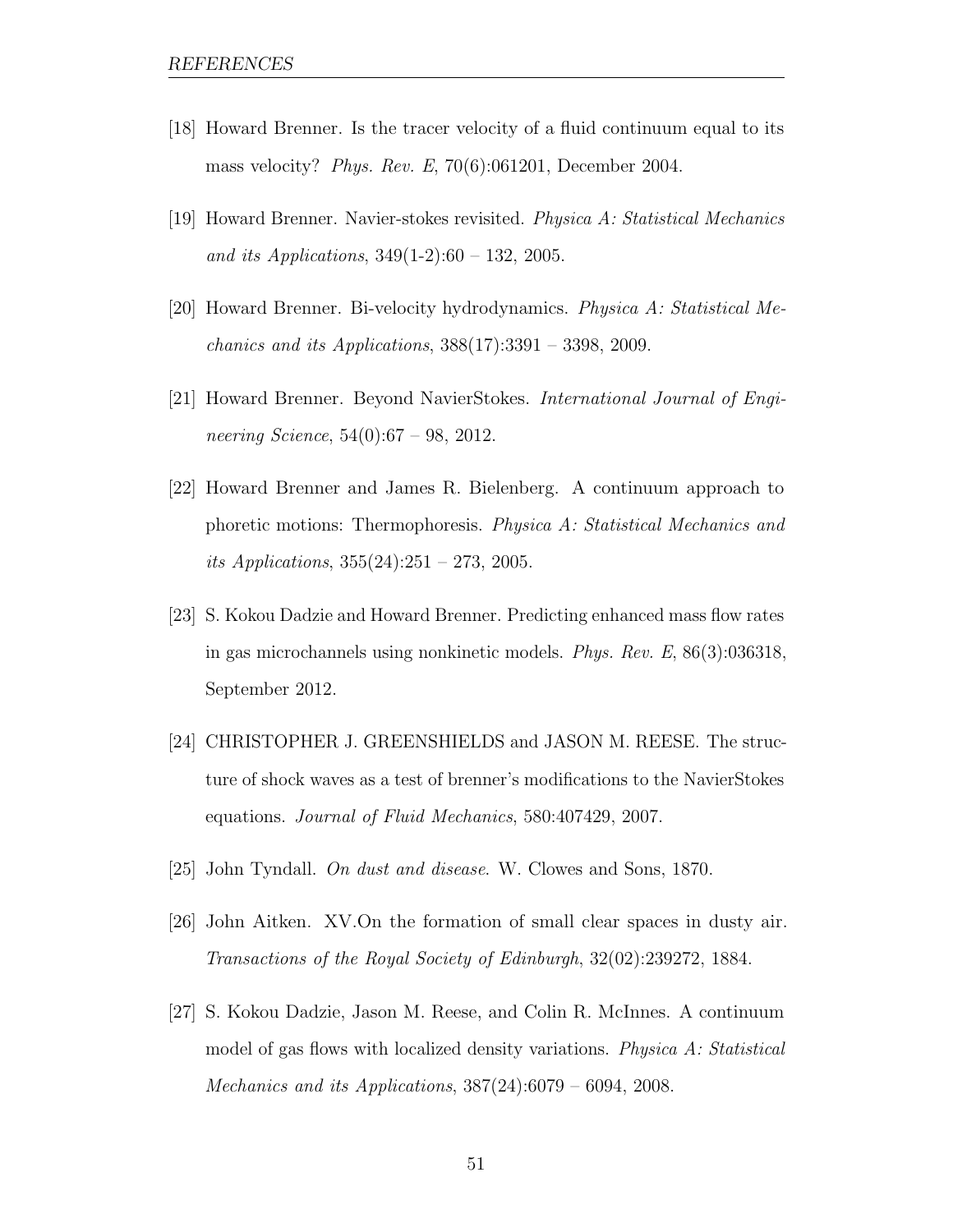[18] Howard Brenner. Is the tracer velocity of a fluid continuum equal to its mass velocity? *Phys. Rev. E*, 70(6):061201, December 2004.

[19] Howard Brenner. Navier-stokes revisited. *Physica A: Statistical Mechanics and its Applications*, 349(1-2):60 – 132, 2005.

[20] Howard Brenner. Bi-velocity hydrodynamics. *Physica A: Statistical Mechanics and its Applications*, 388(17):3391 – 3398, 2009.

[21] Howard Brenner. Beyond NavierStokes. *International Journal of Engineering Science*, 54(0):67 – 98, 2012.

[22] Howard Brenner and James R. Bielenberg. A continuum approach to phoretic motions: Thermophoresis. *Physica A: Statistical Mechanics and its Applications*, 355(24):251 – 273, 2005.

[23] S. Kokou Dadzie and Howard Brenner. Predicting enhanced mass flow rates in gas microchannels using nonkinetic models. *Phys. Rev. E*, 86(3):036318, September 2012.

[24] CHRISTOPHER J. GREENSHIELDS and JASON M. REESE. The structure of shock waves as a test of brenner's modifications to the NavierStokes equations. *Journal of Fluid Mechanics*, 580:407429, 2007.

[25] John Tyndall. *On dust and disease*. W. Clowes and Sons, 1870.

[26] John Aitken. XV.On the formation of small clear spaces in dusty air. *Transactions of the Royal Society of Edinburgh*, 32(02):239272, 1884.

[27] S. Kokou Dadzie, Jason M. Reese, and Colin R. McInnes. A continuum model of gas flows with localized density variations. *Physica A: Statistical Mechanics and its Applications*, 387(24):6079 – 6094, 2008.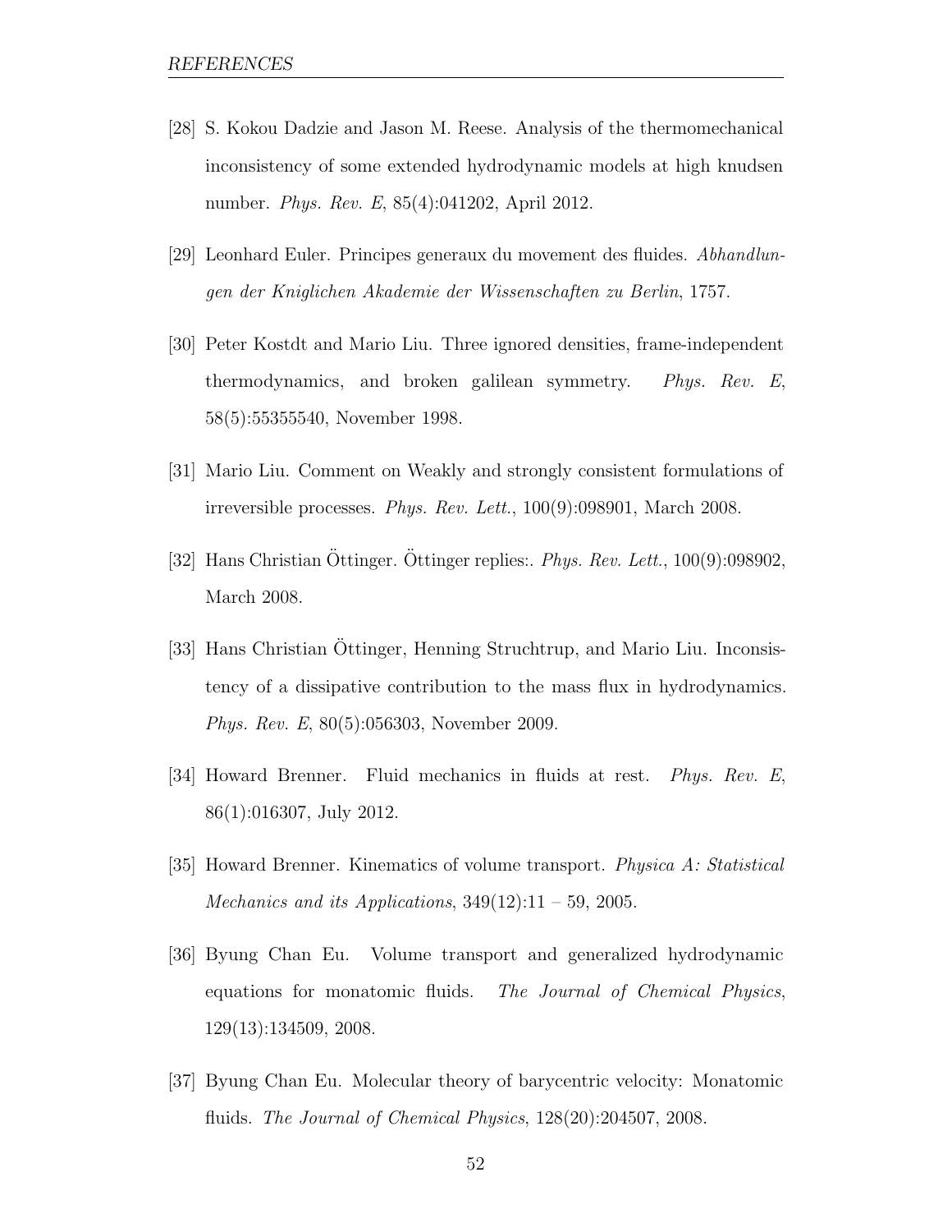[28] S. Kokou Dadzie and Jason M. Reese. Analysis of the thermomechanical inconsistency of some extended hydrodynamic models at high knudsen number. *Phys. Rev. E*, 85(4):041202, April 2012.

[29] Leonhard Euler. Principes generaux du movement des fluides. *Abhandlungen der Kniglichen Akademie der Wissenschaften zu Berlin*, 1757.

[30] Peter Kostdt and Mario Liu. Three ignored densities, frame-independent thermodynamics, and broken galilean symmetry. *Phys. Rev. E*, 58(5):55355540, November 1998.

[31] Mario Liu. Comment on Weakly and strongly consistent formulations of irreversible processes. *Phys. Rev. Lett.*, 100(9):098901, March 2008.

[32] Hans Christian Öttinger. Öttinger replies:. *Phys. Rev. Lett.*, 100(9):098902, March 2008.

[33] Hans Christian Öttinger, Henning Struchtrup, and Mario Liu. Inconsistency of a dissipative contribution to the mass flux in hydrodynamics. *Phys. Rev. E*, 80(5):056303, November 2009.

[34] Howard Brenner. Fluid mechanics in fluids at rest. *Phys. Rev. E*, 86(1):016307, July 2012.

[35] Howard Brenner. Kinematics of volume transport. *Physica A: Statistical Mechanics and its Applications*, 349(12):11 – 59, 2005.

[36] Byung Chan Eu. Volume transport and generalized hydrodynamic equations for monatomic fluids. *The Journal of Chemical Physics*, 129(13):134509, 2008.

[37] Byung Chan Eu. Molecular theory of barycentric velocity: Monatomic fluids. *The Journal of Chemical Physics*, 128(20):204507, 2008.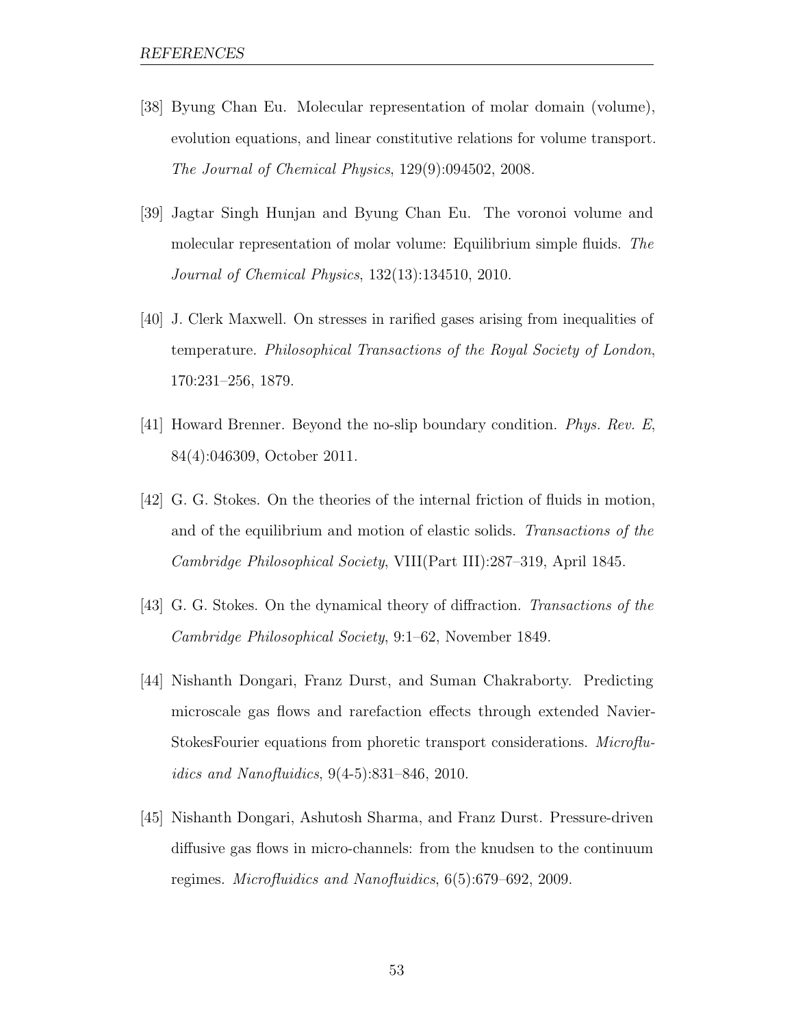[38] Byung Chan Eu. Molecular representation of molar domain (volume), evolution equations, and linear constitutive relations for volume transport. *The Journal of Chemical Physics*, 129(9):094502, 2008.

[39] Jagtar Singh Hunjan and Byung Chan Eu. The voronoi volume and molecular representation of molar volume: Equilibrium simple fluids. *The Journal of Chemical Physics*, 132(13):134510, 2010.

[40] J. Clerk Maxwell. On stresses in rarified gases arising from inequalities of temperature. *Philosophical Transactions of the Royal Society of London*, 170:231–256, 1879.

[41] Howard Brenner. Beyond the no-slip boundary condition. *Phys. Rev. E*, 84(4):046309, October 2011.

[42] G. G. Stokes. On the theories of the internal friction of fluids in motion, and of the equilibrium and motion of elastic solids. *Transactions of the Cambridge Philosophical Society*, VIII(Part III):287–319, April 1845.

[43] G. G. Stokes. On the dynamical theory of diffraction. *Transactions of the Cambridge Philosophical Society*, 9:1–62, November 1849.

[44] Nishanth Dongari, Franz Durst, and Suman Chakraborty. Predicting microscale gas flows and rarefaction effects through extended Navier-StokesFourier equations from phoretic transport considerations. *Microfluidics and Nanofluidics*, 9(4-5):831–846, 2010.

[45] Nishanth Dongari, Ashutosh Sharma, and Franz Durst. Pressure-driven diffusive gas flows in micro-channels: from the knudsen to the continuum regimes. *Microfluidics and Nanofluidics*, 6(5):679–692, 2009.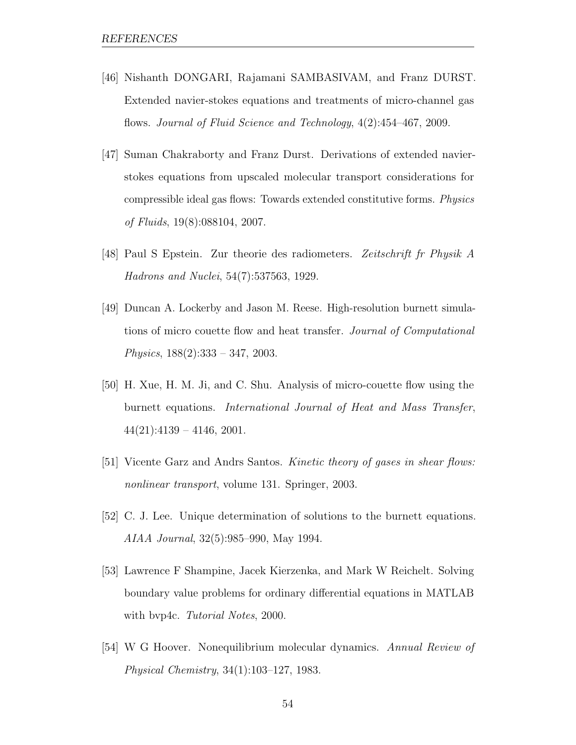[46] Nishanth DONGARI, Rajamani SAMBASIVAM, and Franz DURST. Extended navier-stokes equations and treatments of micro-channel gas flows. *Journal of Fluid Science and Technology*, 4(2):454–467, 2009.

[47] Suman Chakraborty and Franz Durst. Derivations of extended navier-stokes equations from upscaled molecular transport considerations for compressible ideal gas flows: Towards extended constitutive forms. *Physics of Fluids*, 19(8):088104, 2007.

[48] Paul S Epstein. Zur theorie des radiometers. *Zeitschrift fr Physik A Hadrons and Nuclei*, 54(7):537563, 1929.

[49] Duncan A. Lockerby and Jason M. Reese. High-resolution burnett simulations of micro couette flow and heat transfer. *Journal of Computational Physics*, 188(2):333 – 347, 2003.

[50] H. Xue, H. M. Ji, and C. Shu. Analysis of micro-couette flow using the burnett equations. *International Journal of Heat and Mass Transfer*, 44(21):4139 – 4146, 2001.

[51] Vicente Garz and Andrs Santos. *Kinetic theory of gases in shear flows: nonlinear transport*, volume 131. Springer, 2003.

[52] C. J. Lee. Unique determination of solutions to the burnett equations. *AIAA Journal*, 32(5):985–990, May 1994.

[53] Lawrence F Shampine, Jacek Kierzenka, and Mark W Reichelt. Solving boundary value problems for ordinary differential equations in MATLAB with bvp4c. *Tutorial Notes*, 2000.

[54] W G Hoover. Nonequilibrium molecular dynamics. *Annual Review of Physical Chemistry*, 34(1):103–127, 1983.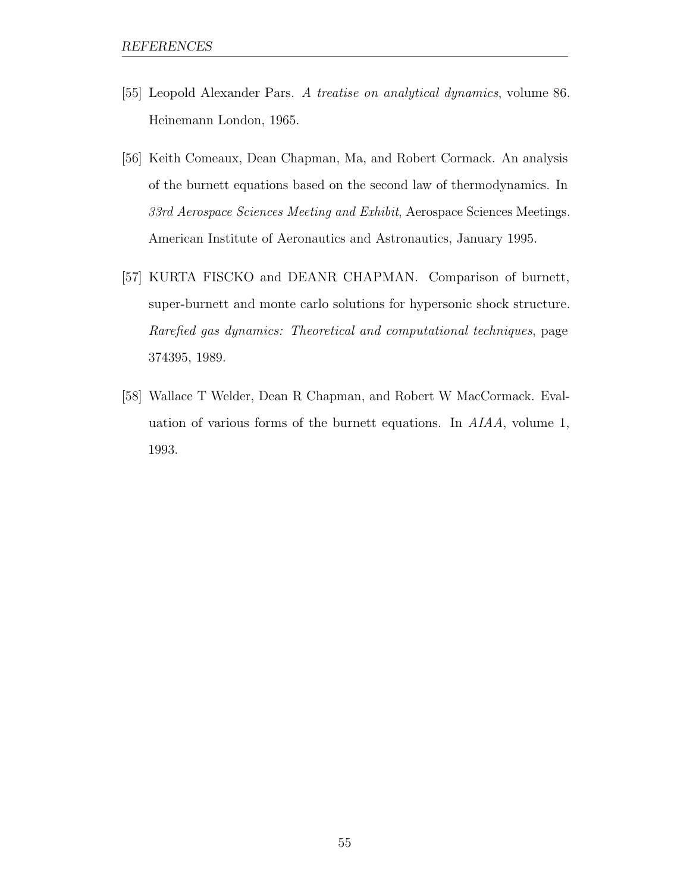[55] Leopold Alexander Pars. *A treatise on analytical dynamics*, volume 86. Heinemann London, 1965.

[56] Keith Comeaux, Dean Chapman, Ma, and Robert Cormack. An analysis of the burnett equations based on the second law of thermodynamics. In *33rd Aerospace Sciences Meeting and Exhibit*, Aerospace Sciences Meetings. American Institute of Aeronautics and Astronautics, January 1995.

[57] KURTA FISCKO and DEANR CHAPMAN. Comparison of burnett, super-burnett and monte carlo solutions for hypersonic shock structure. *Rarefied gas dynamics: Theoretical and computational techniques*, page 374395, 1989.

[58] Wallace T Welder, Dean R Chapman, and Robert W MacCormack. Evaluation of various forms of the burnett equations. In *AIAA*, volume 1, 1993.